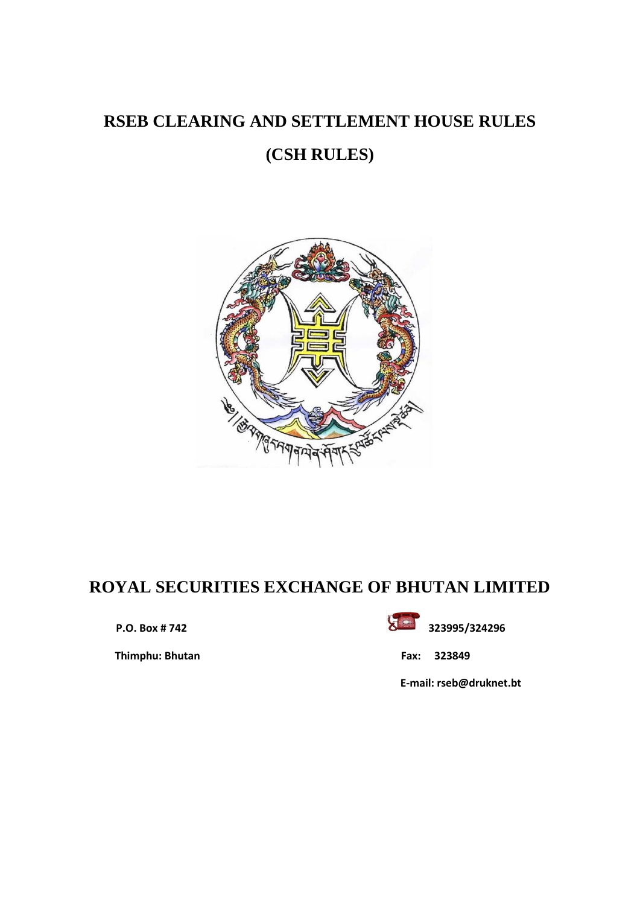# RSEB CLEARING AND SETTLEMENT HOUSE RULES

# (CSH RULES)

## ROYAL SECURITIES EXCHANGE OF BHUTAN LIMITED

P.O. Box # 742

Thimphu: Bhutan

323995/324296

Fax: 323849

E-mail: rseb@druknet.bt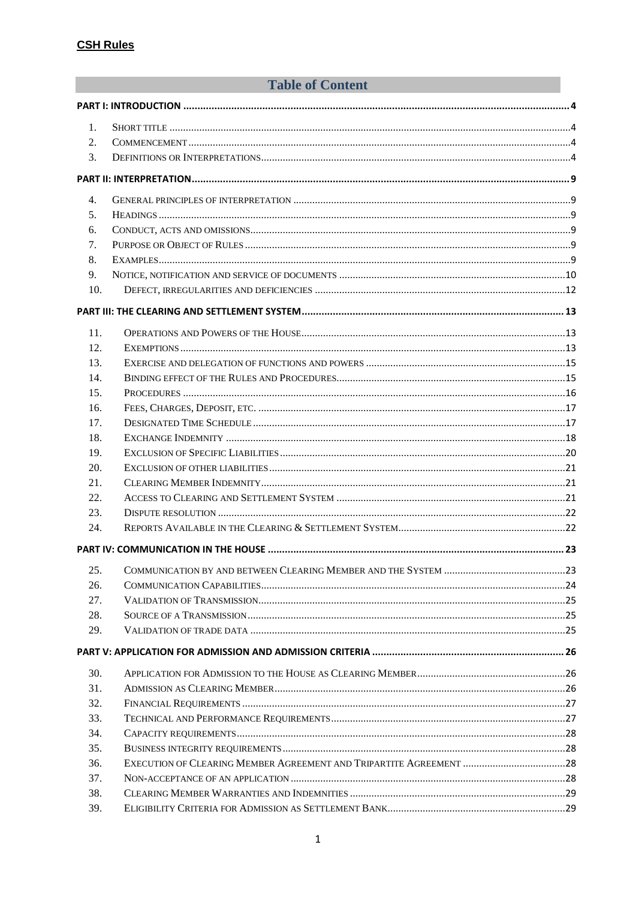# Table of Content

**PART I: INTRODUCTION** .......... 4

1. Short title .......... 4
2. Commencement .......... 4
3. Definitions or Interpretations .......... 4

**PART II: INTERPRETATION** .......... 9

4. General principles of interpretation .......... 9
5. Headings .......... 9
6. Conduct, acts and omissions .......... 9
7. Purpose or Object of Rules .......... 9
8. Examples .......... 9
9. Notice, notification and service of documents .......... 10
10. Defect, irregularities and deficiencies .......... 12

**PART III: THE CLEARING AND SETTLEMENT SYSTEM** .......... 13

11. Operations and Powers of the House .......... 13
12. Exemptions .......... 13
13. Exercise and delegation of functions and powers .......... 15
14. Binding effect of the Rules and Procedures .......... 15
15. Procedures .......... 16
16. Fees, Charges, Deposit, etc. .......... 17
17. Designated Time Schedule .......... 17
18. Exchange Indemnity .......... 18
19. Exclusion of Specific Liabilities .......... 20
20. Exclusion of other liabilities .......... 21
21. Clearing Member Indemnity .......... 21
22. Access to Clearing and Settlement System .......... 21
23. Dispute resolution .......... 22
24. Reports Available in the Clearing & Settlement System .......... 22

**PART IV: COMMUNICATION IN THE HOUSE** .......... 23

25. Communication by and between Clearing Member and the System .......... 23
26. Communication Capabilities .......... 24
27. Validation of Transmission .......... 25
28. Source of a Transmission .......... 25
29. Validation of trade data .......... 25

**PART V: APPLICATION FOR ADMISSION AND ADMISSION CRITERIA** .......... 26

30. Application for Admission to the House as Clearing Member .......... 26
31. Admission as Clearing Member .......... 26
32. Financial Requirements .......... 27
33. Technical and Performance Requirements .......... 27
34. Capacity requirements .......... 28
35. Business integrity requirements .......... 28
36. Execution of Clearing Member Agreement and Tripartite Agreement .......... 28
37. Non-acceptance of an application .......... 28
38. Clearing Member Warranties and Indemnities .......... 29
39. Eligibility Criteria for Admission as Settlement Bank .......... 29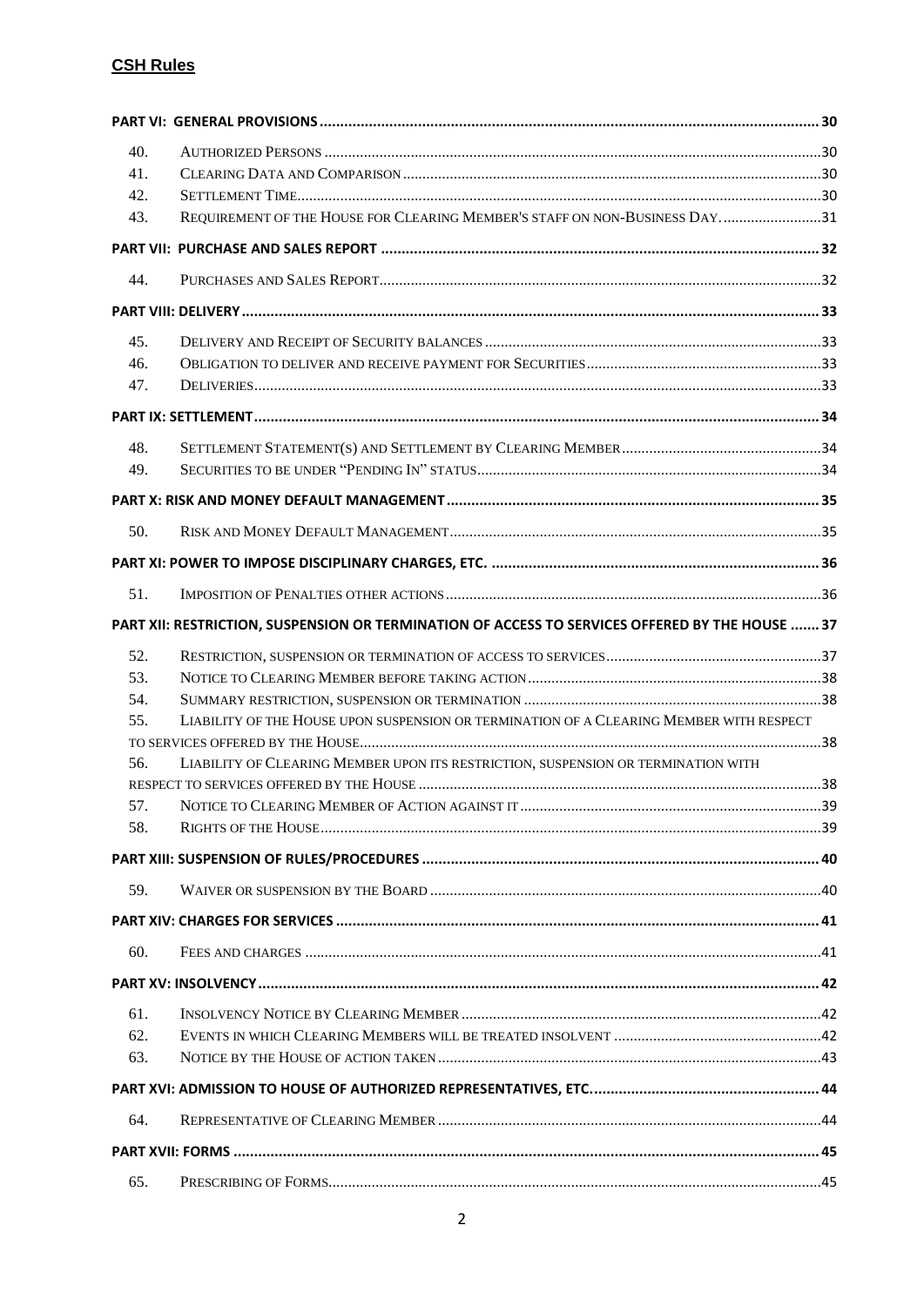| | | |
|---|---|---|
| **PART VI: GENERAL PROVISIONS** | | **30** |
| 40. | AUTHORIZED PERSONS | 30 |
| 41. | CLEARING DATA AND COMPARISON | 30 |
| 42. | SETTLEMENT TIME | 30 |
| 43. | REQUIREMENT OF THE HOUSE FOR CLEARING MEMBER'S STAFF ON NON-BUSINESS DAY. | 31 |
| **PART VII: PURCHASE AND SALES REPORT** | | **32** |
| 44. | PURCHASES AND SALES REPORT | 32 |
| **PART VIII: DELIVERY** | | **33** |
| 45. | DELIVERY AND RECEIPT OF SECURITY BALANCES | 33 |
| 46. | OBLIGATION TO DELIVER AND RECEIVE PAYMENT FOR SECURITIES | 33 |
| 47. | DELIVERIES | 33 |
| **PART IX: SETTLEMENT** | | **34** |
| 48. | SETTLEMENT STATEMENT(S) AND SETTLEMENT BY CLEARING MEMBER | 34 |
| 49. | SECURITIES TO BE UNDER "PENDING IN" STATUS | 34 |
| **PART X: RISK AND MONEY DEFAULT MANAGEMENT** | | **35** |
| 50. | RISK AND MONEY DEFAULT MANAGEMENT | 35 |
| **PART XI: POWER TO IMPOSE DISCIPLINARY CHARGES, ETC.** | | **36** |
| 51. | IMPOSITION OF PENALTIES OTHER ACTIONS | 36 |
| **PART XII: RESTRICTION, SUSPENSION OR TERMINATION OF ACCESS TO SERVICES OFFERED BY THE HOUSE** | | **37** |
| 52. | RESTRICTION, SUSPENSION OR TERMINATION OF ACCESS TO SERVICES | 37 |
| 53. | NOTICE TO CLEARING MEMBER BEFORE TAKING ACTION | 38 |
| 54. | SUMMARY RESTRICTION, SUSPENSION OR TERMINATION | 38 |
| 55. | LIABILITY OF THE HOUSE UPON SUSPENSION OR TERMINATION OF A CLEARING MEMBER WITH RESPECT TO SERVICES OFFERED BY THE HOUSE | 38 |
| 56. | LIABILITY OF CLEARING MEMBER UPON ITS RESTRICTION, SUSPENSION OR TERMINATION WITH RESPECT TO SERVICES OFFERED BY THE HOUSE | 38 |
| 57. | NOTICE TO CLEARING MEMBER OF ACTION AGAINST IT | 39 |
| 58. | RIGHTS OF THE HOUSE | 39 |
| **PART XIII: SUSPENSION OF RULES/PROCEDURES** | | **40** |
| 59. | WAIVER OR SUSPENSION BY THE BOARD | 40 |
| **PART XIV: CHARGES FOR SERVICES** | | **41** |
| 60. | FEES AND CHARGES | 41 |
| **PART XV: INSOLVENCY** | | **42** |
| 61. | INSOLVENCY NOTICE BY CLEARING MEMBER | 42 |
| 62. | EVENTS IN WHICH CLEARING MEMBERS WILL BE TREATED INSOLVENT | 42 |
| 63. | NOTICE BY THE HOUSE OF ACTION TAKEN | 43 |
| **PART XVI: ADMISSION TO HOUSE OF AUTHORIZED REPRESENTATIVES, ETC.** | | **44** |
| 64. | REPRESENTATIVE OF CLEARING MEMBER | 44 |
| **PART XVII: FORMS** | | **45** |
| 65. | PRESCRIBING OF FORMS | 45 |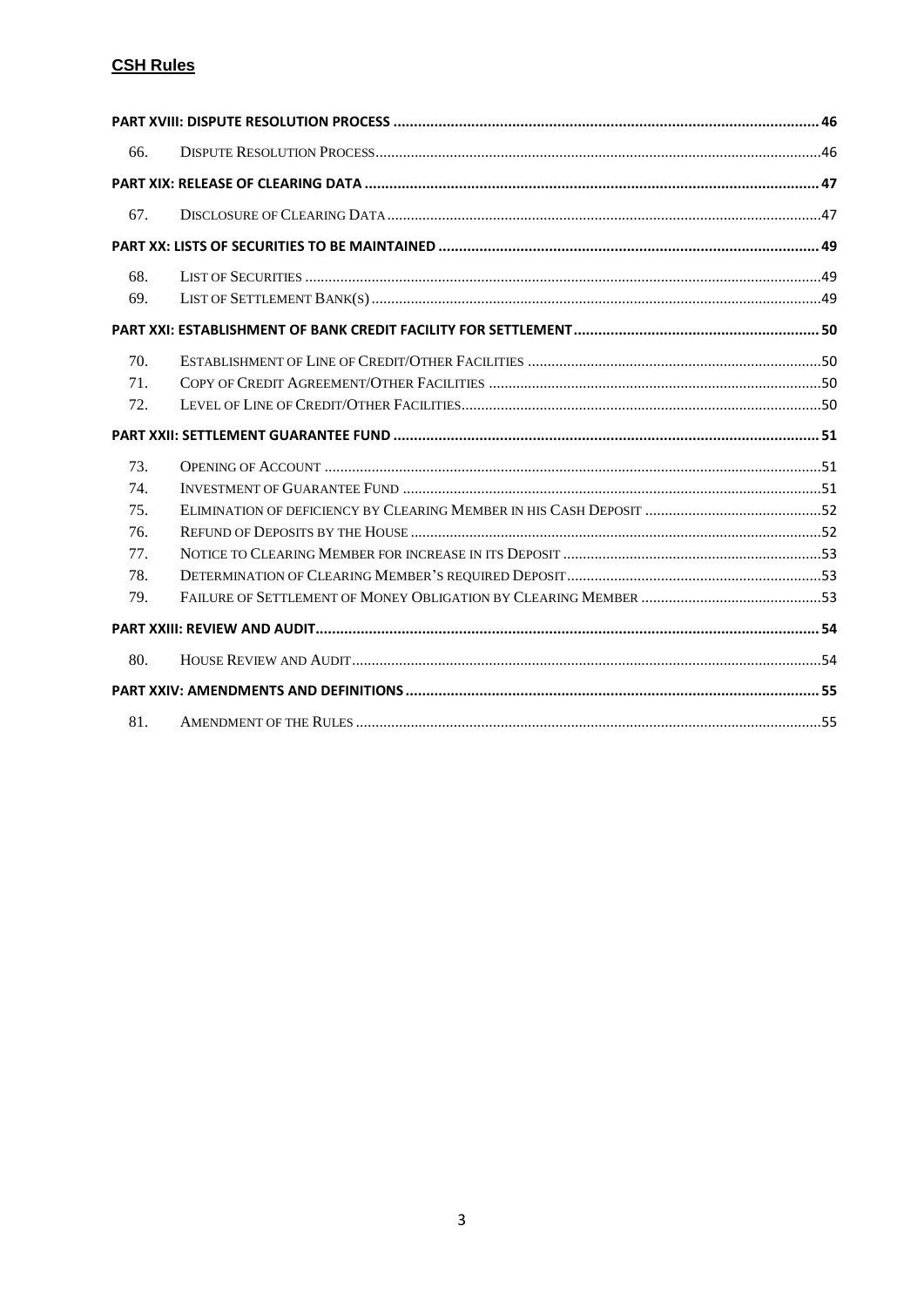| | | |
|---|---|---|
| **PART XVIII: DISPUTE RESOLUTION PROCESS** | | **46** |
| 66. | DISPUTE RESOLUTION PROCESS | 46 |
| **PART XIX: RELEASE OF CLEARING DATA** | | **47** |
| 67. | DISCLOSURE OF CLEARING DATA | 47 |
| **PART XX: LISTS OF SECURITIES TO BE MAINTAINED** | | **49** |
| 68. | LIST OF SECURITIES | 49 |
| 69. | LIST OF SETTLEMENT BANK(S) | 49 |
| **PART XXI: ESTABLISHMENT OF BANK CREDIT FACILITY FOR SETTLEMENT** | | **50** |
| 70. | ESTABLISHMENT OF LINE OF CREDIT/OTHER FACILITIES | 50 |
| 71. | COPY OF CREDIT AGREEMENT/OTHER FACILITIES | 50 |
| 72. | LEVEL OF LINE OF CREDIT/OTHER FACILITIES | 50 |
| **PART XXII: SETTLEMENT GUARANTEE FUND** | | **51** |
| 73. | OPENING OF ACCOUNT | 51 |
| 74. | INVESTMENT OF GUARANTEE FUND | 51 |
| 75. | ELIMINATION OF DEFICIENCY BY CLEARING MEMBER IN HIS CASH DEPOSIT | 52 |
| 76. | REFUND OF DEPOSITS BY THE HOUSE | 52 |
| 77. | NOTICE TO CLEARING MEMBER FOR INCREASE IN ITS DEPOSIT | 53 |
| 78. | DETERMINATION OF CLEARING MEMBER'S REQUIRED DEPOSIT | 53 |
| 79. | FAILURE OF SETTLEMENT OF MONEY OBLIGATION BY CLEARING MEMBER | 53 |
| **PART XXIII: REVIEW AND AUDIT** | | **54** |
| 80. | HOUSE REVIEW AND AUDIT | 54 |
| **PART XXIV: AMENDMENTS AND DEFINITIONS** | | **55** |
| 81. | AMENDMENT OF THE RULES | 55 |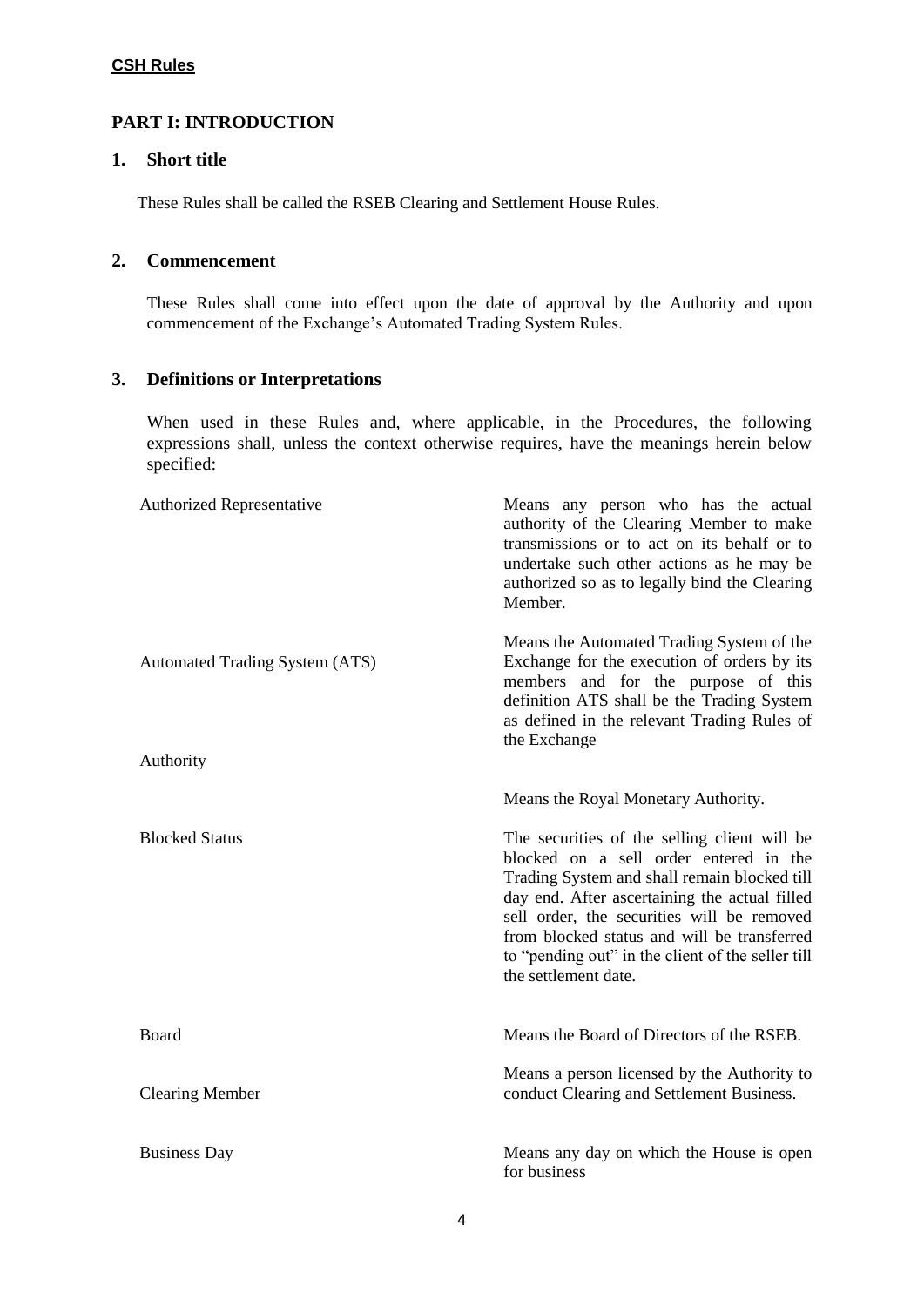## PART I: INTRODUCTION

### 1. Short title

These Rules shall be called the RSEB Clearing and Settlement House Rules.

### 2. Commencement

These Rules shall come into effect upon the date of approval by the Authority and upon commencement of the Exchange's Automated Trading System Rules.

### 3. Definitions or Interpretations

When used in these Rules and, where applicable, in the Procedures, the following expressions shall, unless the context otherwise requires, have the meanings herein below specified:

| | |
|---|---|
| Authorized Representative | Means any person who has the actual authority of the Clearing Member to make transmissions or to act on its behalf or to undertake such other actions as he may be authorized so as to legally bind the Clearing Member. |
| Automated Trading System (ATS) | Means the Automated Trading System of the Exchange for the execution of orders by its members and for the purpose of this definition ATS shall be the Trading System as defined in the relevant Trading Rules of the Exchange |
| Authority | Means the Royal Monetary Authority. |
| Blocked Status | The securities of the selling client will be blocked on a sell order entered in the Trading System and shall remain blocked till day end. After ascertaining the actual filled sell order, the securities will be removed from blocked status and will be transferred to "pending out" in the client of the seller till the settlement date. |
| Board | Means the Board of Directors of the RSEB. |
| Clearing Member | Means a person licensed by the Authority to conduct Clearing and Settlement Business. |
| Business Day | Means any day on which the House is open for business |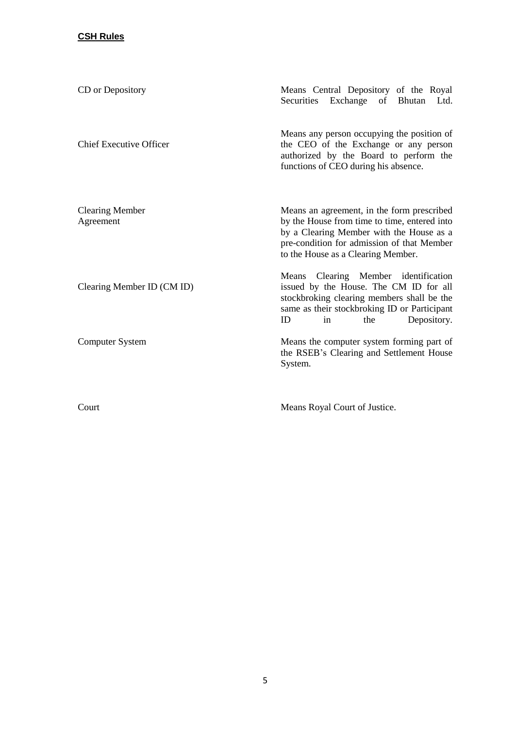| | |
|---|---|
| CD or Depository | Means Central Depository of the Royal Securities Exchange of Bhutan Ltd. |
| Chief Executive Officer | Means any person occupying the position of the CEO of the Exchange or any person authorized by the Board to perform the functions of CEO during his absence. |
| Clearing Member Agreement | Means an agreement, in the form prescribed by the House from time to time, entered into by a Clearing Member with the House as a pre-condition for admission of that Member to the House as a Clearing Member. |
| Clearing Member ID (CM ID) | Means Clearing Member identification issued by the House. The CM ID for all stockbroking clearing members shall be the same as their stockbroking ID or Participant ID in the Depository. |
| Computer System | Means the computer system forming part of the RSEB's Clearing and Settlement House System. |
| Court | Means Royal Court of Justice. |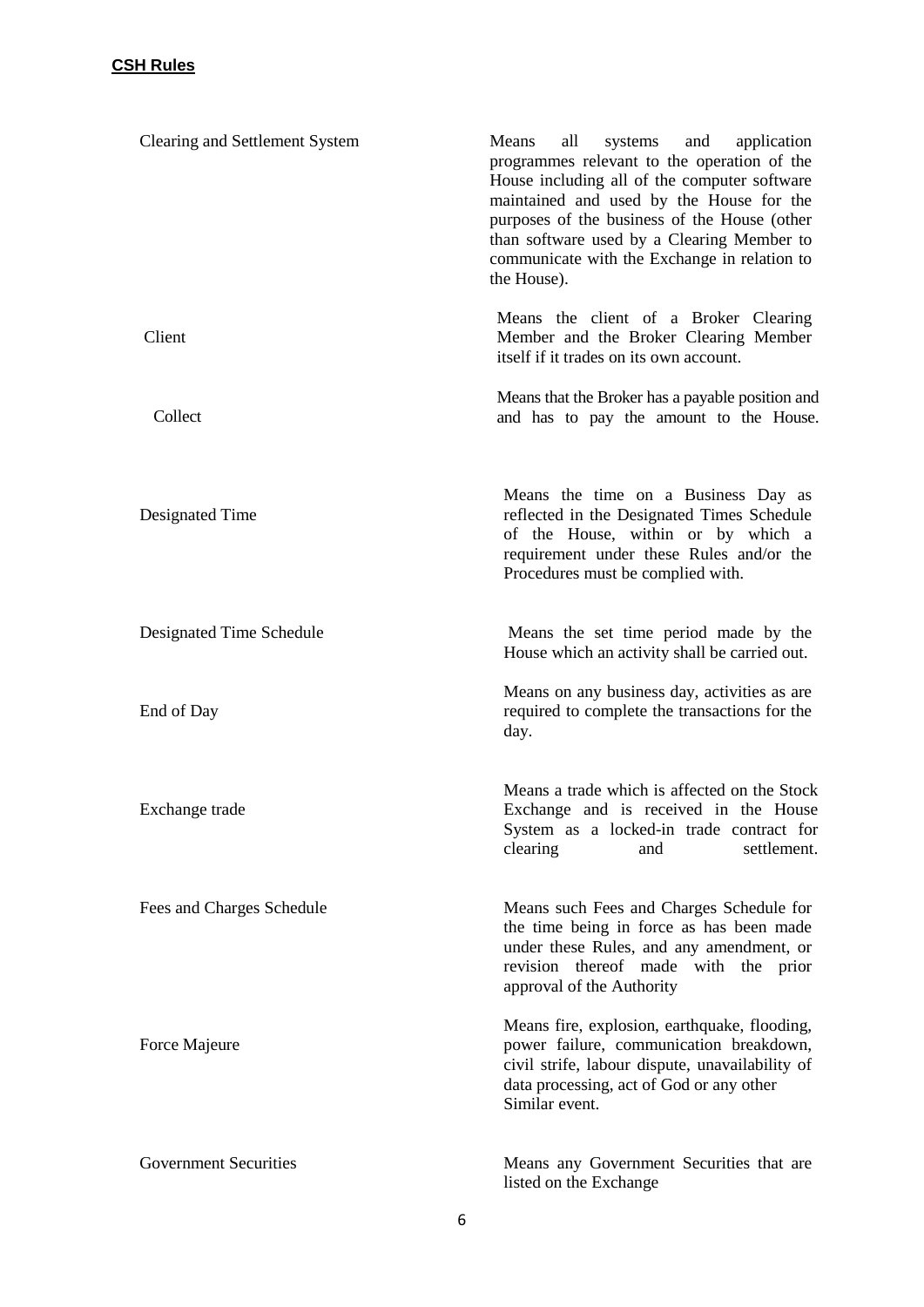| | |
|---|---|
| Clearing and Settlement System | Means all systems and application programmes relevant to the operation of the House including all of the computer software maintained and used by the House for the purposes of the business of the House (other than software used by a Clearing Member to communicate with the Exchange in relation to the House). |
| Client | Means the client of a Broker Clearing Member and the Broker Clearing Member itself if it trades on its own account. |
| Collect | Means that the Broker has a payable position and and has to pay the amount to the House. |
| Designated Time | Means the time on a Business Day as reflected in the Designated Times Schedule of the House, within or by which a requirement under these Rules and/or the Procedures must be complied with. |
| Designated Time Schedule | Means the set time period made by the House which an activity shall be carried out. |
| End of Day | Means on any business day, activities as are required to complete the transactions for the day. |
| Exchange trade | Means a trade which is affected on the Stock Exchange and is received in the House System as a locked-in trade contract for clearing and settlement. |
| Fees and Charges Schedule | Means such Fees and Charges Schedule for the time being in force as has been made under these Rules, and any amendment, or revision thereof made with the prior approval of the Authority |
| Force Majeure | Means fire, explosion, earthquake, flooding, power failure, communication breakdown, civil strife, labour dispute, unavailability of data processing, act of God or any other Similar event. |
| Government Securities | Means any Government Securities that are listed on the Exchange |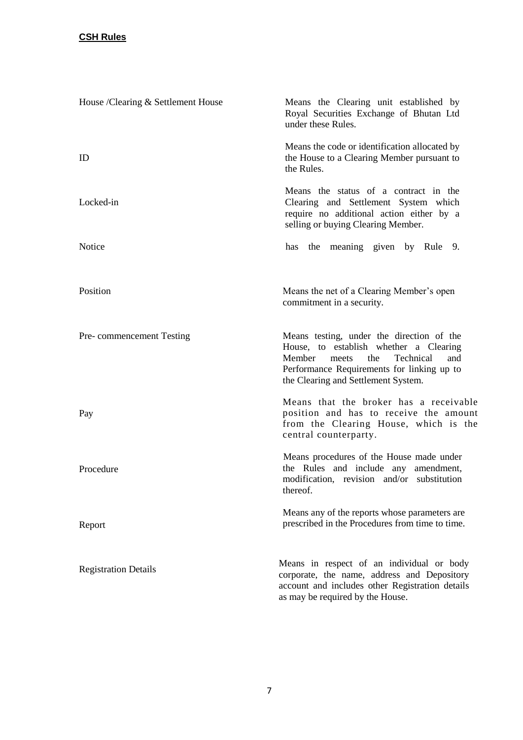| | |
|---|---|
| House /Clearing & Settlement House | Means the Clearing unit established by Royal Securities Exchange of Bhutan Ltd under these Rules. |
| ID | Means the code or identification allocated by the House to a Clearing Member pursuant to the Rules. |
| Locked-in | Means the status of a contract in the Clearing and Settlement System which require no additional action either by a selling or buying Clearing Member. |
| Notice | has the meaning given by Rule 9. |
| Position | Means the net of a Clearing Member's open commitment in a security. |
| Pre- commencement Testing | Means testing, under the direction of the House, to establish whether a Clearing Member meets the Technical and Performance Requirements for linking up to the Clearing and Settlement System. |
| Pay | Means that the broker has a receivable position and has to receive the amount from the Clearing House, which is the central counterparty. |
| Procedure | Means procedures of the House made under the Rules and include any amendment, modification, revision and/or substitution thereof. |
| Report | Means any of the reports whose parameters are prescribed in the Procedures from time to time. |
| Registration Details | Means in respect of an individual or body corporate, the name, address and Depository account and includes other Registration details as may be required by the House. |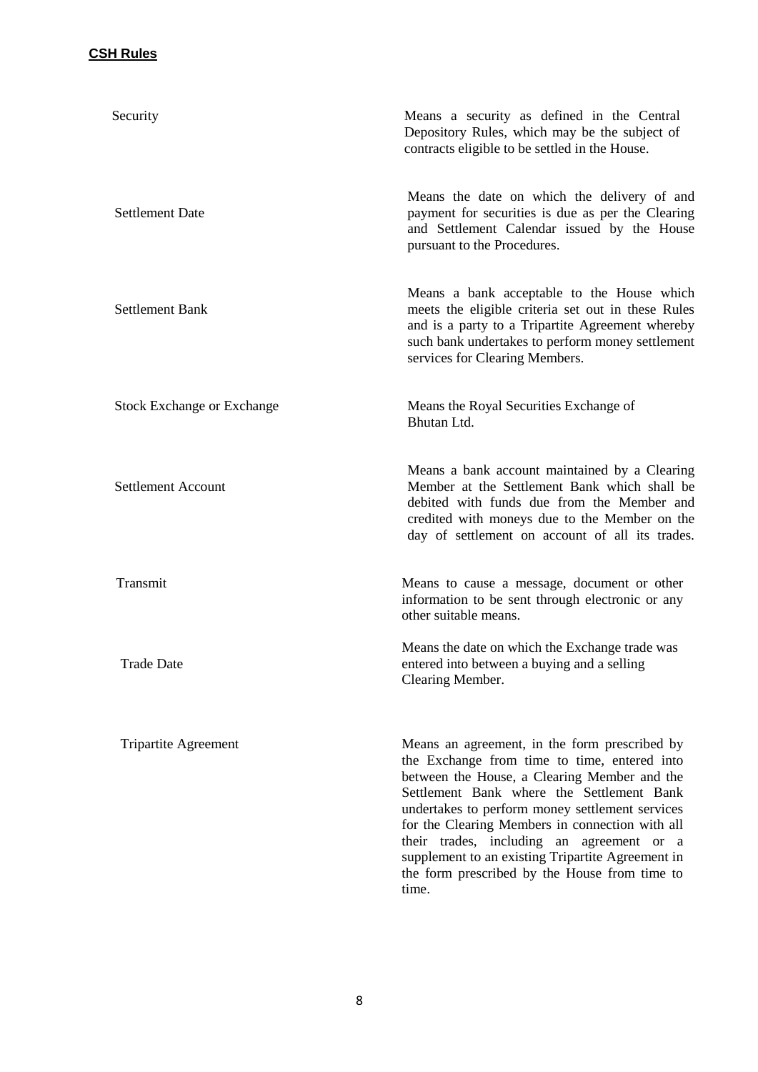| | |
|---|---|
| Security | Means a security as defined in the Central Depository Rules, which may be the subject of contracts eligible to be settled in the House. |
| Settlement Date | Means the date on which the delivery of and payment for securities is due as per the Clearing and Settlement Calendar issued by the House pursuant to the Procedures. |
| Settlement Bank | Means a bank acceptable to the House which meets the eligible criteria set out in these Rules and is a party to a Tripartite Agreement whereby such bank undertakes to perform money settlement services for Clearing Members. |
| Stock Exchange or Exchange | Means the Royal Securities Exchange of Bhutan Ltd. |
| Settlement Account | Means a bank account maintained by a Clearing Member at the Settlement Bank which shall be debited with funds due from the Member and credited with moneys due to the Member on the day of settlement on account of all its trades. |
| Transmit | Means to cause a message, document or other information to be sent through electronic or any other suitable means. |
| Trade Date | Means the date on which the Exchange trade was entered into between a buying and a selling Clearing Member. |
| Tripartite Agreement | Means an agreement, in the form prescribed by the Exchange from time to time, entered into between the House, a Clearing Member and the Settlement Bank where the Settlement Bank undertakes to perform money settlement services for the Clearing Members in connection with all their trades, including an agreement or a supplement to an existing Tripartite Agreement in the form prescribed by the House from time to time. |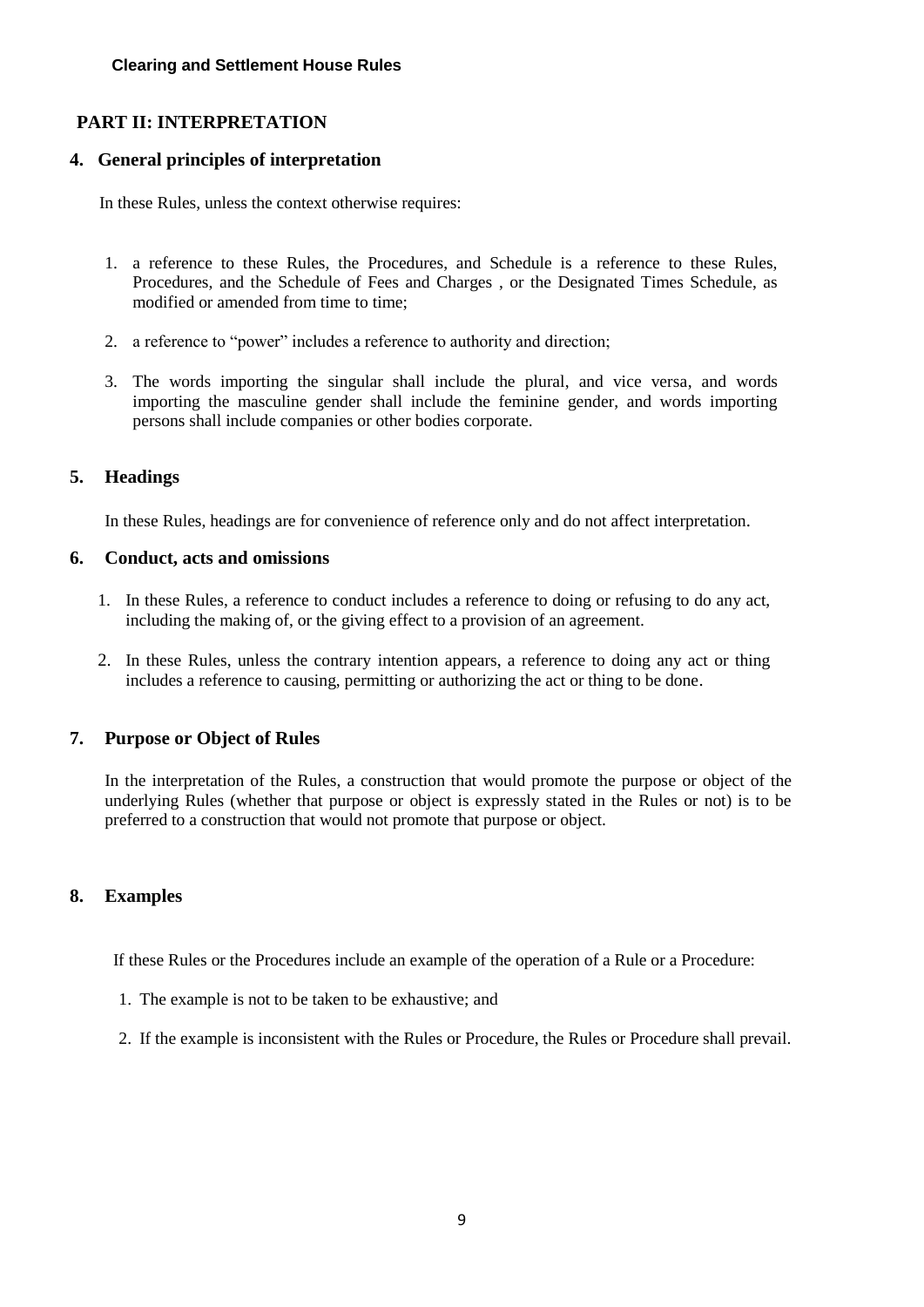## PART II: INTERPRETATION

### 4. General principles of interpretation

In these Rules, unless the context otherwise requires:

1. a reference to these Rules, the Procedures, and Schedule is a reference to these Rules, Procedures, and the Schedule of Fees and Charges , or the Designated Times Schedule, as modified or amended from time to time;

2. a reference to "power" includes a reference to authority and direction;

3. The words importing the singular shall include the plural, and vice versa, and words importing the masculine gender shall include the feminine gender, and words importing persons shall include companies or other bodies corporate.

### 5. Headings

In these Rules, headings are for convenience of reference only and do not affect interpretation.

### 6. Conduct, acts and omissions

1. In these Rules, a reference to conduct includes a reference to doing or refusing to do any act, including the making of, or the giving effect to a provision of an agreement.

2. In these Rules, unless the contrary intention appears, a reference to doing any act or thing includes a reference to causing, permitting or authorizing the act or thing to be done.

### 7. Purpose or Object of Rules

In the interpretation of the Rules, a construction that would promote the purpose or object of the underlying Rules (whether that purpose or object is expressly stated in the Rules or not) is to be preferred to a construction that would not promote that purpose or object.

### 8. Examples

If these Rules or the Procedures include an example of the operation of a Rule or a Procedure:

1. The example is not to be taken to be exhaustive; and

2. If the example is inconsistent with the Rules or Procedure, the Rules or Procedure shall prevail.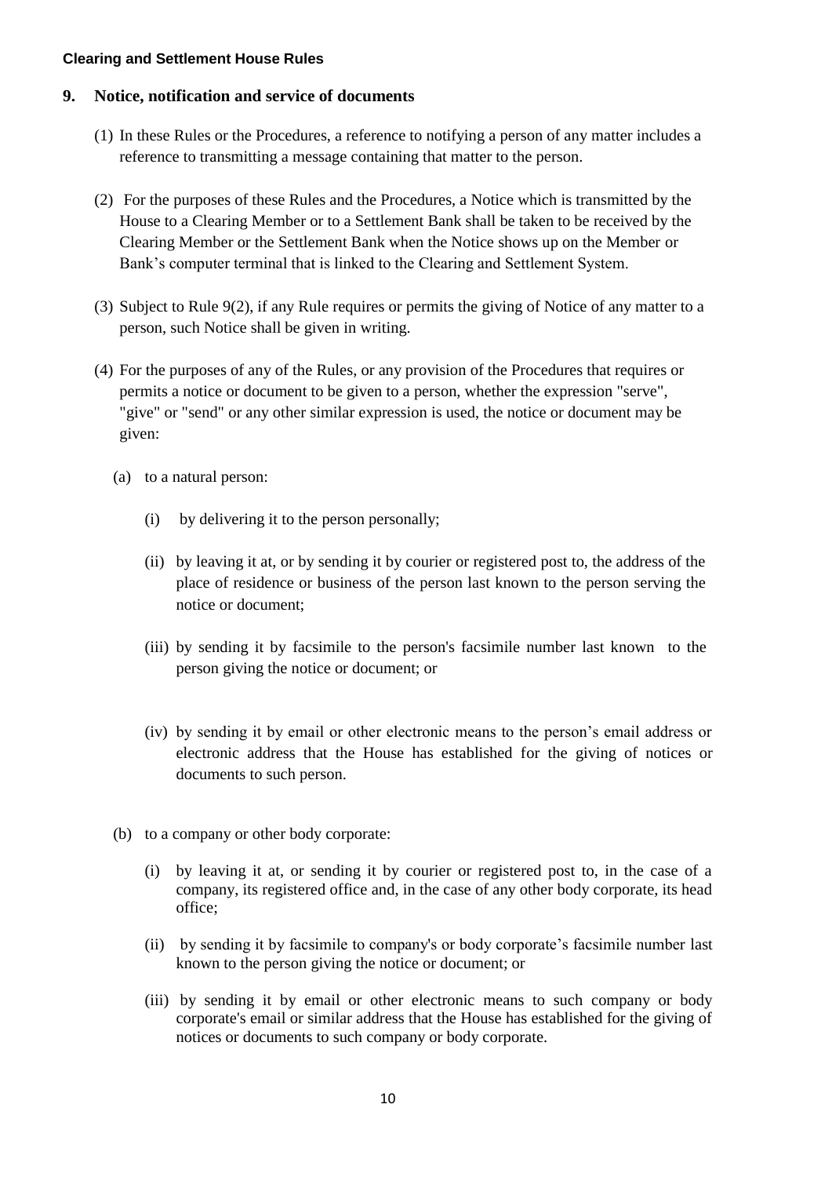## 9. Notice, notification and service of documents

(1) In these Rules or the Procedures, a reference to notifying a person of any matter includes a reference to transmitting a message containing that matter to the person.

(2) For the purposes of these Rules and the Procedures, a Notice which is transmitted by the House to a Clearing Member or to a Settlement Bank shall be taken to be received by the Clearing Member or the Settlement Bank when the Notice shows up on the Member or Bank's computer terminal that is linked to the Clearing and Settlement System.

(3) Subject to Rule 9(2), if any Rule requires or permits the giving of Notice of any matter to a person, such Notice shall be given in writing.

(4) For the purposes of any of the Rules, or any provision of the Procedures that requires or permits a notice or document to be given to a person, whether the expression "serve", "give" or "send" or any other similar expression is used, the notice or document may be given:

(a) to a natural person:

(i) by delivering it to the person personally;

(ii) by leaving it at, or by sending it by courier or registered post to, the address of the place of residence or business of the person last known to the person serving the notice or document;

(iii) by sending it by facsimile to the person's facsimile number last known to the person giving the notice or document; or

(iv) by sending it by email or other electronic means to the person's email address or electronic address that the House has established for the giving of notices or documents to such person.

(b) to a company or other body corporate:

(i) by leaving it at, or sending it by courier or registered post to, in the case of a company, its registered office and, in the case of any other body corporate, its head office;

(ii) by sending it by facsimile to company's or body corporate's facsimile number last known to the person giving the notice or document; or

(iii) by sending it by email or other electronic means to such company or body corporate's email or similar address that the House has established for the giving of notices or documents to such company or body corporate.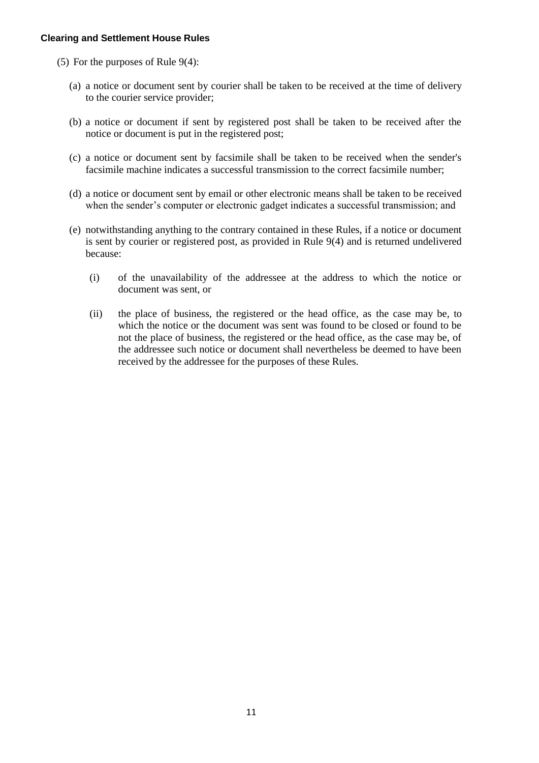(5) For the purposes of Rule 9(4):

(a) a notice or document sent by courier shall be taken to be received at the time of delivery to the courier service provider;

(b) a notice or document if sent by registered post shall be taken to be received after the notice or document is put in the registered post;

(c) a notice or document sent by facsimile shall be taken to be received when the sender's facsimile machine indicates a successful transmission to the correct facsimile number;

(d) a notice or document sent by email or other electronic means shall be taken to be received when the sender's computer or electronic gadget indicates a successful transmission; and

(e) notwithstanding anything to the contrary contained in these Rules, if a notice or document is sent by courier or registered post, as provided in Rule 9(4) and is returned undelivered because:

(i) of the unavailability of the addressee at the address to which the notice or document was sent, or

(ii) the place of business, the registered or the head office, as the case may be, to which the notice or the document was sent was found to be closed or found to be not the place of business, the registered or the head office, as the case may be, of the addressee such notice or document shall nevertheless be deemed to have been received by the addressee for the purposes of these Rules.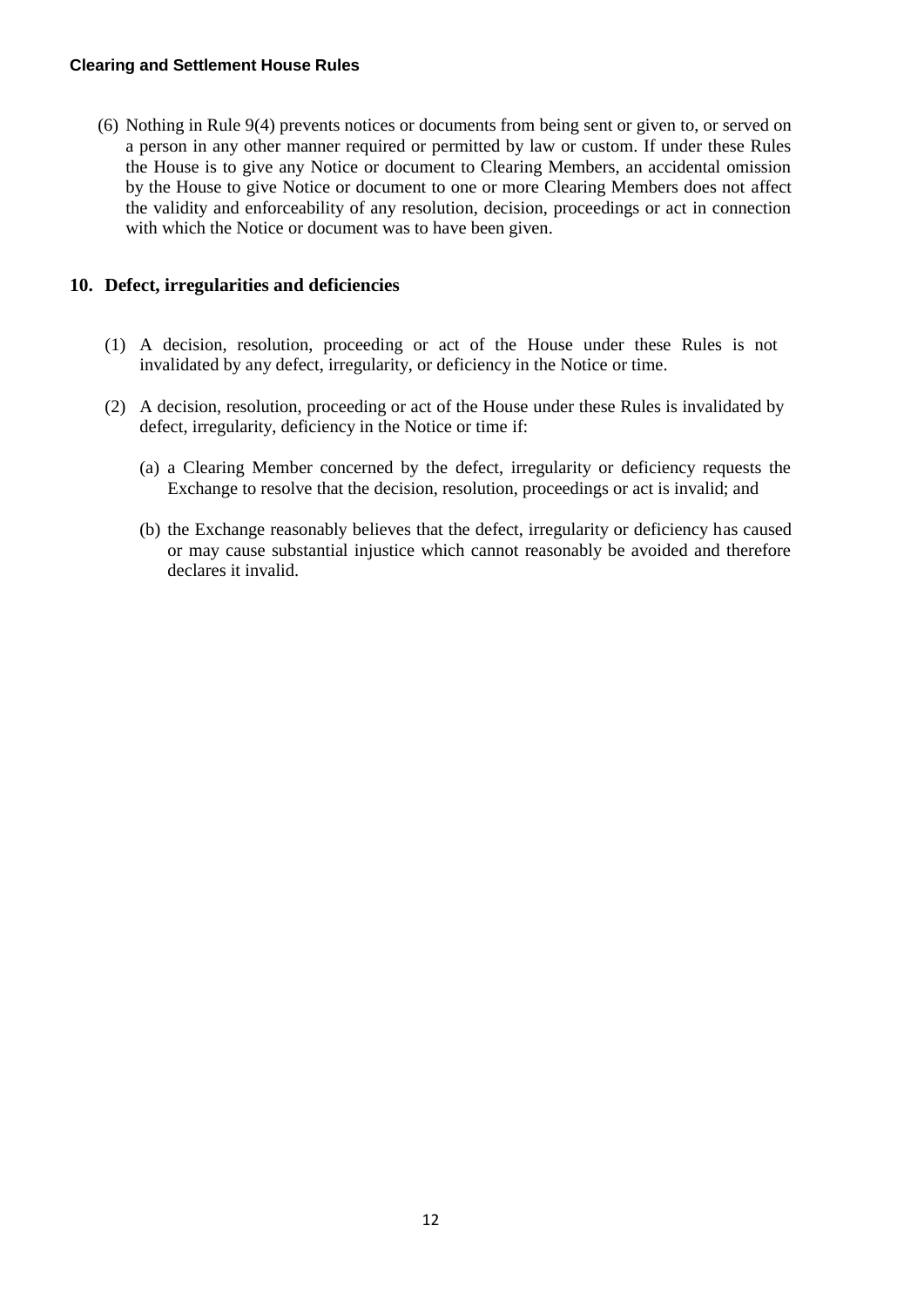(6) Nothing in Rule 9(4) prevents notices or documents from being sent or given to, or served on a person in any other manner required or permitted by law or custom. If under these Rules the House is to give any Notice or document to Clearing Members, an accidental omission by the House to give Notice or document to one or more Clearing Members does not affect the validity and enforceability of any resolution, decision, proceedings or act in connection with which the Notice or document was to have been given.

## 10. Defect, irregularities and deficiencies

(1) A decision, resolution, proceeding or act of the House under these Rules is not invalidated by any defect, irregularity, or deficiency in the Notice or time.

(2) A decision, resolution, proceeding or act of the House under these Rules is invalidated by defect, irregularity, deficiency in the Notice or time if:

(a) a Clearing Member concerned by the defect, irregularity or deficiency requests the Exchange to resolve that the decision, resolution, proceedings or act is invalid; and

(b) the Exchange reasonably believes that the defect, irregularity or deficiency has caused or may cause substantial injustice which cannot reasonably be avoided and therefore declares it invalid.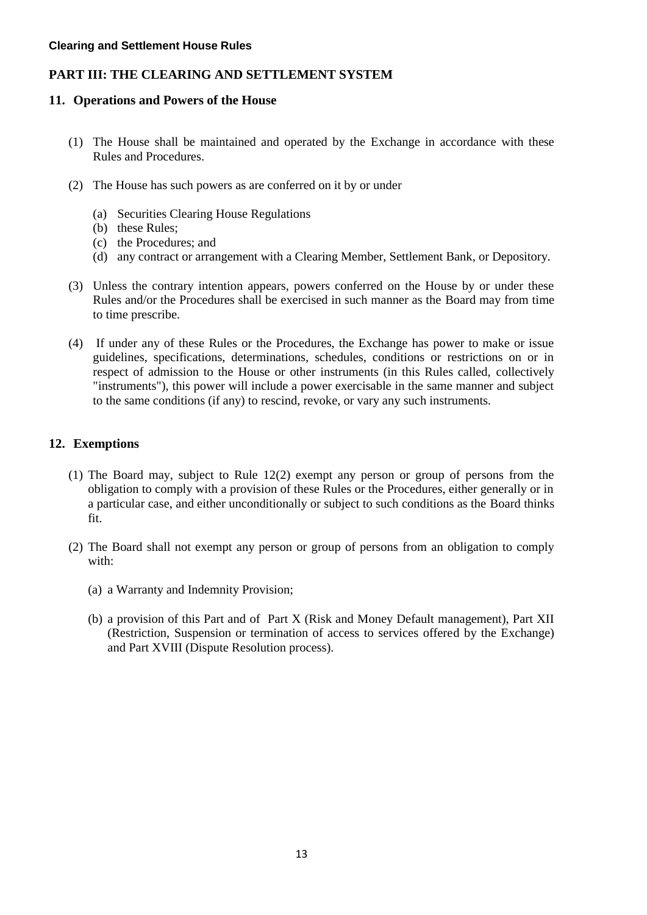## PART III: THE CLEARING AND SETTLEMENT SYSTEM

### 11. Operations and Powers of the House

(1) The House shall be maintained and operated by the Exchange in accordance with these Rules and Procedures.

(2) The House has such powers as are conferred on it by or under

  (a) Securities Clearing House Regulations
  (b) these Rules;
  (c) the Procedures; and
  (d) any contract or arrangement with a Clearing Member, Settlement Bank, or Depository.

(3) Unless the contrary intention appears, powers conferred on the House by or under these Rules and/or the Procedures shall be exercised in such manner as the Board may from time to time prescribe.

(4) If under any of these Rules or the Procedures, the Exchange has power to make or issue guidelines, specifications, determinations, schedules, conditions or restrictions on or in respect of admission to the House or other instruments (in this Rules called, collectively "instruments"), this power will include a power exercisable in the same manner and subject to the same conditions (if any) to rescind, revoke, or vary any such instruments.

### 12. Exemptions

(1) The Board may, subject to Rule 12(2) exempt any person or group of persons from the obligation to comply with a provision of these Rules or the Procedures, either generally or in a particular case, and either unconditionally or subject to such conditions as the Board thinks fit.

(2) The Board shall not exempt any person or group of persons from an obligation to comply with:

  (a) a Warranty and Indemnity Provision;

  (b) a provision of this Part and of Part X (Risk and Money Default management), Part XII (Restriction, Suspension or termination of access to services offered by the Exchange) and Part XVIII (Dispute Resolution process).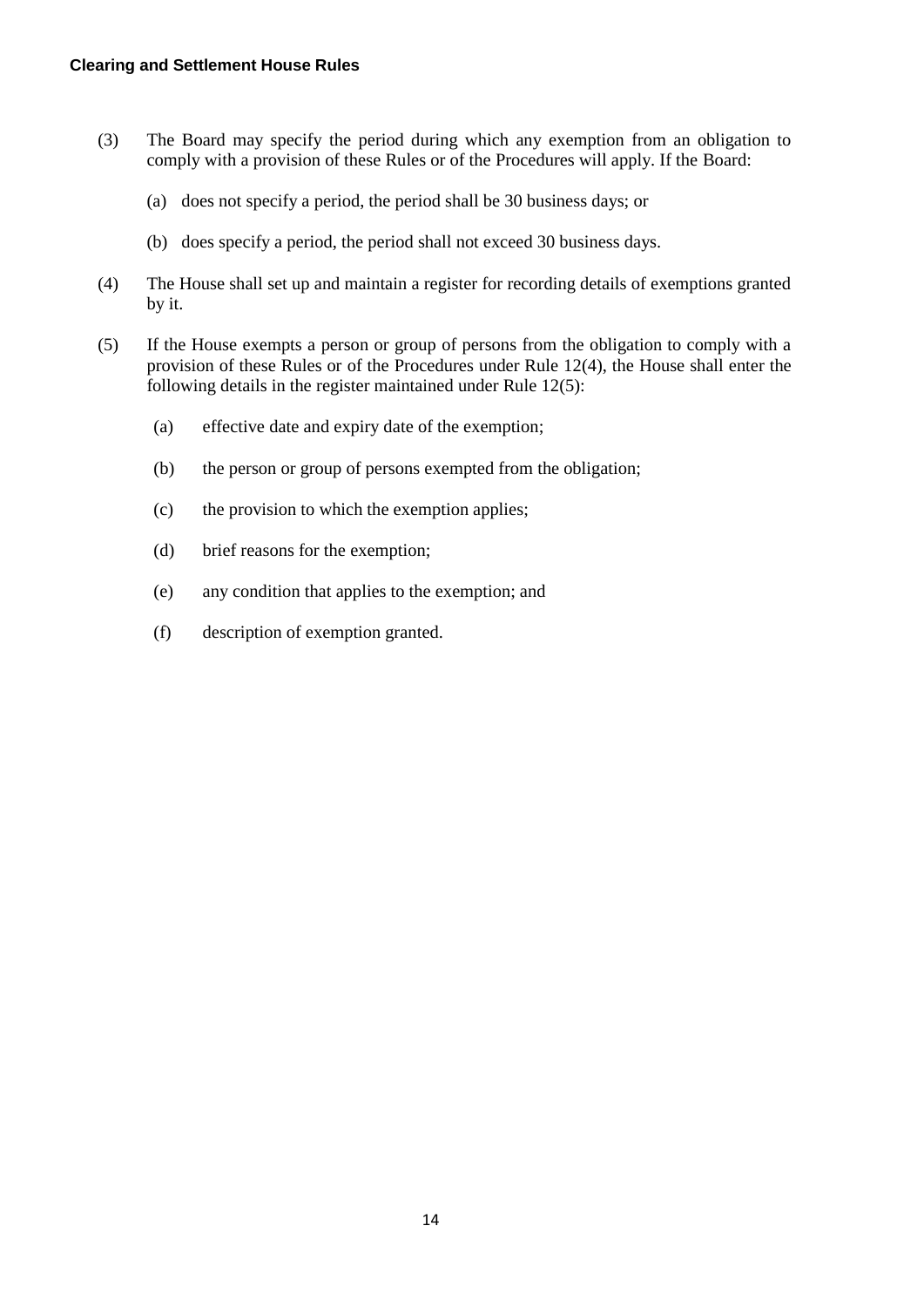(3) The Board may specify the period during which any exemption from an obligation to comply with a provision of these Rules or of the Procedures will apply. If the Board:

   (a) does not specify a period, the period shall be 30 business days; or

   (b) does specify a period, the period shall not exceed 30 business days.

(4) The House shall set up and maintain a register for recording details of exemptions granted by it.

(5) If the House exempts a person or group of persons from the obligation to comply with a provision of these Rules or of the Procedures under Rule 12(4), the House shall enter the following details in the register maintained under Rule 12(5):

   (a) effective date and expiry date of the exemption;

   (b) the person or group of persons exempted from the obligation;

   (c) the provision to which the exemption applies;

   (d) brief reasons for the exemption;

   (e) any condition that applies to the exemption; and

   (f) description of exemption granted.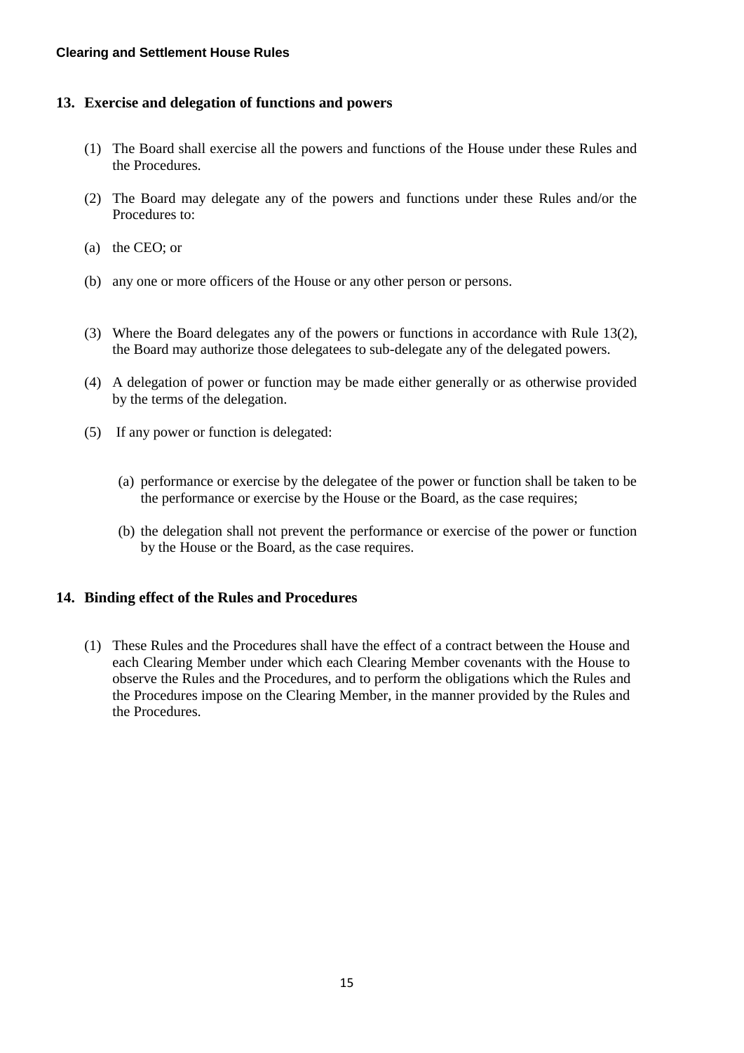## 13. Exercise and delegation of functions and powers

(1) The Board shall exercise all the powers and functions of the House under these Rules and the Procedures.

(2) The Board may delegate any of the powers and functions under these Rules and/or the Procedures to:

(a) the CEO; or

(b) any one or more officers of the House or any other person or persons.

(3) Where the Board delegates any of the powers or functions in accordance with Rule 13(2), the Board may authorize those delegatees to sub-delegate any of the delegated powers.

(4) A delegation of power or function may be made either generally or as otherwise provided by the terms of the delegation.

(5) If any power or function is delegated:

(a) performance or exercise by the delegatee of the power or function shall be taken to be the performance or exercise by the House or the Board, as the case requires;

(b) the delegation shall not prevent the performance or exercise of the power or function by the House or the Board, as the case requires.

## 14. Binding effect of the Rules and Procedures

(1) These Rules and the Procedures shall have the effect of a contract between the House and each Clearing Member under which each Clearing Member covenants with the House to observe the Rules and the Procedures, and to perform the obligations which the Rules and the Procedures impose on the Clearing Member, in the manner provided by the Rules and the Procedures.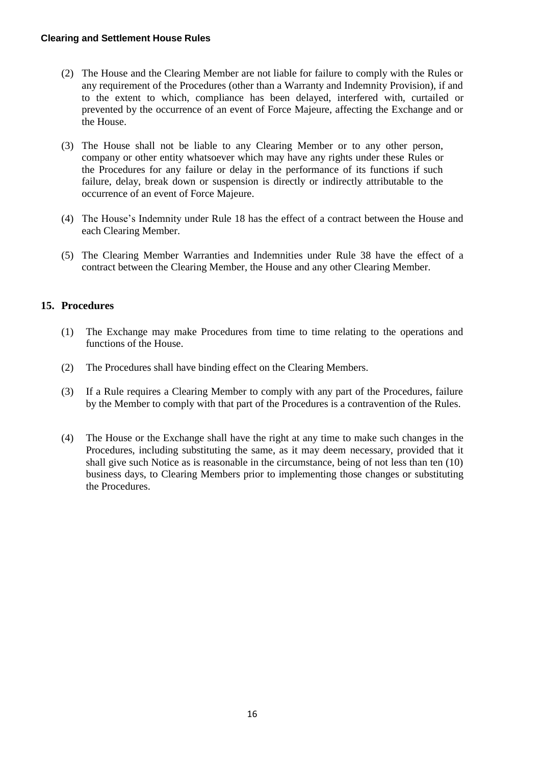(2) The House and the Clearing Member are not liable for failure to comply with the Rules or any requirement of the Procedures (other than a Warranty and Indemnity Provision), if and to the extent to which, compliance has been delayed, interfered with, curtailed or prevented by the occurrence of an event of Force Majeure, affecting the Exchange and or the House.

(3) The House shall not be liable to any Clearing Member or to any other person, company or other entity whatsoever which may have any rights under these Rules or the Procedures for any failure or delay in the performance of its functions if such failure, delay, break down or suspension is directly or indirectly attributable to the occurrence of an event of Force Majeure.

(4) The House's Indemnity under Rule 18 has the effect of a contract between the House and each Clearing Member.

(5) The Clearing Member Warranties and Indemnities under Rule 38 have the effect of a contract between the Clearing Member, the House and any other Clearing Member.

## 15. Procedures

(1) The Exchange may make Procedures from time to time relating to the operations and functions of the House.

(2) The Procedures shall have binding effect on the Clearing Members.

(3) If a Rule requires a Clearing Member to comply with any part of the Procedures, failure by the Member to comply with that part of the Procedures is a contravention of the Rules.

(4) The House or the Exchange shall have the right at any time to make such changes in the Procedures, including substituting the same, as it may deem necessary, provided that it shall give such Notice as is reasonable in the circumstance, being of not less than ten (10) business days, to Clearing Members prior to implementing those changes or substituting the Procedures.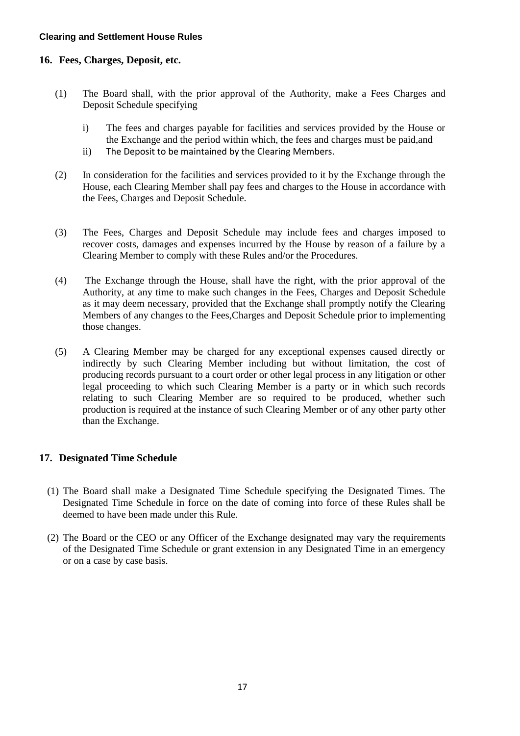## 16. Fees, Charges, Deposit, etc.

(1) The Board shall, with the prior approval of the Authority, make a Fees Charges and Deposit Schedule specifying

i) The fees and charges payable for facilities and services provided by the House or the Exchange and the period within which, the fees and charges must be paid,and

ii) The Deposit to be maintained by the Clearing Members.

(2) In consideration for the facilities and services provided to it by the Exchange through the House, each Clearing Member shall pay fees and charges to the House in accordance with the Fees, Charges and Deposit Schedule.

(3) The Fees, Charges and Deposit Schedule may include fees and charges imposed to recover costs, damages and expenses incurred by the House by reason of a failure by a Clearing Member to comply with these Rules and/or the Procedures.

(4) The Exchange through the House, shall have the right, with the prior approval of the Authority, at any time to make such changes in the Fees, Charges and Deposit Schedule as it may deem necessary, provided that the Exchange shall promptly notify the Clearing Members of any changes to the Fees,Charges and Deposit Schedule prior to implementing those changes.

(5) A Clearing Member may be charged for any exceptional expenses caused directly or indirectly by such Clearing Member including but without limitation, the cost of producing records pursuant to a court order or other legal process in any litigation or other legal proceeding to which such Clearing Member is a party or in which such records relating to such Clearing Member are so required to be produced, whether such production is required at the instance of such Clearing Member or of any other party other than the Exchange.

## 17. Designated Time Schedule

(1) The Board shall make a Designated Time Schedule specifying the Designated Times. The Designated Time Schedule in force on the date of coming into force of these Rules shall be deemed to have been made under this Rule.

(2) The Board or the CEO or any Officer of the Exchange designated may vary the requirements of the Designated Time Schedule or grant extension in any Designated Time in an emergency or on a case by case basis.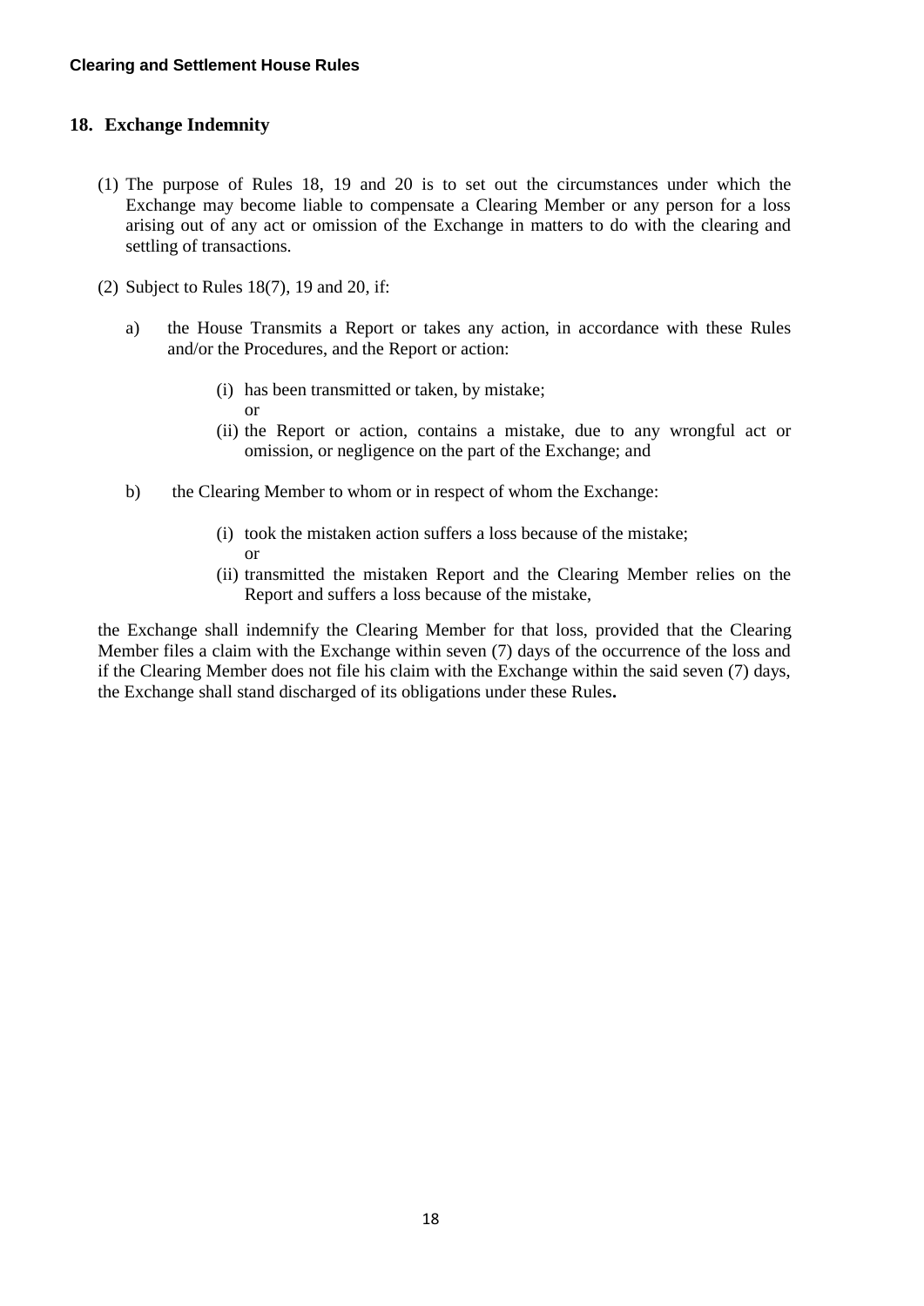## 18. Exchange Indemnity

(1) The purpose of Rules 18, 19 and 20 is to set out the circumstances under which the Exchange may become liable to compensate a Clearing Member or any person for a loss arising out of any act or omission of the Exchange in matters to do with the clearing and settling of transactions.

(2) Subject to Rules 18(7), 19 and 20, if:

a) the House Transmits a Report or takes any action, in accordance with these Rules and/or the Procedures, and the Report or action:

   (i) has been transmitted or taken, by mistake;
   or
   (ii) the Report or action, contains a mistake, due to any wrongful act or omission, or negligence on the part of the Exchange; and

b) the Clearing Member to whom or in respect of whom the Exchange:

   (i) took the mistaken action suffers a loss because of the mistake;
   or
   (ii) transmitted the mistaken Report and the Clearing Member relies on the Report and suffers a loss because of the mistake,

the Exchange shall indemnify the Clearing Member for that loss, provided that the Clearing Member files a claim with the Exchange within seven (7) days of the occurrence of the loss and if the Clearing Member does not file his claim with the Exchange within the said seven (7) days, the Exchange shall stand discharged of its obligations under these Rules**.**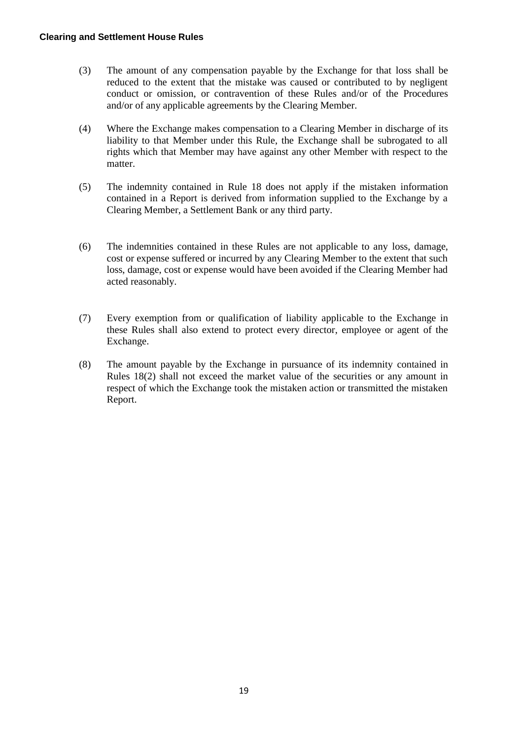(3) The amount of any compensation payable by the Exchange for that loss shall be reduced to the extent that the mistake was caused or contributed to by negligent conduct or omission, or contravention of these Rules and/or of the Procedures and/or of any applicable agreements by the Clearing Member.

(4) Where the Exchange makes compensation to a Clearing Member in discharge of its liability to that Member under this Rule, the Exchange shall be subrogated to all rights which that Member may have against any other Member with respect to the matter.

(5) The indemnity contained in Rule 18 does not apply if the mistaken information contained in a Report is derived from information supplied to the Exchange by a Clearing Member, a Settlement Bank or any third party.

(6) The indemnities contained in these Rules are not applicable to any loss, damage, cost or expense suffered or incurred by any Clearing Member to the extent that such loss, damage, cost or expense would have been avoided if the Clearing Member had acted reasonably.

(7) Every exemption from or qualification of liability applicable to the Exchange in these Rules shall also extend to protect every director, employee or agent of the Exchange.

(8) The amount payable by the Exchange in pursuance of its indemnity contained in Rules 18(2) shall not exceed the market value of the securities or any amount in respect of which the Exchange took the mistaken action or transmitted the mistaken Report.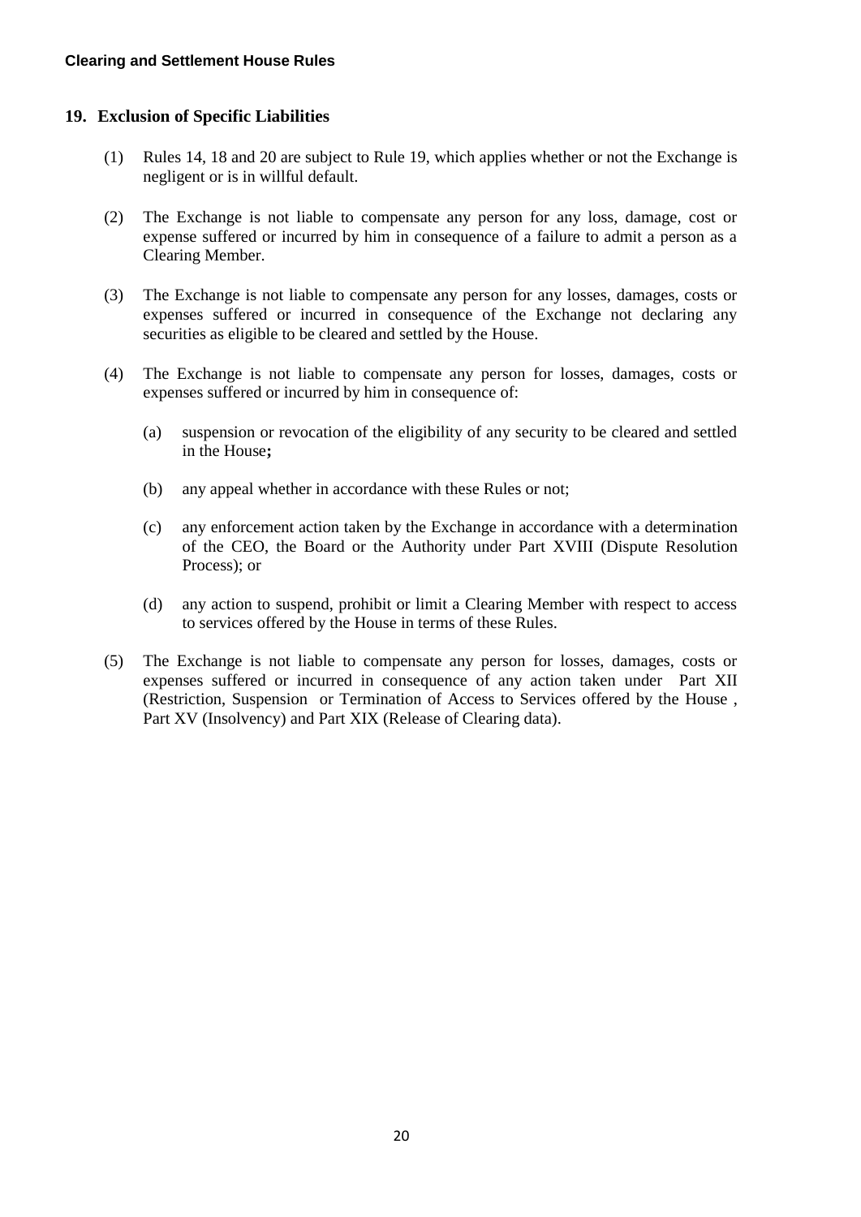## 19. Exclusion of Specific Liabilities

(1) Rules 14, 18 and 20 are subject to Rule 19, which applies whether or not the Exchange is negligent or is in willful default.

(2) The Exchange is not liable to compensate any person for any loss, damage, cost or expense suffered or incurred by him in consequence of a failure to admit a person as a Clearing Member.

(3) The Exchange is not liable to compensate any person for any losses, damages, costs or expenses suffered or incurred in consequence of the Exchange not declaring any securities as eligible to be cleared and settled by the House.

(4) The Exchange is not liable to compensate any person for losses, damages, costs or expenses suffered or incurred by him in consequence of:

   (a) suspension or revocation of the eligibility of any security to be cleared and settled in the House**;**

   (b) any appeal whether in accordance with these Rules or not;

   (c) any enforcement action taken by the Exchange in accordance with a determination of the CEO, the Board or the Authority under Part XVIII (Dispute Resolution Process); or

   (d) any action to suspend, prohibit or limit a Clearing Member with respect to access to services offered by the House in terms of these Rules.

(5) The Exchange is not liable to compensate any person for losses, damages, costs or expenses suffered or incurred in consequence of any action taken under Part XII (Restriction, Suspension or Termination of Access to Services offered by the House , Part XV (Insolvency) and Part XIX (Release of Clearing data).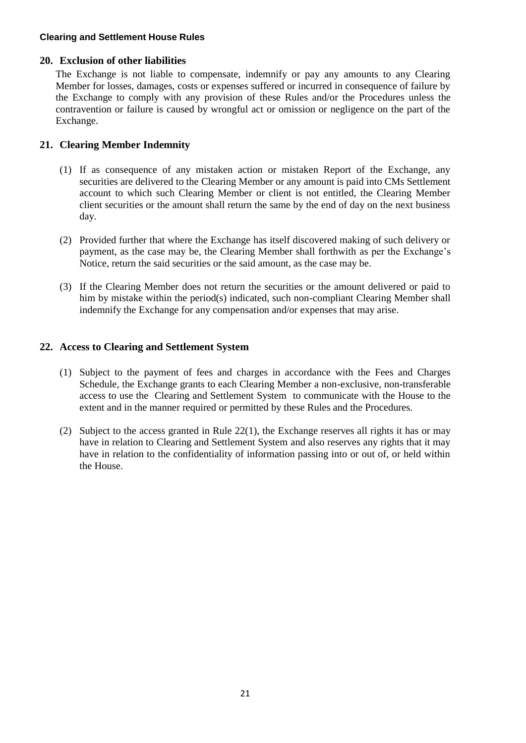## 20. Exclusion of other liabilities

The Exchange is not liable to compensate, indemnify or pay any amounts to any Clearing Member for losses, damages, costs or expenses suffered or incurred in consequence of failure by the Exchange to comply with any provision of these Rules and/or the Procedures unless the contravention or failure is caused by wrongful act or omission or negligence on the part of the Exchange.

## 21. Clearing Member Indemnity

(1) If as consequence of any mistaken action or mistaken Report of the Exchange, any securities are delivered to the Clearing Member or any amount is paid into CMs Settlement account to which such Clearing Member or client is not entitled, the Clearing Member client securities or the amount shall return the same by the end of day on the next business day.

(2) Provided further that where the Exchange has itself discovered making of such delivery or payment, as the case may be, the Clearing Member shall forthwith as per the Exchange's Notice, return the said securities or the said amount, as the case may be.

(3) If the Clearing Member does not return the securities or the amount delivered or paid to him by mistake within the period(s) indicated, such non-compliant Clearing Member shall indemnify the Exchange for any compensation and/or expenses that may arise.

## 22. Access to Clearing and Settlement System

(1) Subject to the payment of fees and charges in accordance with the Fees and Charges Schedule, the Exchange grants to each Clearing Member a non-exclusive, non-transferable access to use the Clearing and Settlement System to communicate with the House to the extent and in the manner required or permitted by these Rules and the Procedures.

(2) Subject to the access granted in Rule 22(1), the Exchange reserves all rights it has or may have in relation to Clearing and Settlement System and also reserves any rights that it may have in relation to the confidentiality of information passing into or out of, or held within the House.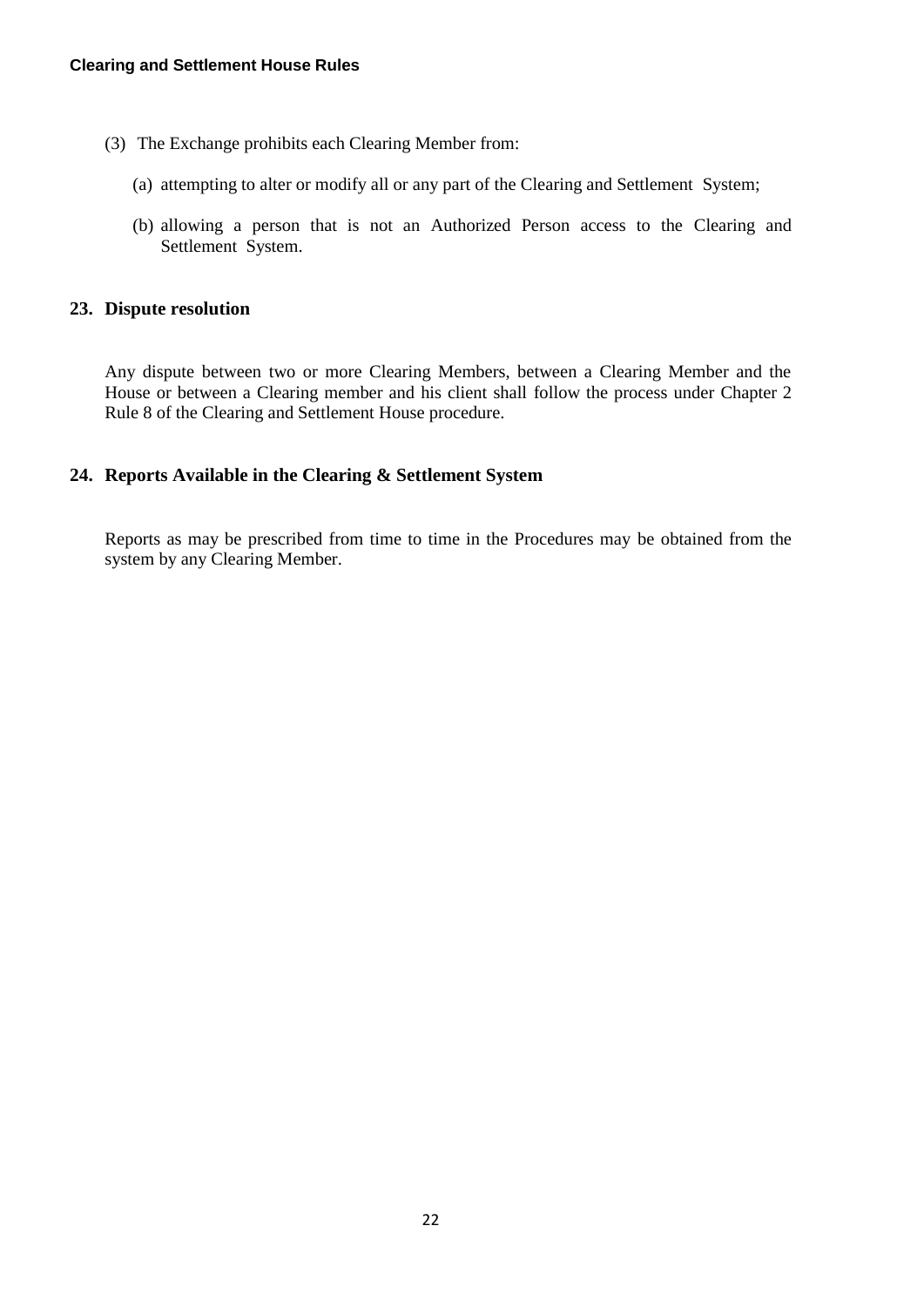(3) The Exchange prohibits each Clearing Member from:

(a) attempting to alter or modify all or any part of the Clearing and Settlement System;

(b) allowing a person that is not an Authorized Person access to the Clearing and Settlement System.

## 23. Dispute resolution

Any dispute between two or more Clearing Members, between a Clearing Member and the House or between a Clearing member and his client shall follow the process under Chapter 2 Rule 8 of the Clearing and Settlement House procedure.

## 24. Reports Available in the Clearing & Settlement System

Reports as may be prescribed from time to time in the Procedures may be obtained from the system by any Clearing Member.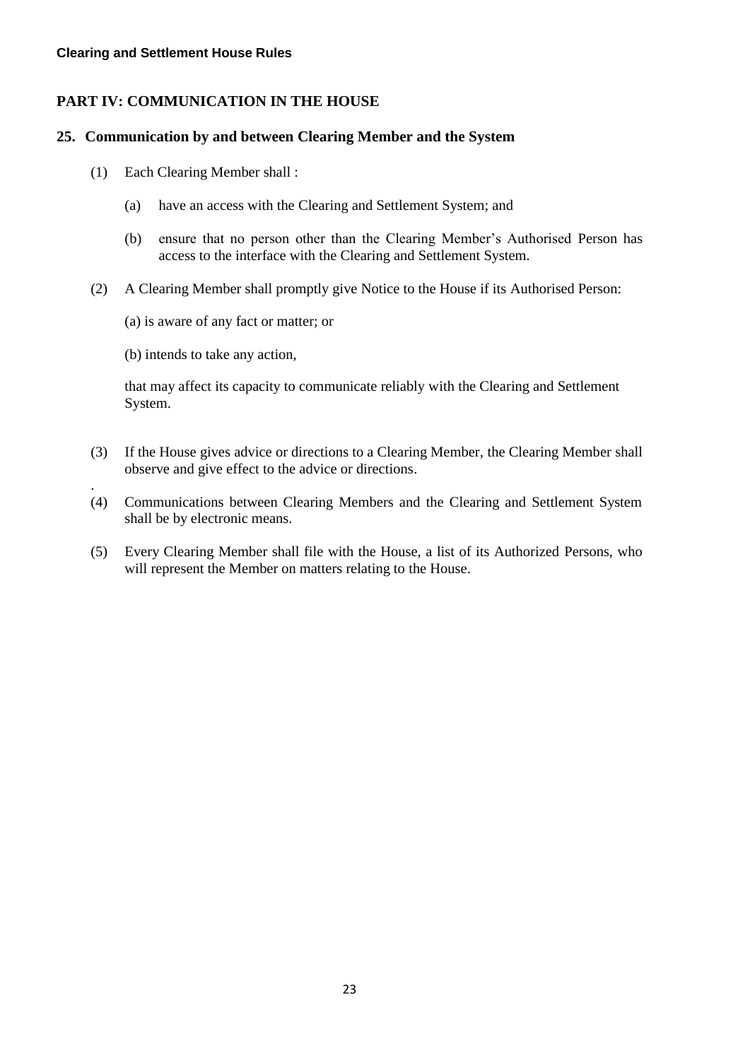## PART IV: COMMUNICATION IN THE HOUSE

### 25. Communication by and between Clearing Member and the System

(1) Each Clearing Member shall :

  (a) have an access with the Clearing and Settlement System; and

  (b) ensure that no person other than the Clearing Member's Authorised Person has access to the interface with the Clearing and Settlement System.

(2) A Clearing Member shall promptly give Notice to the House if its Authorised Person:

  (a) is aware of any fact or matter; or

  (b) intends to take any action,

  that may affect its capacity to communicate reliably with the Clearing and Settlement System.

(3) If the House gives advice or directions to a Clearing Member, the Clearing Member shall observe and give effect to the advice or directions.

(4) Communications between Clearing Members and the Clearing and Settlement System shall be by electronic means.

(5) Every Clearing Member shall file with the House, a list of its Authorized Persons, who will represent the Member on matters relating to the House.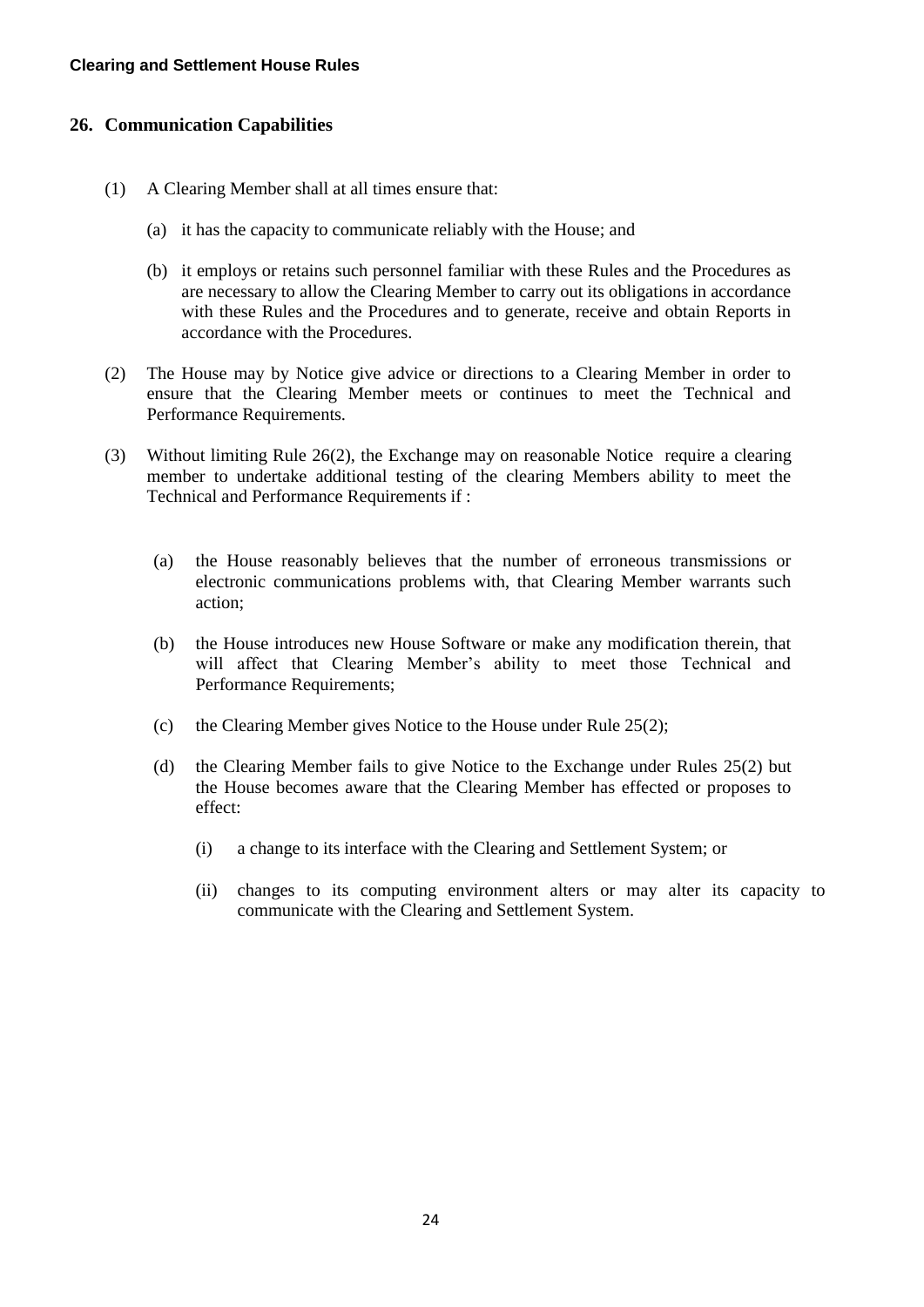## 26. Communication Capabilities

(1) A Clearing Member shall at all times ensure that:

(a) it has the capacity to communicate reliably with the House; and

(b) it employs or retains such personnel familiar with these Rules and the Procedures as are necessary to allow the Clearing Member to carry out its obligations in accordance with these Rules and the Procedures and to generate, receive and obtain Reports in accordance with the Procedures.

(2) The House may by Notice give advice or directions to a Clearing Member in order to ensure that the Clearing Member meets or continues to meet the Technical and Performance Requirements.

(3) Without limiting Rule 26(2), the Exchange may on reasonable Notice require a clearing member to undertake additional testing of the clearing Members ability to meet the Technical and Performance Requirements if :

(a) the House reasonably believes that the number of erroneous transmissions or electronic communications problems with, that Clearing Member warrants such action;

(b) the House introduces new House Software or make any modification therein, that will affect that Clearing Member's ability to meet those Technical and Performance Requirements;

(c) the Clearing Member gives Notice to the House under Rule 25(2);

(d) the Clearing Member fails to give Notice to the Exchange under Rules 25(2) but the House becomes aware that the Clearing Member has effected or proposes to effect:

(i) a change to its interface with the Clearing and Settlement System; or

(ii) changes to its computing environment alters or may alter its capacity to communicate with the Clearing and Settlement System.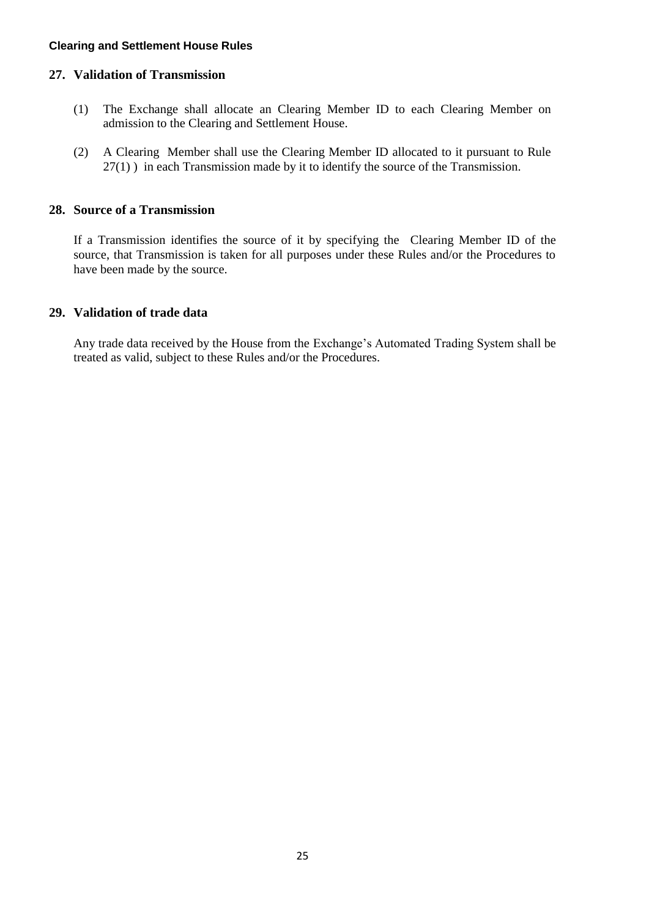## 27. Validation of Transmission

(1) The Exchange shall allocate an Clearing Member ID to each Clearing Member on admission to the Clearing and Settlement House.

(2) A Clearing Member shall use the Clearing Member ID allocated to it pursuant to Rule 27(1) ) in each Transmission made by it to identify the source of the Transmission.

## 28. Source of a Transmission

If a Transmission identifies the source of it by specifying the Clearing Member ID of the source, that Transmission is taken for all purposes under these Rules and/or the Procedures to have been made by the source.

## 29. Validation of trade data

Any trade data received by the House from the Exchange's Automated Trading System shall be treated as valid, subject to these Rules and/or the Procedures.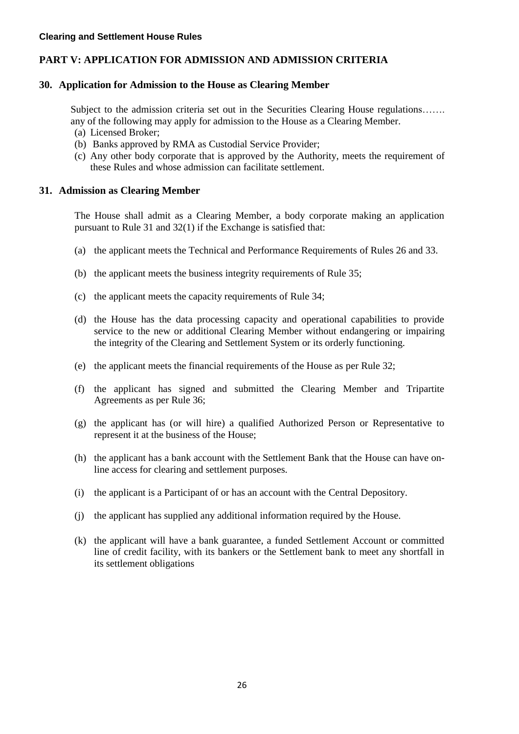**Clearing and Settlement House Rules**

## PART V: APPLICATION FOR ADMISSION AND ADMISSION CRITERIA

### 30. Application for Admission to the House as Clearing Member

Subject to the admission criteria set out in the Securities Clearing House regulations……. any of the following may apply for admission to the House as a Clearing Member.

(a) Licensed Broker;

(b) Banks approved by RMA as Custodial Service Provider;

(c) Any other body corporate that is approved by the Authority, meets the requirement of these Rules and whose admission can facilitate settlement.

### 31. Admission as Clearing Member

The House shall admit as a Clearing Member, a body corporate making an application pursuant to Rule 31 and 32(1) if the Exchange is satisfied that:

(a) the applicant meets the Technical and Performance Requirements of Rules 26 and 33.

(b) the applicant meets the business integrity requirements of Rule 35;

(c) the applicant meets the capacity requirements of Rule 34;

(d) the House has the data processing capacity and operational capabilities to provide service to the new or additional Clearing Member without endangering or impairing the integrity of the Clearing and Settlement System or its orderly functioning.

(e) the applicant meets the financial requirements of the House as per Rule 32;

(f) the applicant has signed and submitted the Clearing Member and Tripartite Agreements as per Rule 36;

(g) the applicant has (or will hire) a qualified Authorized Person or Representative to represent it at the business of the House;

(h) the applicant has a bank account with the Settlement Bank that the House can have on-line access for clearing and settlement purposes.

(i) the applicant is a Participant of or has an account with the Central Depository.

(j) the applicant has supplied any additional information required by the House.

(k) the applicant will have a bank guarantee, a funded Settlement Account or committed line of credit facility, with its bankers or the Settlement bank to meet any shortfall in its settlement obligations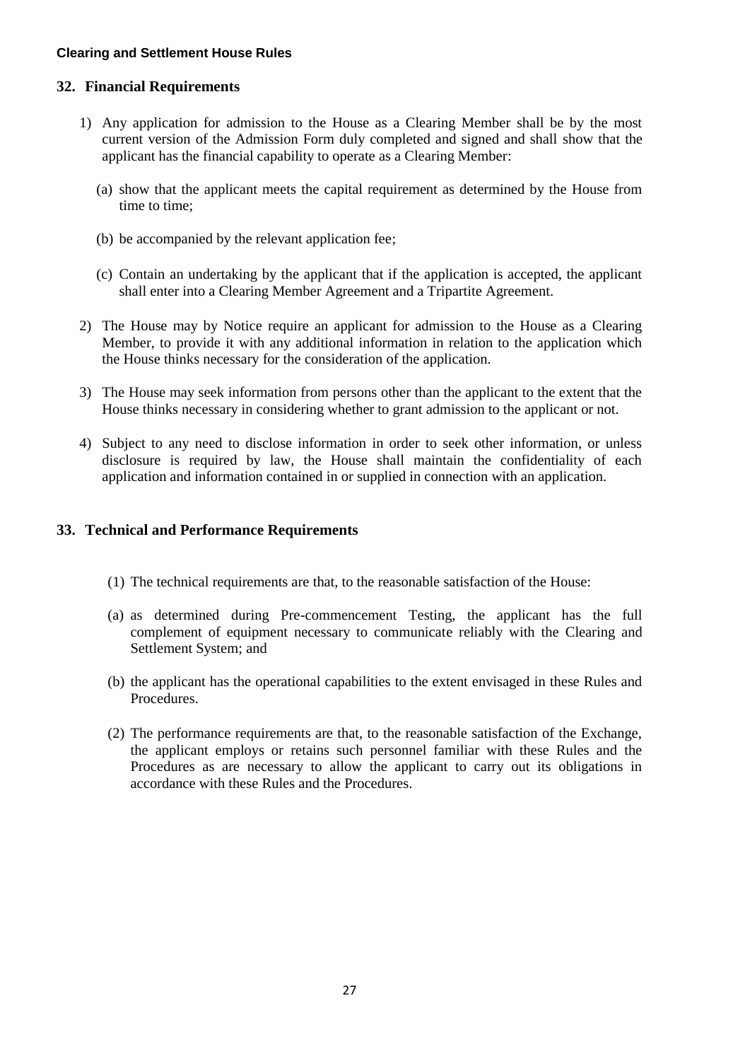## 32. Financial Requirements

1) Any application for admission to the House as a Clearing Member shall be by the most current version of the Admission Form duly completed and signed and shall show that the applicant has the financial capability to operate as a Clearing Member:

   (a) show that the applicant meets the capital requirement as determined by the House from time to time;

   (b) be accompanied by the relevant application fee;

   (c) Contain an undertaking by the applicant that if the application is accepted, the applicant shall enter into a Clearing Member Agreement and a Tripartite Agreement.

2) The House may by Notice require an applicant for admission to the House as a Clearing Member, to provide it with any additional information in relation to the application which the House thinks necessary for the consideration of the application.

3) The House may seek information from persons other than the applicant to the extent that the House thinks necessary in considering whether to grant admission to the applicant or not.

4) Subject to any need to disclose information in order to seek other information, or unless disclosure is required by law, the House shall maintain the confidentiality of each application and information contained in or supplied in connection with an application.

## 33. Technical and Performance Requirements

(1) The technical requirements are that, to the reasonable satisfaction of the House:

(a) as determined during Pre-commencement Testing, the applicant has the full complement of equipment necessary to communicate reliably with the Clearing and Settlement System; and

(b) the applicant has the operational capabilities to the extent envisaged in these Rules and Procedures.

(2) The performance requirements are that, to the reasonable satisfaction of the Exchange, the applicant employs or retains such personnel familiar with these Rules and the Procedures as are necessary to allow the applicant to carry out its obligations in accordance with these Rules and the Procedures.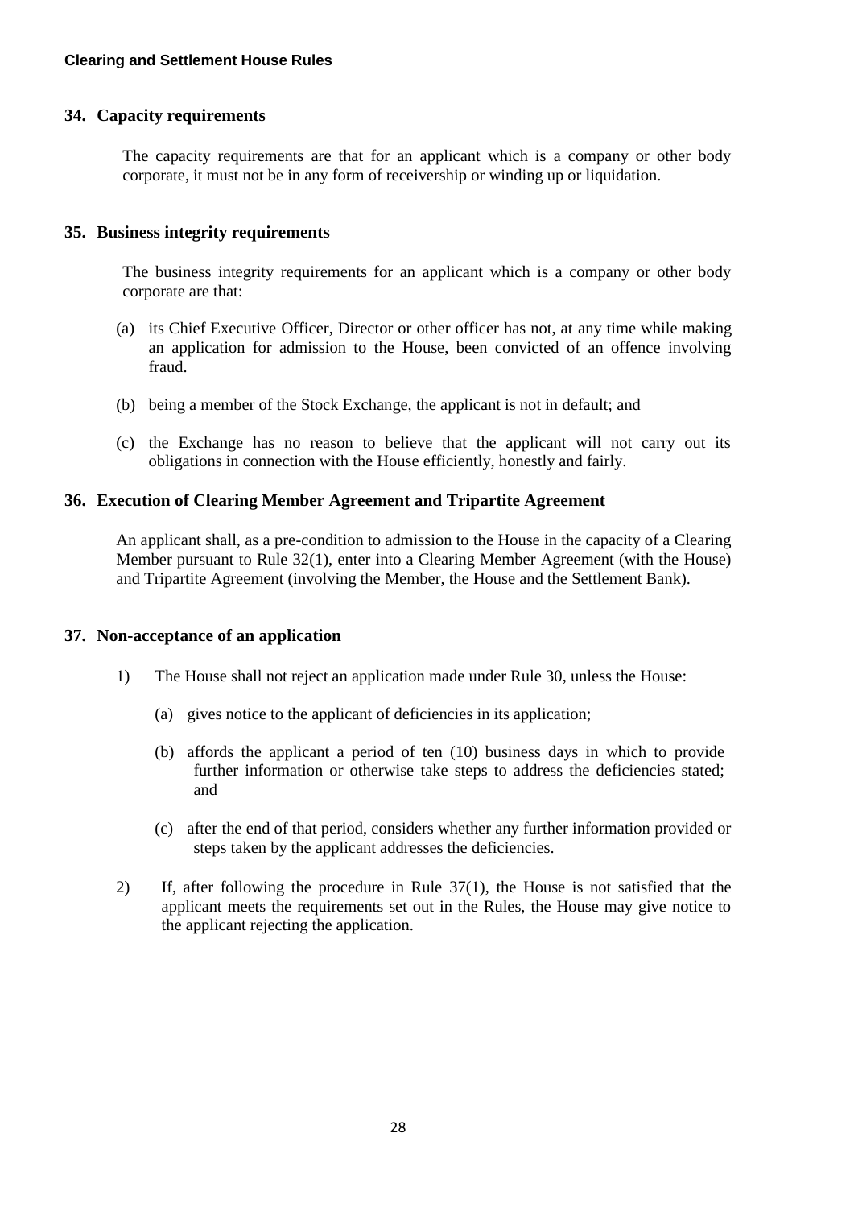## 34. Capacity requirements

The capacity requirements are that for an applicant which is a company or other body corporate, it must not be in any form of receivership or winding up or liquidation.

## 35. Business integrity requirements

The business integrity requirements for an applicant which is a company or other body corporate are that:

(a) its Chief Executive Officer, Director or other officer has not, at any time while making an application for admission to the House, been convicted of an offence involving fraud.

(b) being a member of the Stock Exchange, the applicant is not in default; and

(c) the Exchange has no reason to believe that the applicant will not carry out its obligations in connection with the House efficiently, honestly and fairly.

## 36. Execution of Clearing Member Agreement and Tripartite Agreement

An applicant shall, as a pre-condition to admission to the House in the capacity of a Clearing Member pursuant to Rule 32(1), enter into a Clearing Member Agreement (with the House) and Tripartite Agreement (involving the Member, the House and the Settlement Bank).

## 37. Non-acceptance of an application

1) The House shall not reject an application made under Rule 30, unless the House:

   (a) gives notice to the applicant of deficiencies in its application;

   (b) affords the applicant a period of ten (10) business days in which to provide further information or otherwise take steps to address the deficiencies stated; and

   (c) after the end of that period, considers whether any further information provided or steps taken by the applicant addresses the deficiencies.

2) If, after following the procedure in Rule 37(1), the House is not satisfied that the applicant meets the requirements set out in the Rules, the House may give notice to the applicant rejecting the application.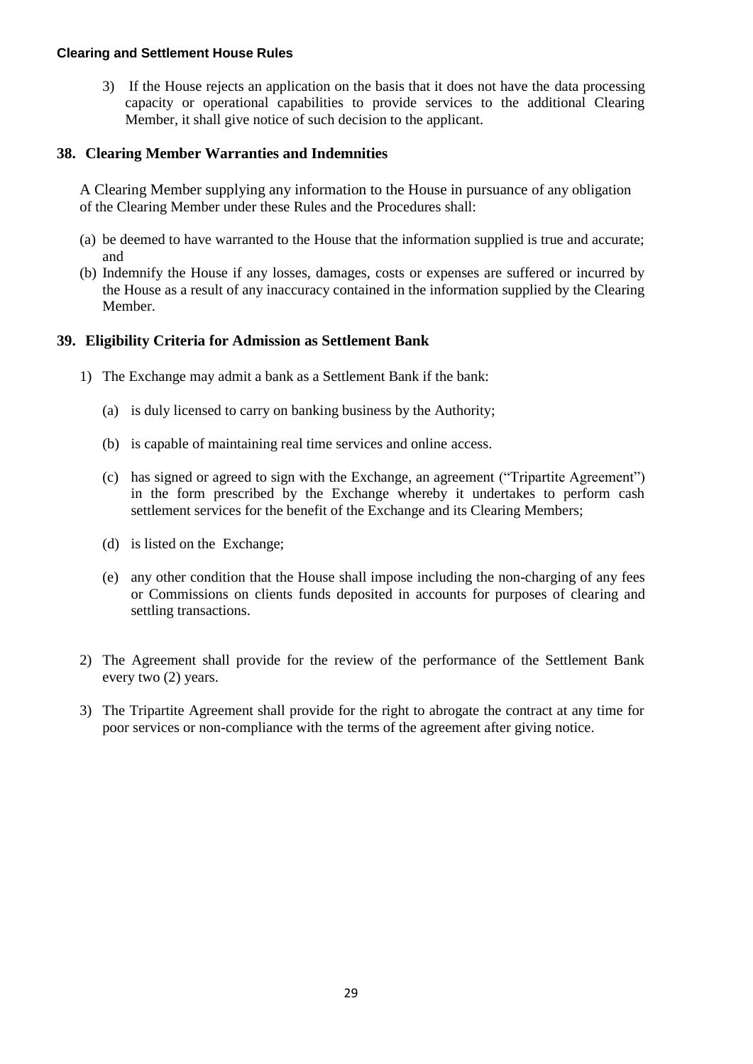3) If the House rejects an application on the basis that it does not have the data processing capacity or operational capabilities to provide services to the additional Clearing Member, it shall give notice of such decision to the applicant.

## 38. Clearing Member Warranties and Indemnities

A Clearing Member supplying any information to the House in pursuance of any obligation of the Clearing Member under these Rules and the Procedures shall:

(a) be deemed to have warranted to the House that the information supplied is true and accurate; and

(b) Indemnify the House if any losses, damages, costs or expenses are suffered or incurred by the House as a result of any inaccuracy contained in the information supplied by the Clearing Member.

## 39. Eligibility Criteria for Admission as Settlement Bank

1) The Exchange may admit a bank as a Settlement Bank if the bank:

   (a) is duly licensed to carry on banking business by the Authority;

   (b) is capable of maintaining real time services and online access.

   (c) has signed or agreed to sign with the Exchange, an agreement ("Tripartite Agreement") in the form prescribed by the Exchange whereby it undertakes to perform cash settlement services for the benefit of the Exchange and its Clearing Members;

   (d) is listed on the Exchange;

   (e) any other condition that the House shall impose including the non-charging of any fees or Commissions on clients funds deposited in accounts for purposes of clearing and settling transactions.

2) The Agreement shall provide for the review of the performance of the Settlement Bank every two (2) years.

3) The Tripartite Agreement shall provide for the right to abrogate the contract at any time for poor services or non-compliance with the terms of the agreement after giving notice.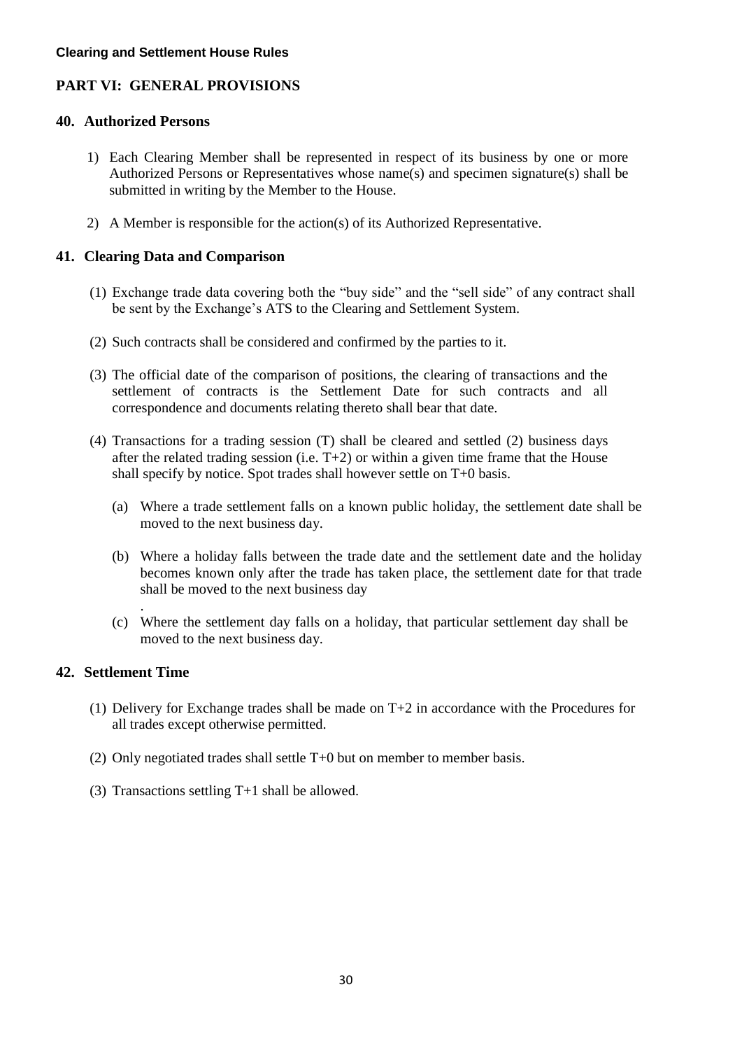## PART VI: GENERAL PROVISIONS

### 40. Authorized Persons

1) Each Clearing Member shall be represented in respect of its business by one or more Authorized Persons or Representatives whose name(s) and specimen signature(s) shall be submitted in writing by the Member to the House.

2) A Member is responsible for the action(s) of its Authorized Representative.

### 41. Clearing Data and Comparison

(1) Exchange trade data covering both the "buy side" and the "sell side" of any contract shall be sent by the Exchange's ATS to the Clearing and Settlement System.

(2) Such contracts shall be considered and confirmed by the parties to it.

(3) The official date of the comparison of positions, the clearing of transactions and the settlement of contracts is the Settlement Date for such contracts and all correspondence and documents relating thereto shall bear that date.

(4) Transactions for a trading session (T) shall be cleared and settled (2) business days after the related trading session (i.e. T+2) or within a given time frame that the House shall specify by notice. Spot trades shall however settle on T+0 basis.

   (a) Where a trade settlement falls on a known public holiday, the settlement date shall be moved to the next business day.

   (b) Where a holiday falls between the trade date and the settlement date and the holiday becomes known only after the trade has taken place, the settlement date for that trade shall be moved to the next business day
   .

   (c) Where the settlement day falls on a holiday, that particular settlement day shall be moved to the next business day.

### 42. Settlement Time

(1) Delivery for Exchange trades shall be made on T+2 in accordance with the Procedures for all trades except otherwise permitted.

(2) Only negotiated trades shall settle T+0 but on member to member basis.

(3) Transactions settling T+1 shall be allowed.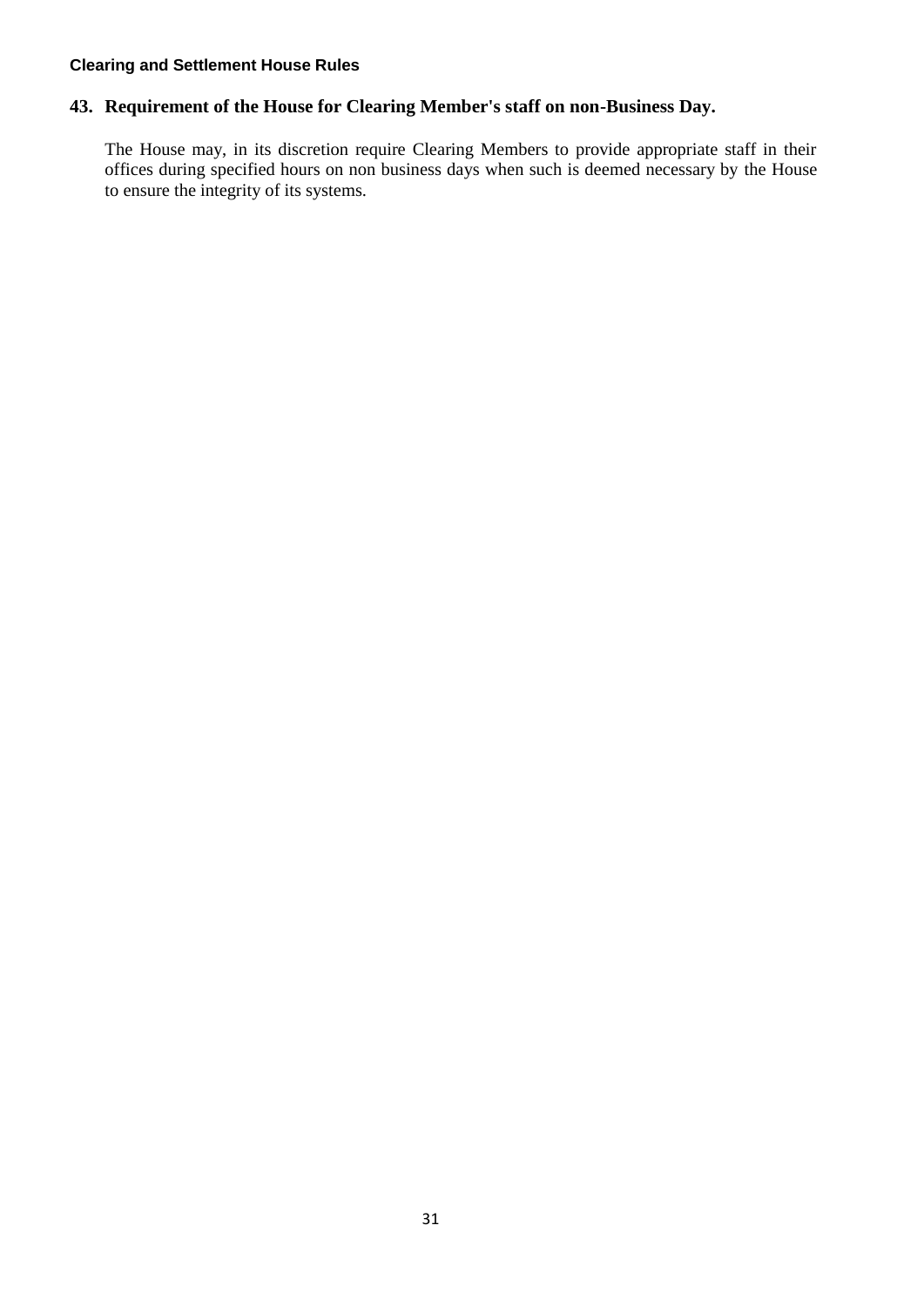## 43. Requirement of the House for Clearing Member's staff on non-Business Day.

The House may, in its discretion require Clearing Members to provide appropriate staff in their offices during specified hours on non business days when such is deemed necessary by the House to ensure the integrity of its systems.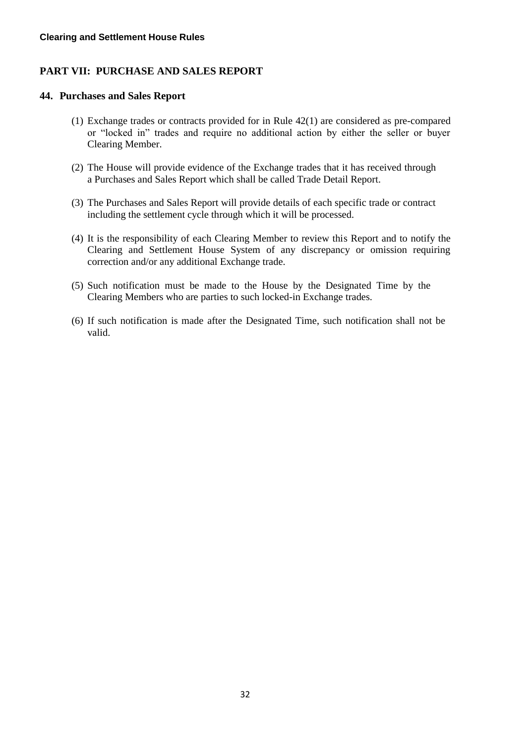## PART VII: PURCHASE AND SALES REPORT

### 44. Purchases and Sales Report

(1) Exchange trades or contracts provided for in Rule 42(1) are considered as pre-compared or "locked in" trades and require no additional action by either the seller or buyer Clearing Member.

(2) The House will provide evidence of the Exchange trades that it has received through a Purchases and Sales Report which shall be called Trade Detail Report.

(3) The Purchases and Sales Report will provide details of each specific trade or contract including the settlement cycle through which it will be processed.

(4) It is the responsibility of each Clearing Member to review this Report and to notify the Clearing and Settlement House System of any discrepancy or omission requiring correction and/or any additional Exchange trade.

(5) Such notification must be made to the House by the Designated Time by the Clearing Members who are parties to such locked-in Exchange trades.

(6) If such notification is made after the Designated Time, such notification shall not be valid.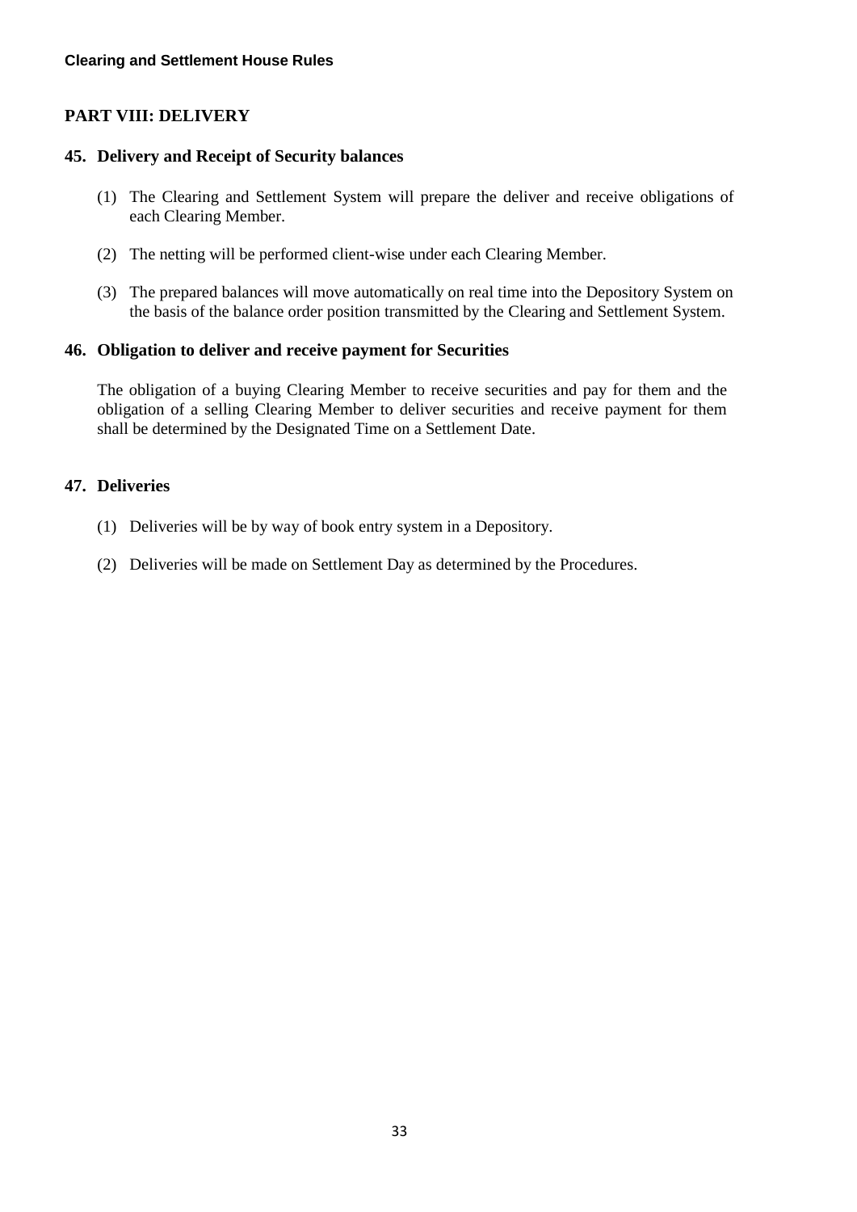## PART VIII: DELIVERY

### 45. Delivery and Receipt of Security balances

(1) The Clearing and Settlement System will prepare the deliver and receive obligations of each Clearing Member.

(2) The netting will be performed client-wise under each Clearing Member.

(3) The prepared balances will move automatically on real time into the Depository System on the basis of the balance order position transmitted by the Clearing and Settlement System.

### 46. Obligation to deliver and receive payment for Securities

The obligation of a buying Clearing Member to receive securities and pay for them and the obligation of a selling Clearing Member to deliver securities and receive payment for them shall be determined by the Designated Time on a Settlement Date.

### 47. Deliveries

(1) Deliveries will be by way of book entry system in a Depository.

(2) Deliveries will be made on Settlement Day as determined by the Procedures.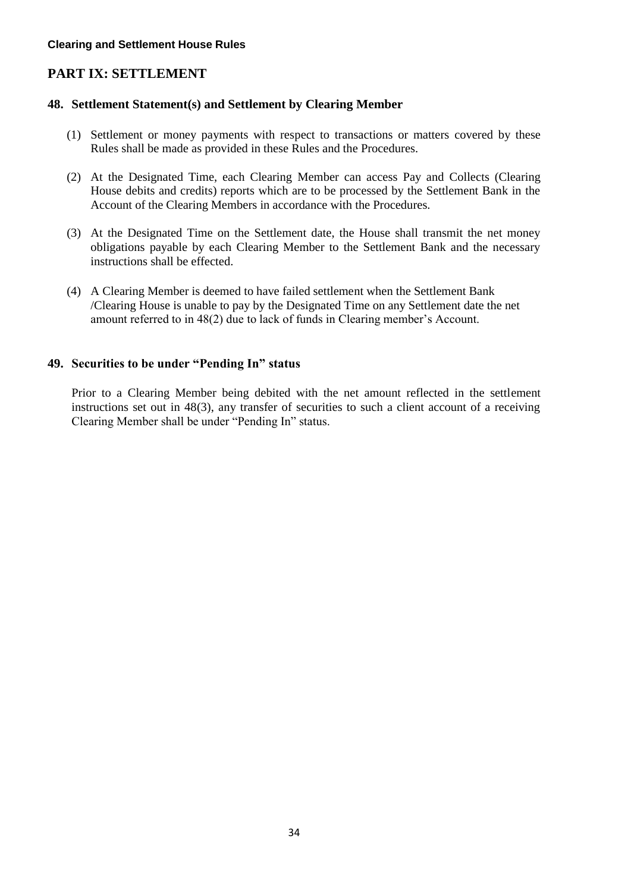## PART IX: SETTLEMENT

### 48. Settlement Statement(s) and Settlement by Clearing Member

(1) Settlement or money payments with respect to transactions or matters covered by these Rules shall be made as provided in these Rules and the Procedures.

(2) At the Designated Time, each Clearing Member can access Pay and Collects (Clearing House debits and credits) reports which are to be processed by the Settlement Bank in the Account of the Clearing Members in accordance with the Procedures.

(3) At the Designated Time on the Settlement date, the House shall transmit the net money obligations payable by each Clearing Member to the Settlement Bank and the necessary instructions shall be effected.

(4) A Clearing Member is deemed to have failed settlement when the Settlement Bank /Clearing House is unable to pay by the Designated Time on any Settlement date the net amount referred to in 48(2) due to lack of funds in Clearing member's Account.

### 49. Securities to be under "Pending In" status

Prior to a Clearing Member being debited with the net amount reflected in the settlement instructions set out in 48(3), any transfer of securities to such a client account of a receiving Clearing Member shall be under "Pending In" status.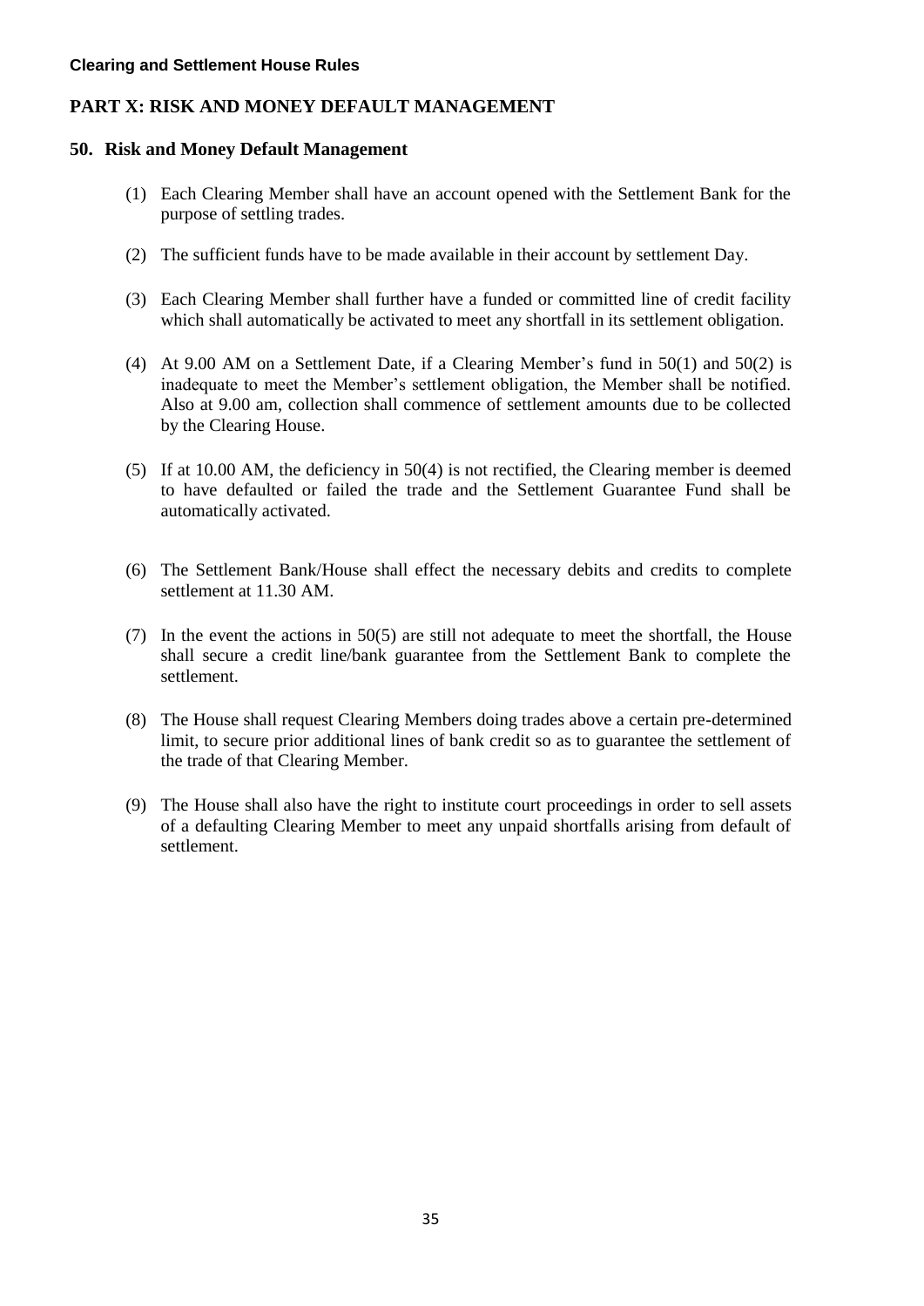## PART X: RISK AND MONEY DEFAULT MANAGEMENT

### 50. Risk and Money Default Management

(1) Each Clearing Member shall have an account opened with the Settlement Bank for the purpose of settling trades.

(2) The sufficient funds have to be made available in their account by settlement Day.

(3) Each Clearing Member shall further have a funded or committed line of credit facility which shall automatically be activated to meet any shortfall in its settlement obligation.

(4) At 9.00 AM on a Settlement Date, if a Clearing Member's fund in 50(1) and 50(2) is inadequate to meet the Member's settlement obligation, the Member shall be notified. Also at 9.00 am, collection shall commence of settlement amounts due to be collected by the Clearing House.

(5) If at 10.00 AM, the deficiency in 50(4) is not rectified, the Clearing member is deemed to have defaulted or failed the trade and the Settlement Guarantee Fund shall be automatically activated.

(6) The Settlement Bank/House shall effect the necessary debits and credits to complete settlement at 11.30 AM.

(7) In the event the actions in 50(5) are still not adequate to meet the shortfall, the House shall secure a credit line/bank guarantee from the Settlement Bank to complete the settlement.

(8) The House shall request Clearing Members doing trades above a certain pre-determined limit, to secure prior additional lines of bank credit so as to guarantee the settlement of the trade of that Clearing Member.

(9) The House shall also have the right to institute court proceedings in order to sell assets of a defaulting Clearing Member to meet any unpaid shortfalls arising from default of settlement.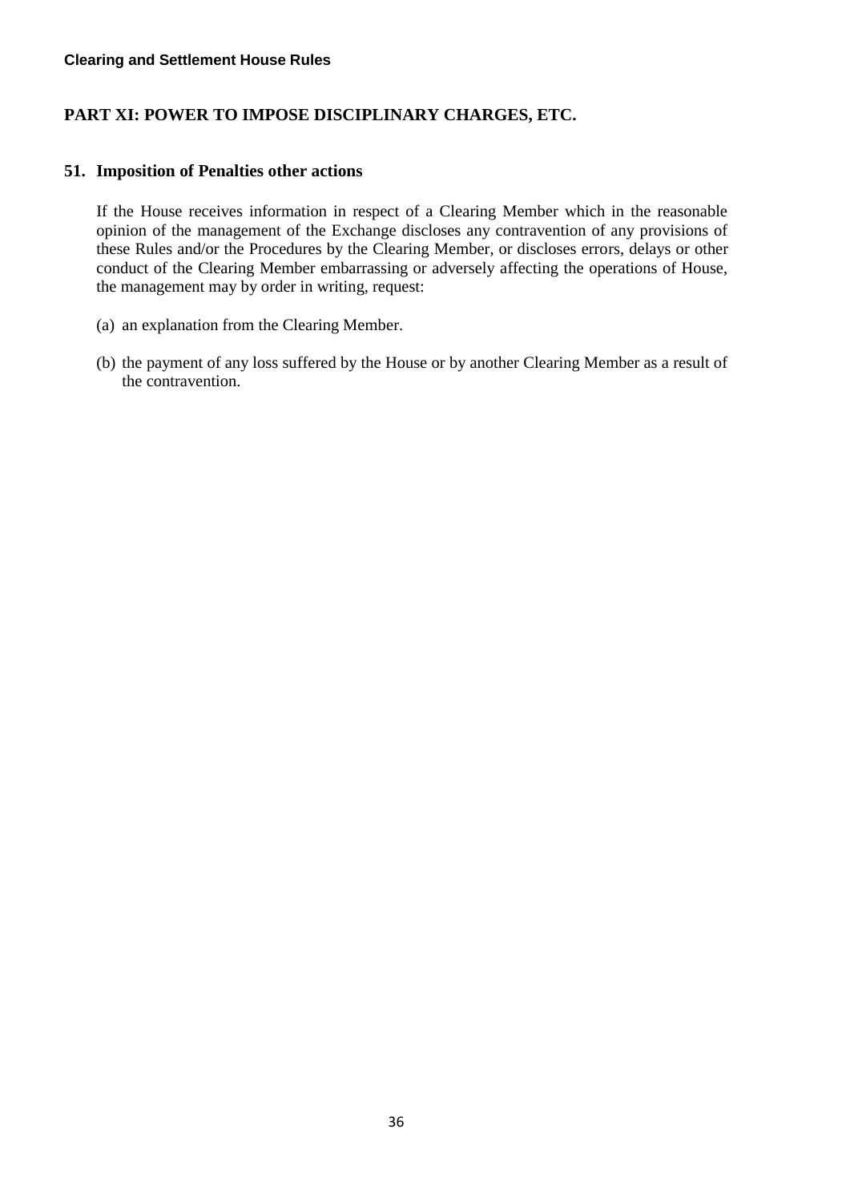## PART XI: POWER TO IMPOSE DISCIPLINARY CHARGES, ETC.

### 51. Imposition of Penalties other actions

If the House receives information in respect of a Clearing Member which in the reasonable opinion of the management of the Exchange discloses any contravention of any provisions of these Rules and/or the Procedures by the Clearing Member, or discloses errors, delays or other conduct of the Clearing Member embarrassing or adversely affecting the operations of House, the management may by order in writing, request:

(a) an explanation from the Clearing Member.

(b) the payment of any loss suffered by the House or by another Clearing Member as a result of the contravention.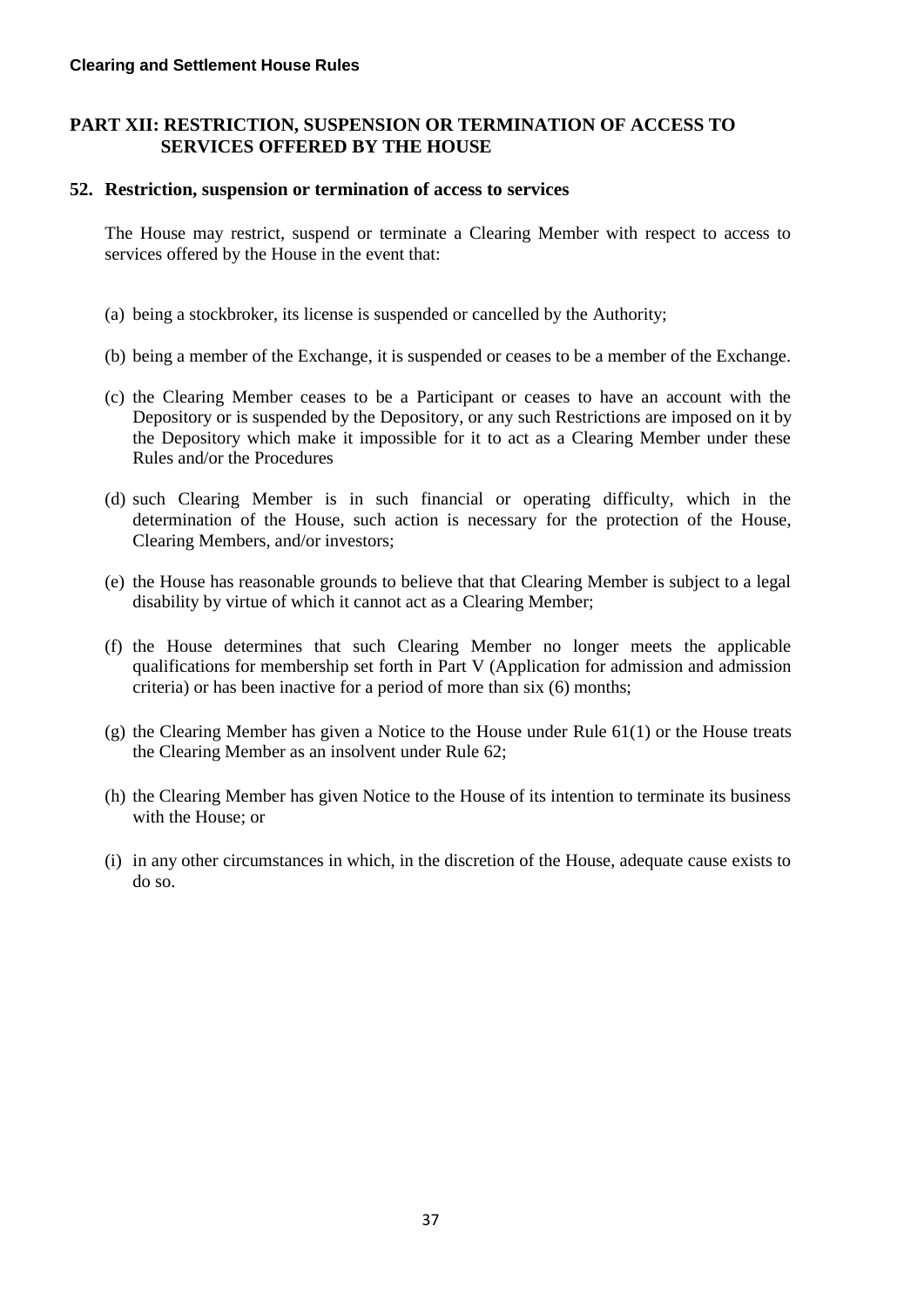## PART XII: RESTRICTION, SUSPENSION OR TERMINATION OF ACCESS TO SERVICES OFFERED BY THE HOUSE

### 52. Restriction, suspension or termination of access to services

The House may restrict, suspend or terminate a Clearing Member with respect to access to services offered by the House in the event that:

(a) being a stockbroker, its license is suspended or cancelled by the Authority;

(b) being a member of the Exchange, it is suspended or ceases to be a member of the Exchange.

(c) the Clearing Member ceases to be a Participant or ceases to have an account with the Depository or is suspended by the Depository, or any such Restrictions are imposed on it by the Depository which make it impossible for it to act as a Clearing Member under these Rules and/or the Procedures

(d) such Clearing Member is in such financial or operating difficulty, which in the determination of the House, such action is necessary for the protection of the House, Clearing Members, and/or investors;

(e) the House has reasonable grounds to believe that that Clearing Member is subject to a legal disability by virtue of which it cannot act as a Clearing Member;

(f) the House determines that such Clearing Member no longer meets the applicable qualifications for membership set forth in Part V (Application for admission and admission criteria) or has been inactive for a period of more than six (6) months;

(g) the Clearing Member has given a Notice to the House under Rule 61(1) or the House treats the Clearing Member as an insolvent under Rule 62;

(h) the Clearing Member has given Notice to the House of its intention to terminate its business with the House; or

(i) in any other circumstances in which, in the discretion of the House, adequate cause exists to do so.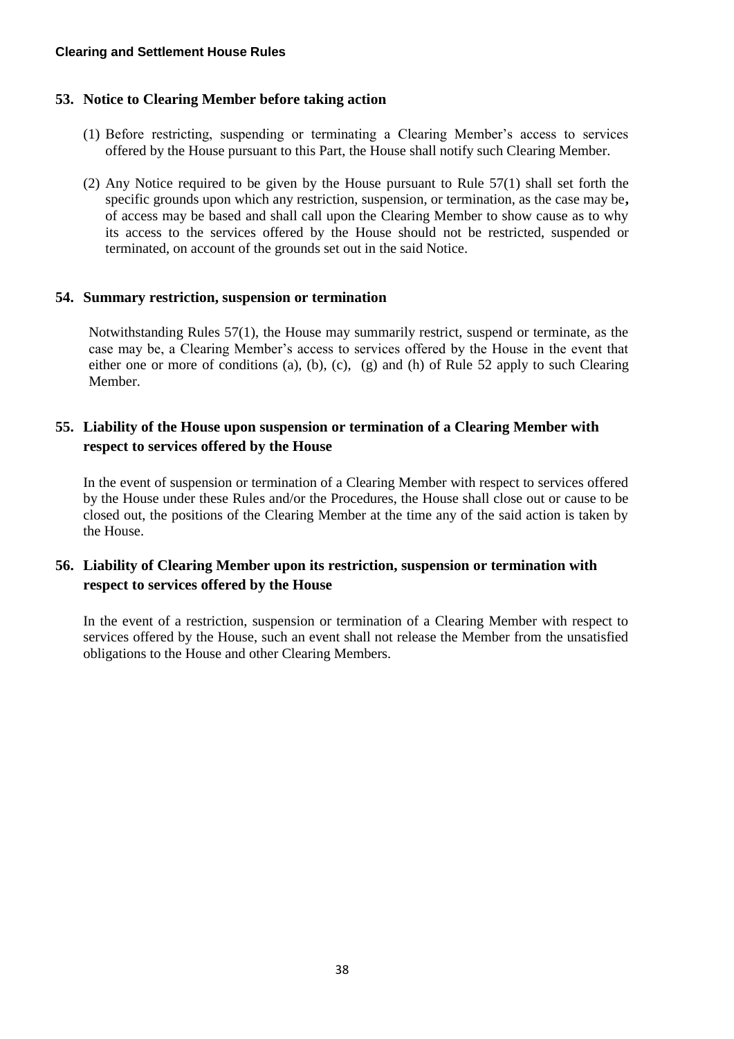## 53. Notice to Clearing Member before taking action

(1) Before restricting, suspending or terminating a Clearing Member's access to services offered by the House pursuant to this Part, the House shall notify such Clearing Member.

(2) Any Notice required to be given by the House pursuant to Rule 57(1) shall set forth the specific grounds upon which any restriction, suspension, or termination, as the case may be**,** of access may be based and shall call upon the Clearing Member to show cause as to why its access to the services offered by the House should not be restricted, suspended or terminated, on account of the grounds set out in the said Notice.

## 54. Summary restriction, suspension or termination

Notwithstanding Rules 57(1), the House may summarily restrict, suspend or terminate, as the case may be, a Clearing Member's access to services offered by the House in the event that either one or more of conditions (a), (b), (c), (g) and (h) of Rule 52 apply to such Clearing Member.

## 55. Liability of the House upon suspension or termination of a Clearing Member with respect to services offered by the House

In the event of suspension or termination of a Clearing Member with respect to services offered by the House under these Rules and/or the Procedures, the House shall close out or cause to be closed out, the positions of the Clearing Member at the time any of the said action is taken by the House.

## 56. Liability of Clearing Member upon its restriction, suspension or termination with respect to services offered by the House

In the event of a restriction, suspension or termination of a Clearing Member with respect to services offered by the House, such an event shall not release the Member from the unsatisfied obligations to the House and other Clearing Members.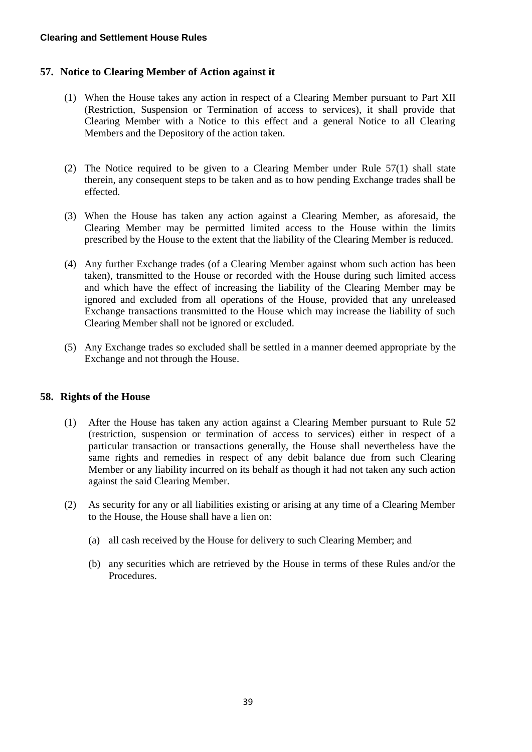## 57. Notice to Clearing Member of Action against it

(1) When the House takes any action in respect of a Clearing Member pursuant to Part XII (Restriction, Suspension or Termination of access to services), it shall provide that Clearing Member with a Notice to this effect and a general Notice to all Clearing Members and the Depository of the action taken.

(2) The Notice required to be given to a Clearing Member under Rule 57(1) shall state therein, any consequent steps to be taken and as to how pending Exchange trades shall be effected.

(3) When the House has taken any action against a Clearing Member, as aforesaid, the Clearing Member may be permitted limited access to the House within the limits prescribed by the House to the extent that the liability of the Clearing Member is reduced.

(4) Any further Exchange trades (of a Clearing Member against whom such action has been taken), transmitted to the House or recorded with the House during such limited access and which have the effect of increasing the liability of the Clearing Member may be ignored and excluded from all operations of the House, provided that any unreleased Exchange transactions transmitted to the House which may increase the liability of such Clearing Member shall not be ignored or excluded.

(5) Any Exchange trades so excluded shall be settled in a manner deemed appropriate by the Exchange and not through the House.

## 58. Rights of the House

(1) After the House has taken any action against a Clearing Member pursuant to Rule 52 (restriction, suspension or termination of access to services) either in respect of a particular transaction or transactions generally, the House shall nevertheless have the same rights and remedies in respect of any debit balance due from such Clearing Member or any liability incurred on its behalf as though it had not taken any such action against the said Clearing Member.

(2) As security for any or all liabilities existing or arising at any time of a Clearing Member to the House, the House shall have a lien on:

   (a) all cash received by the House for delivery to such Clearing Member; and

   (b) any securities which are retrieved by the House in terms of these Rules and/or the Procedures.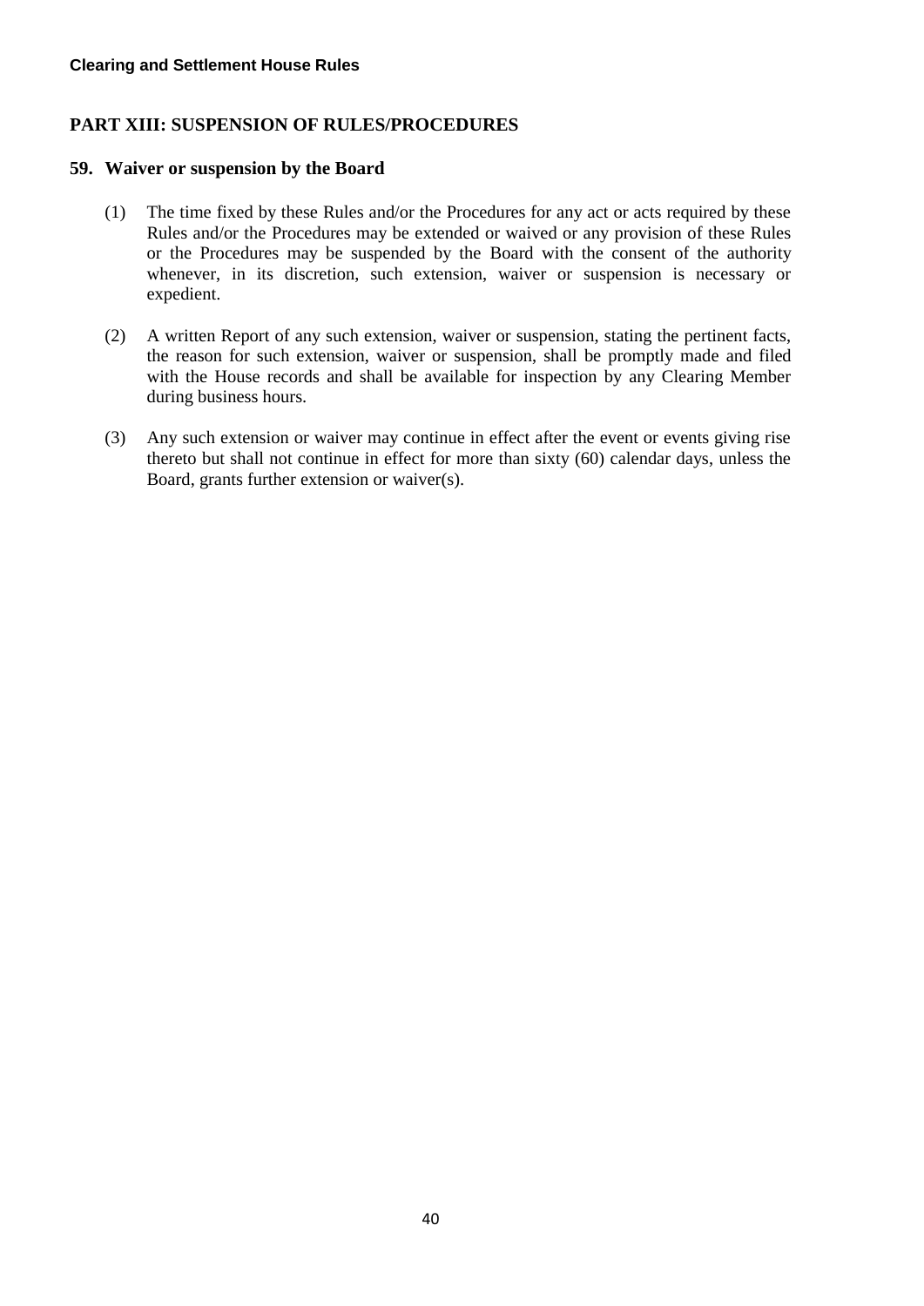## PART XIII: SUSPENSION OF RULES/PROCEDURES

### 59. Waiver or suspension by the Board

(1) The time fixed by these Rules and/or the Procedures for any act or acts required by these Rules and/or the Procedures may be extended or waived or any provision of these Rules or the Procedures may be suspended by the Board with the consent of the authority whenever, in its discretion, such extension, waiver or suspension is necessary or expedient.

(2) A written Report of any such extension, waiver or suspension, stating the pertinent facts, the reason for such extension, waiver or suspension, shall be promptly made and filed with the House records and shall be available for inspection by any Clearing Member during business hours.

(3) Any such extension or waiver may continue in effect after the event or events giving rise thereto but shall not continue in effect for more than sixty (60) calendar days, unless the Board, grants further extension or waiver(s).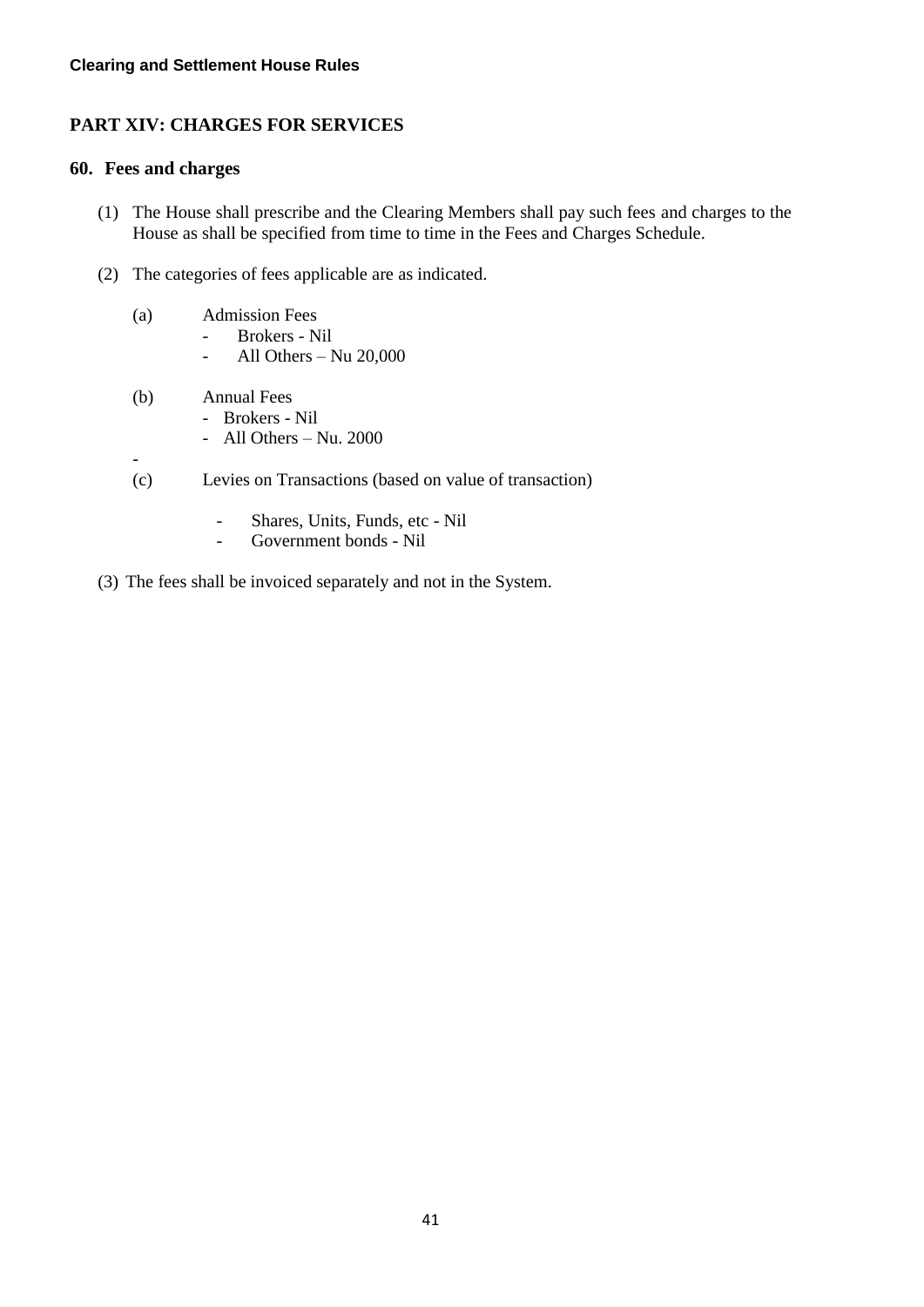## PART XIV: CHARGES FOR SERVICES

### 60. Fees and charges

(1) The House shall prescribe and the Clearing Members shall pay such fees and charges to the House as shall be specified from time to time in the Fees and Charges Schedule.

(2) The categories of fees applicable are as indicated.

(a) Admission Fees
- Brokers - Nil
- All Others – Nu 20,000

(b) Annual Fees
- Brokers - Nil
- All Others – Nu. 2000

-

(c) Levies on Transactions (based on value of transaction)
- Shares, Units, Funds, etc - Nil
- Government bonds - Nil

(3) The fees shall be invoiced separately and not in the System.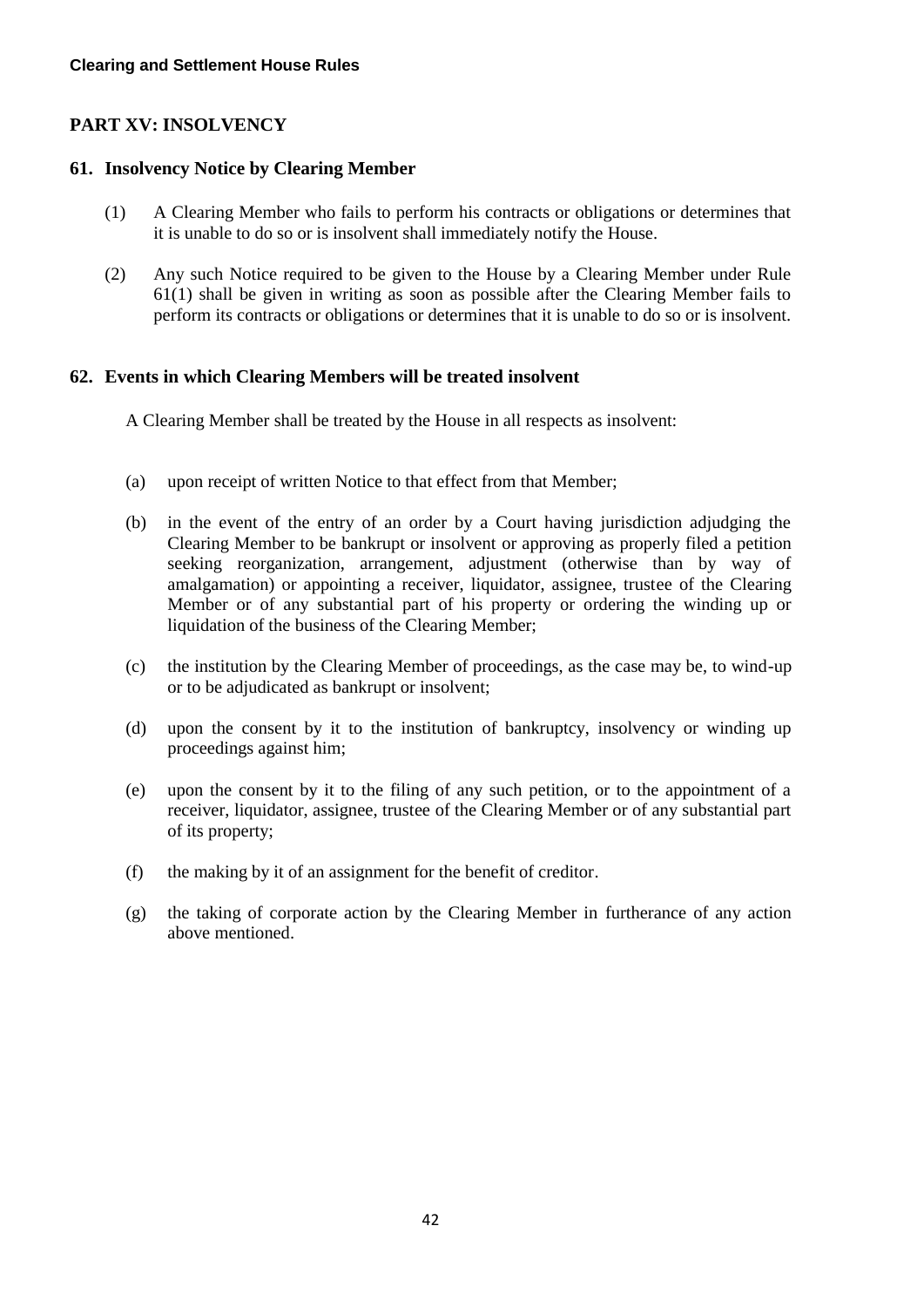## PART XV: INSOLVENCY

### 61. Insolvency Notice by Clearing Member

(1) A Clearing Member who fails to perform his contracts or obligations or determines that it is unable to do so or is insolvent shall immediately notify the House.

(2) Any such Notice required to be given to the House by a Clearing Member under Rule 61(1) shall be given in writing as soon as possible after the Clearing Member fails to perform its contracts or obligations or determines that it is unable to do so or is insolvent.

### 62. Events in which Clearing Members will be treated insolvent

A Clearing Member shall be treated by the House in all respects as insolvent:

(a) upon receipt of written Notice to that effect from that Member;

(b) in the event of the entry of an order by a Court having jurisdiction adjudging the Clearing Member to be bankrupt or insolvent or approving as properly filed a petition seeking reorganization, arrangement, adjustment (otherwise than by way of amalgamation) or appointing a receiver, liquidator, assignee, trustee of the Clearing Member or of any substantial part of his property or ordering the winding up or liquidation of the business of the Clearing Member;

(c) the institution by the Clearing Member of proceedings, as the case may be, to wind-up or to be adjudicated as bankrupt or insolvent;

(d) upon the consent by it to the institution of bankruptcy, insolvency or winding up proceedings against him;

(e) upon the consent by it to the filing of any such petition, or to the appointment of a receiver, liquidator, assignee, trustee of the Clearing Member or of any substantial part of its property;

(f) the making by it of an assignment for the benefit of creditor.

(g) the taking of corporate action by the Clearing Member in furtherance of any action above mentioned.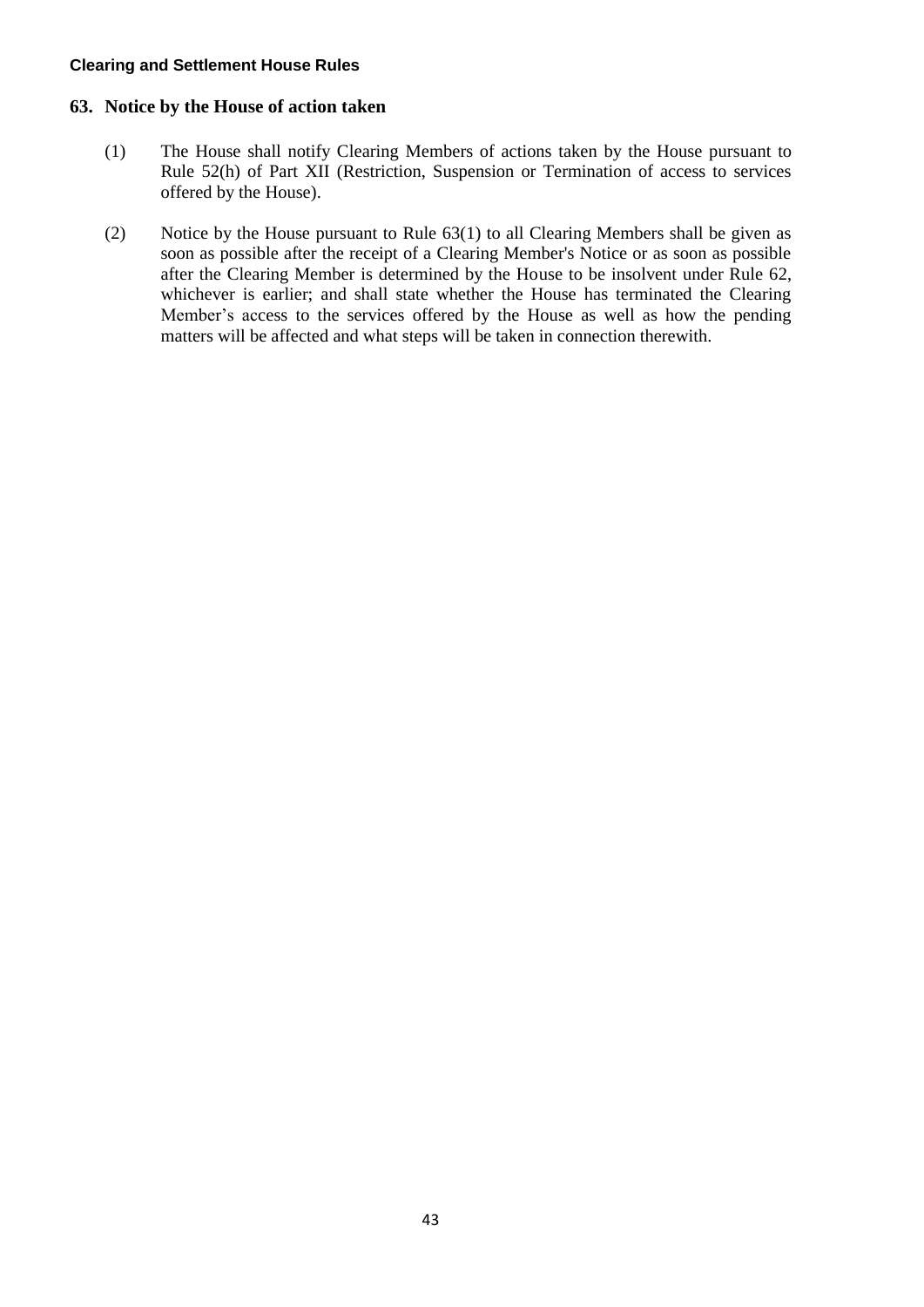## 63. Notice by the House of action taken

(1) The House shall notify Clearing Members of actions taken by the House pursuant to Rule 52(h) of Part XII (Restriction, Suspension or Termination of access to services offered by the House).

(2) Notice by the House pursuant to Rule 63(1) to all Clearing Members shall be given as soon as possible after the receipt of a Clearing Member's Notice or as soon as possible after the Clearing Member is determined by the House to be insolvent under Rule 62, whichever is earlier; and shall state whether the House has terminated the Clearing Member's access to the services offered by the House as well as how the pending matters will be affected and what steps will be taken in connection therewith.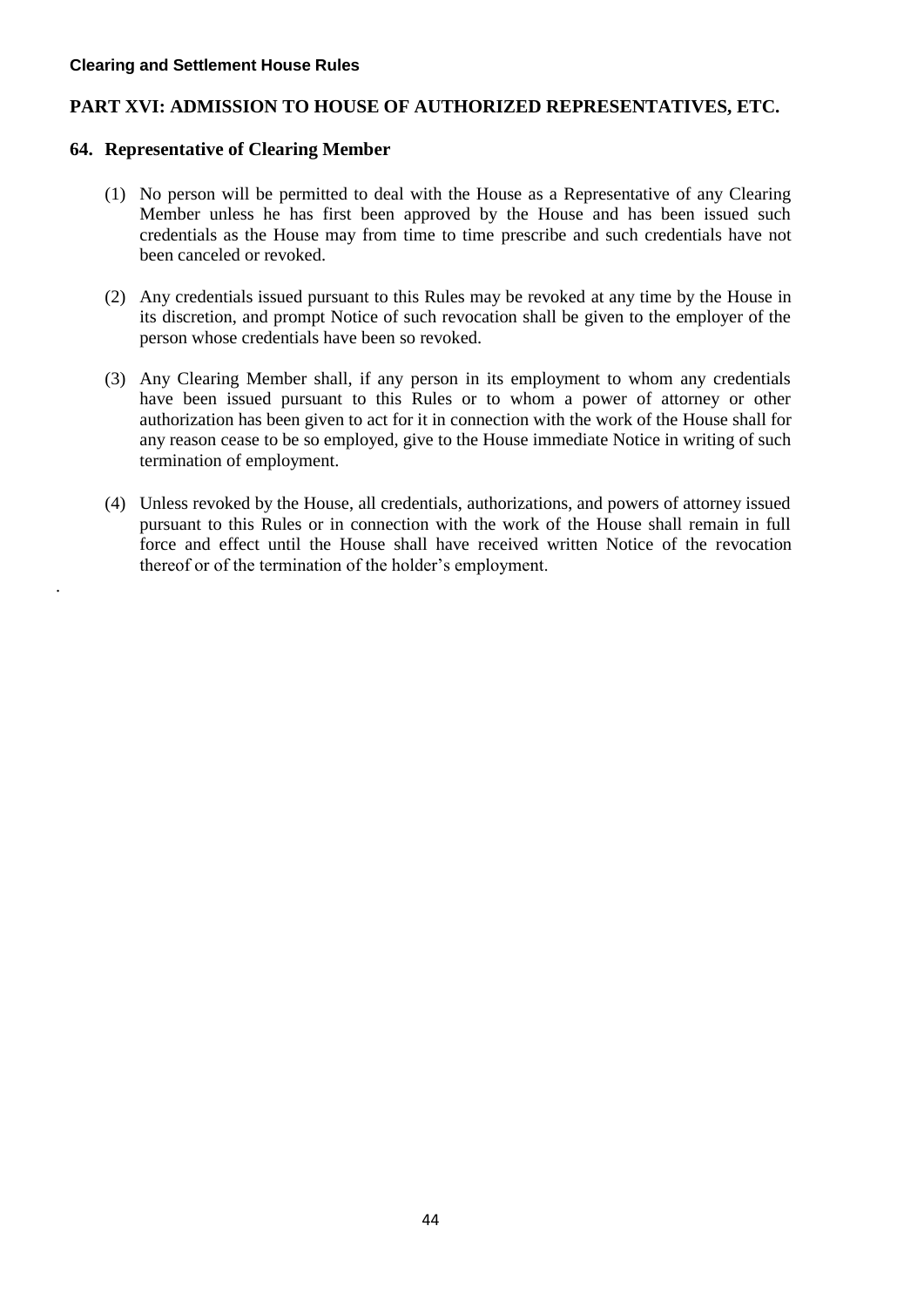## PART XVI: ADMISSION TO HOUSE OF AUTHORIZED REPRESENTATIVES, ETC.

### 64. Representative of Clearing Member

(1) No person will be permitted to deal with the House as a Representative of any Clearing Member unless he has first been approved by the House and has been issued such credentials as the House may from time to time prescribe and such credentials have not been canceled or revoked.

(2) Any credentials issued pursuant to this Rules may be revoked at any time by the House in its discretion, and prompt Notice of such revocation shall be given to the employer of the person whose credentials have been so revoked.

(3) Any Clearing Member shall, if any person in its employment to whom any credentials have been issued pursuant to this Rules or to whom a power of attorney or other authorization has been given to act for it in connection with the work of the House shall for any reason cease to be so employed, give to the House immediate Notice in writing of such termination of employment.

(4) Unless revoked by the House, all credentials, authorizations, and powers of attorney issued pursuant to this Rules or in connection with the work of the House shall remain in full force and effect until the House shall have received written Notice of the revocation thereof or of the termination of the holder's employment.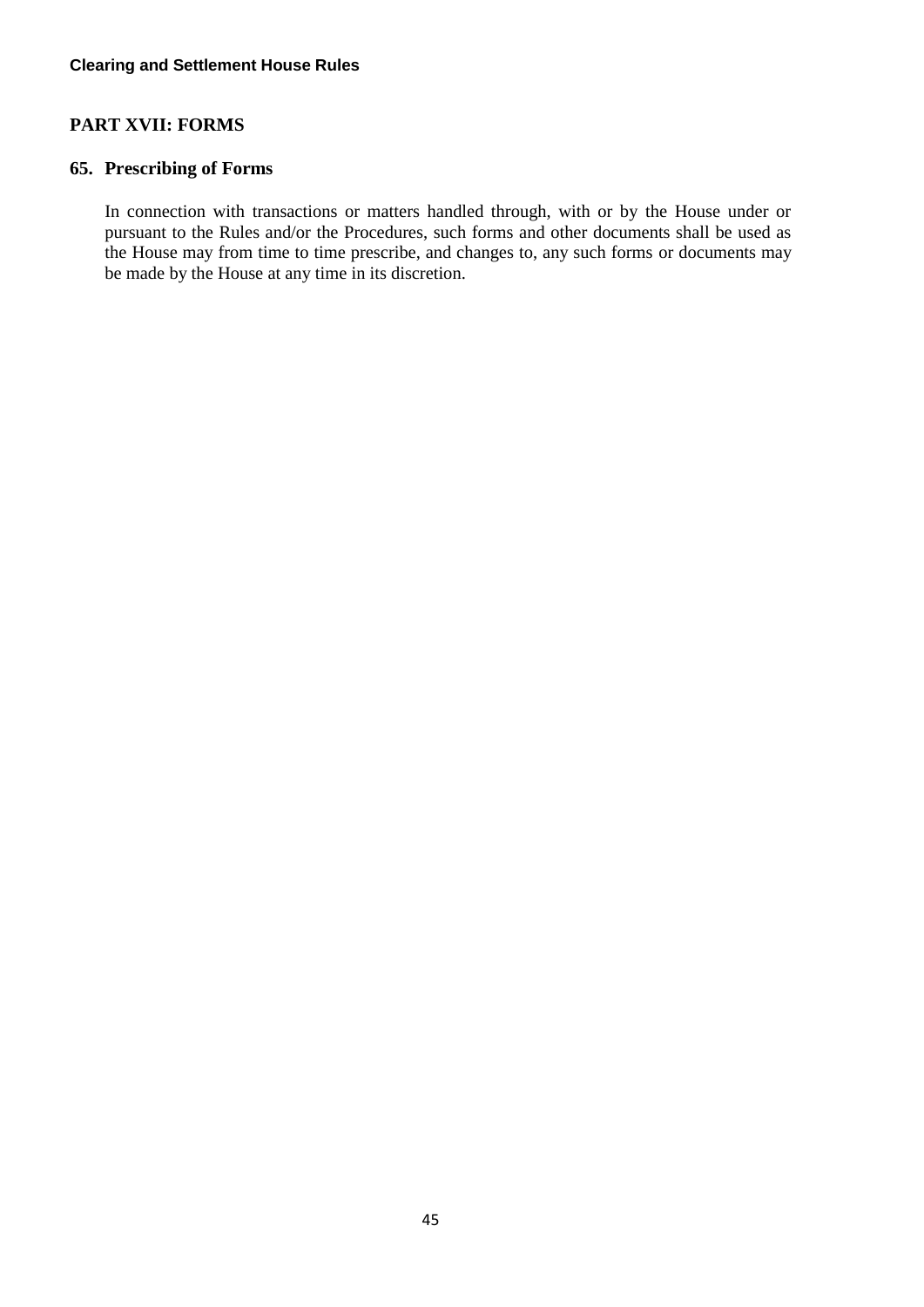## PART XVII: FORMS

### 65. Prescribing of Forms

In connection with transactions or matters handled through, with or by the House under or pursuant to the Rules and/or the Procedures, such forms and other documents shall be used as the House may from time to time prescribe, and changes to, any such forms or documents may be made by the House at any time in its discretion.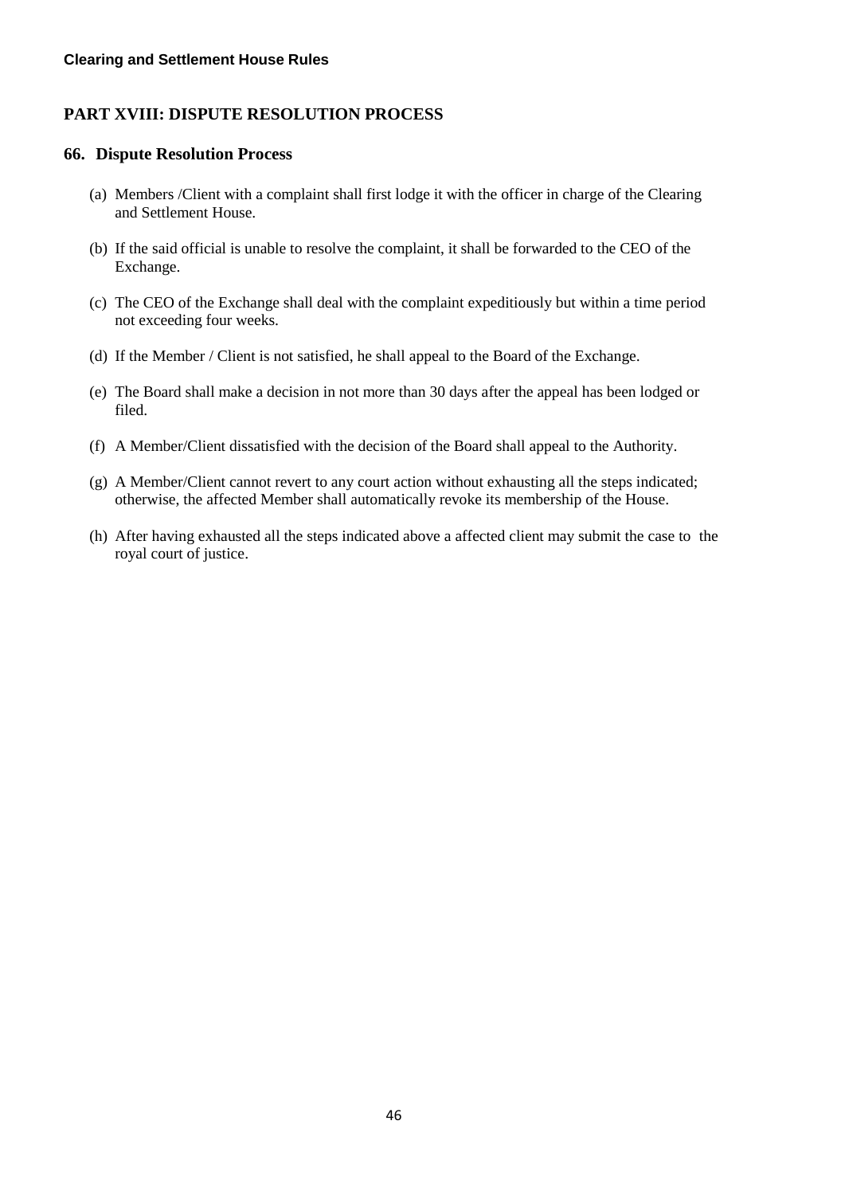## PART XVIII: DISPUTE RESOLUTION PROCESS

### 66. Dispute Resolution Process

(a) Members /Client with a complaint shall first lodge it with the officer in charge of the Clearing and Settlement House.

(b) If the said official is unable to resolve the complaint, it shall be forwarded to the CEO of the Exchange.

(c) The CEO of the Exchange shall deal with the complaint expeditiously but within a time period not exceeding four weeks.

(d) If the Member / Client is not satisfied, he shall appeal to the Board of the Exchange.

(e) The Board shall make a decision in not more than 30 days after the appeal has been lodged or filed.

(f) A Member/Client dissatisfied with the decision of the Board shall appeal to the Authority.

(g) A Member/Client cannot revert to any court action without exhausting all the steps indicated; otherwise, the affected Member shall automatically revoke its membership of the House.

(h) After having exhausted all the steps indicated above a affected client may submit the case to the royal court of justice.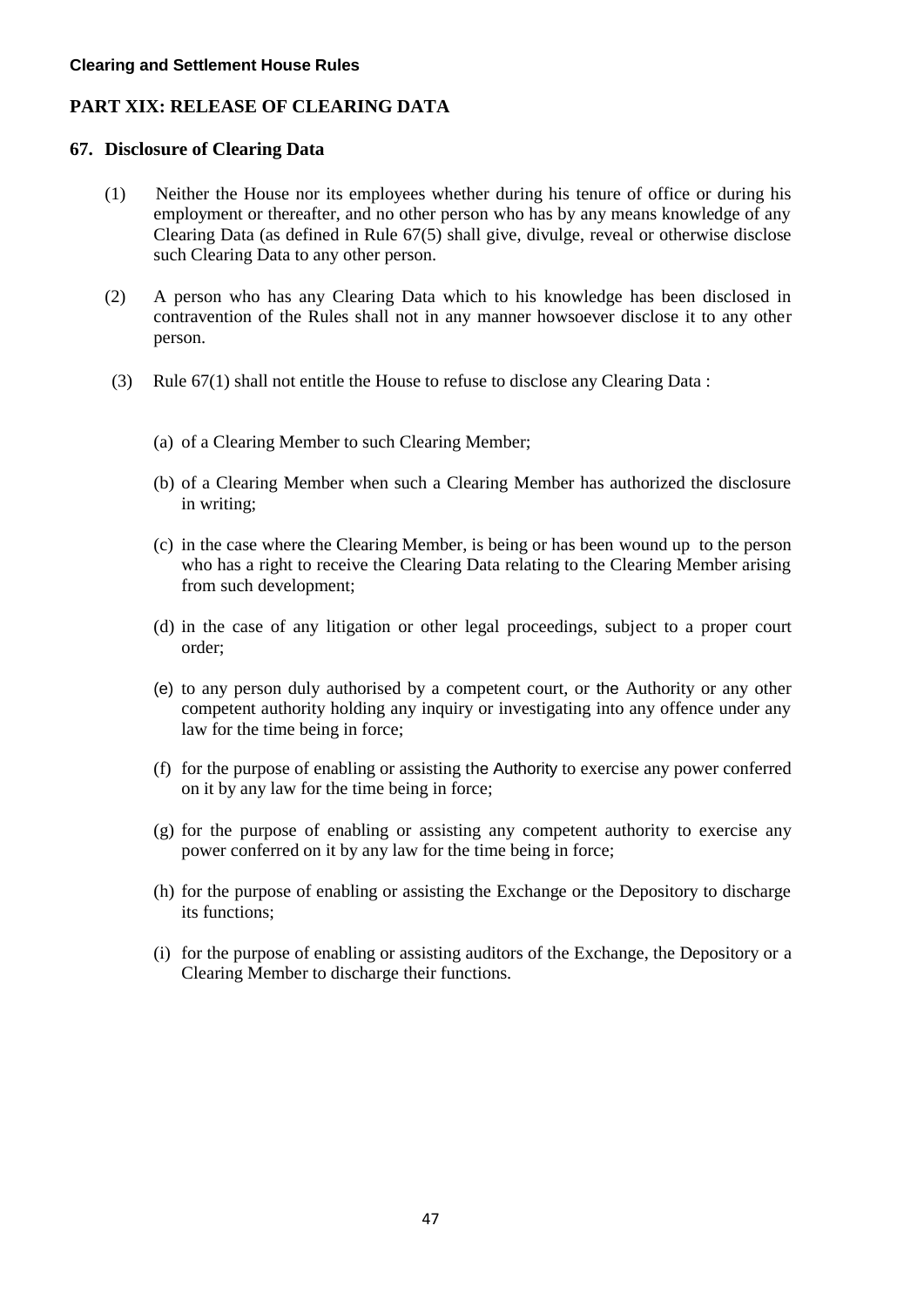## PART XIX: RELEASE OF CLEARING DATA

### 67. Disclosure of Clearing Data

(1) Neither the House nor its employees whether during his tenure of office or during his employment or thereafter, and no other person who has by any means knowledge of any Clearing Data (as defined in Rule 67(5) shall give, divulge, reveal or otherwise disclose such Clearing Data to any other person.

(2) A person who has any Clearing Data which to his knowledge has been disclosed in contravention of the Rules shall not in any manner howsoever disclose it to any other person.

(3) Rule 67(1) shall not entitle the House to refuse to disclose any Clearing Data :

(a) of a Clearing Member to such Clearing Member;

(b) of a Clearing Member when such a Clearing Member has authorized the disclosure in writing;

(c) in the case where the Clearing Member, is being or has been wound up to the person who has a right to receive the Clearing Data relating to the Clearing Member arising from such development;

(d) in the case of any litigation or other legal proceedings, subject to a proper court order;

(e) to any person duly authorised by a competent court, or the Authority or any other competent authority holding any inquiry or investigating into any offence under any law for the time being in force;

(f) for the purpose of enabling or assisting the Authority to exercise any power conferred on it by any law for the time being in force;

(g) for the purpose of enabling or assisting any competent authority to exercise any power conferred on it by any law for the time being in force;

(h) for the purpose of enabling or assisting the Exchange or the Depository to discharge its functions;

(i) for the purpose of enabling or assisting auditors of the Exchange, the Depository or a Clearing Member to discharge their functions.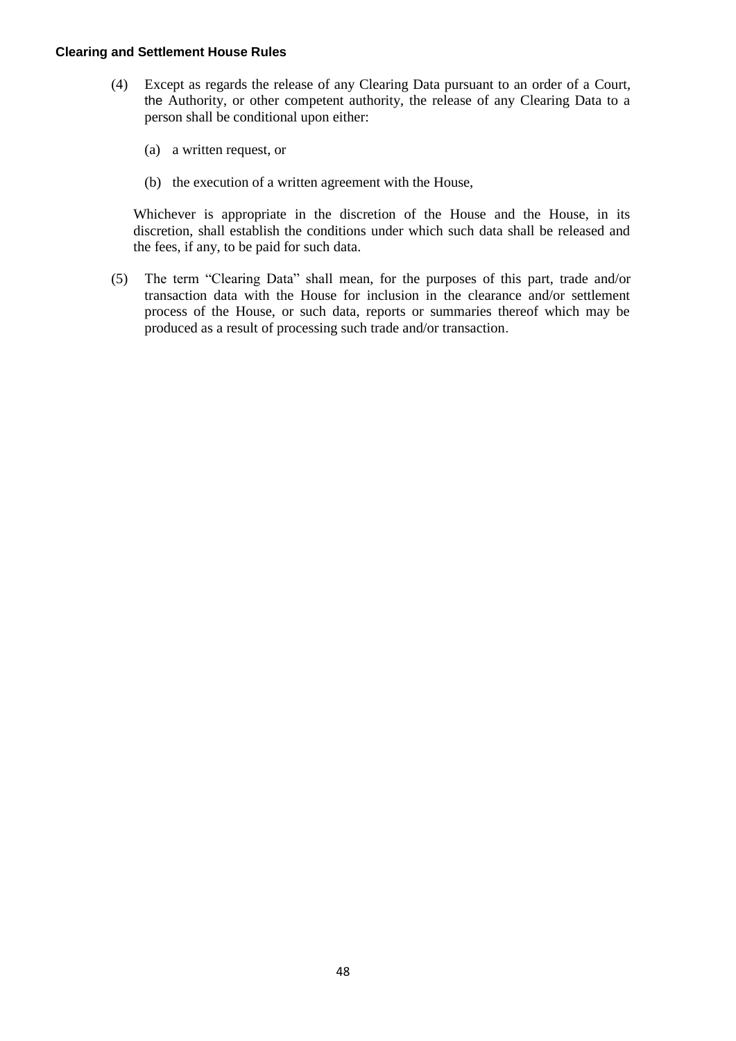(4) Except as regards the release of any Clearing Data pursuant to an order of a Court, the Authority, or other competent authority, the release of any Clearing Data to a person shall be conditional upon either:

   (a) a written request, or

   (b) the execution of a written agreement with the House,

Whichever is appropriate in the discretion of the House and the House, in its discretion, shall establish the conditions under which such data shall be released and the fees, if any, to be paid for such data.

(5) The term "Clearing Data" shall mean, for the purposes of this part, trade and/or transaction data with the House for inclusion in the clearance and/or settlement process of the House, or such data, reports or summaries thereof which may be produced as a result of processing such trade and/or transaction.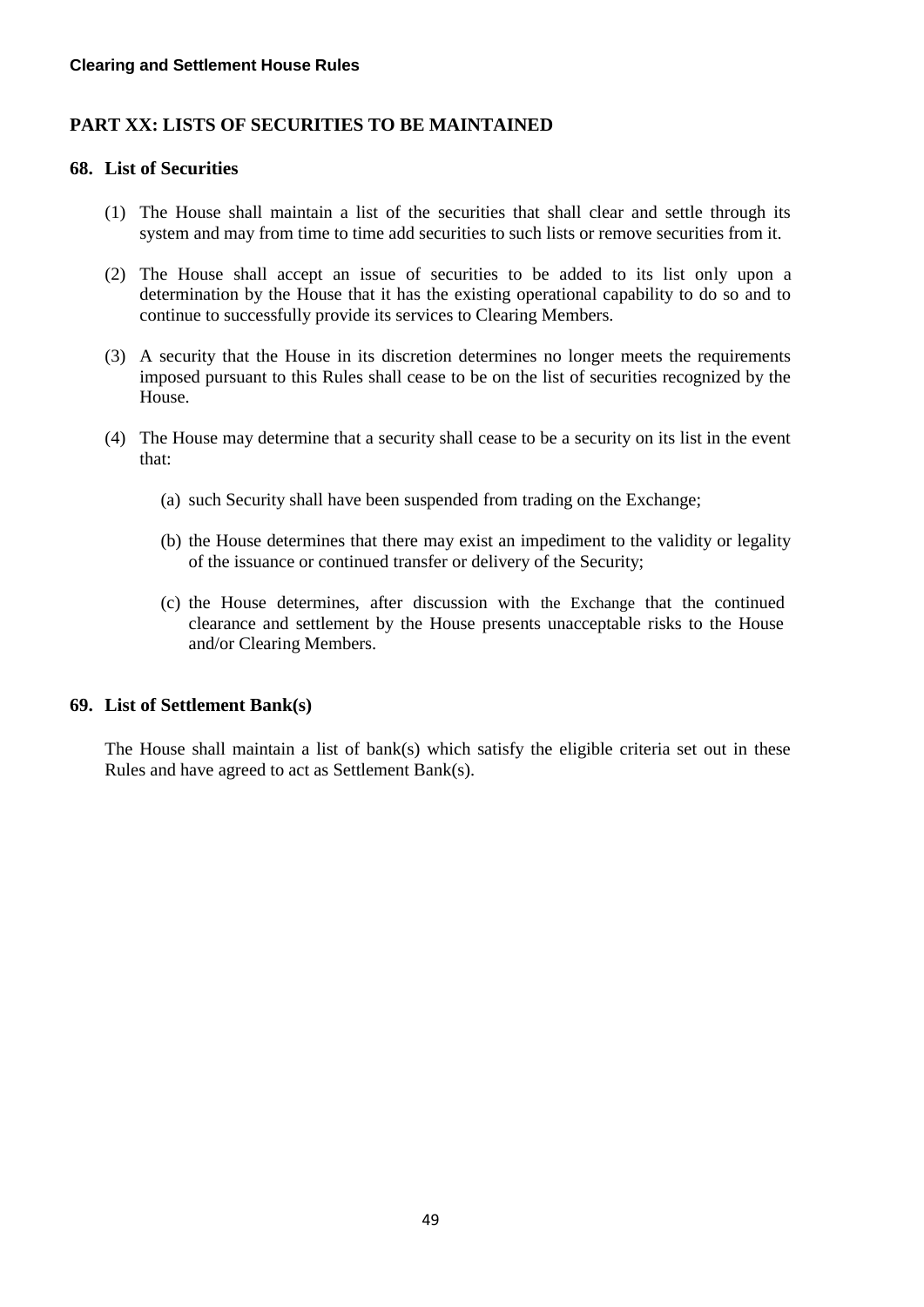## PART XX: LISTS OF SECURITIES TO BE MAINTAINED

### 68. List of Securities

(1) The House shall maintain a list of the securities that shall clear and settle through its system and may from time to time add securities to such lists or remove securities from it.

(2) The House shall accept an issue of securities to be added to its list only upon a determination by the House that it has the existing operational capability to do so and to continue to successfully provide its services to Clearing Members.

(3) A security that the House in its discretion determines no longer meets the requirements imposed pursuant to this Rules shall cease to be on the list of securities recognized by the House.

(4) The House may determine that a security shall cease to be a security on its list in the event that:

(a) such Security shall have been suspended from trading on the Exchange;

(b) the House determines that there may exist an impediment to the validity or legality of the issuance or continued transfer or delivery of the Security;

(c) the House determines, after discussion with the Exchange that the continued clearance and settlement by the House presents unacceptable risks to the House and/or Clearing Members.

### 69. List of Settlement Bank(s)

The House shall maintain a list of bank(s) which satisfy the eligible criteria set out in these Rules and have agreed to act as Settlement Bank(s).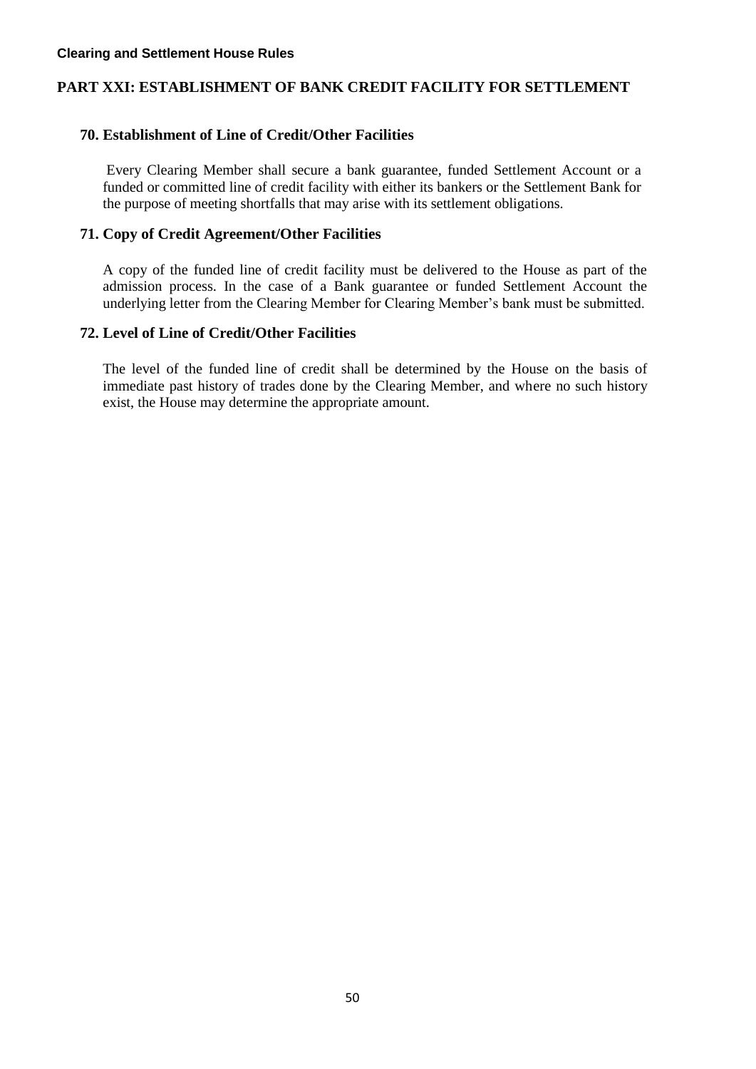## PART XXI: ESTABLISHMENT OF BANK CREDIT FACILITY FOR SETTLEMENT

### 70. Establishment of Line of Credit/Other Facilities

Every Clearing Member shall secure a bank guarantee, funded Settlement Account or a funded or committed line of credit facility with either its bankers or the Settlement Bank for the purpose of meeting shortfalls that may arise with its settlement obligations.

### 71. Copy of Credit Agreement/Other Facilities

A copy of the funded line of credit facility must be delivered to the House as part of the admission process. In the case of a Bank guarantee or funded Settlement Account the underlying letter from the Clearing Member for Clearing Member's bank must be submitted.

### 72. Level of Line of Credit/Other Facilities

The level of the funded line of credit shall be determined by the House on the basis of immediate past history of trades done by the Clearing Member, and where no such history exist, the House may determine the appropriate amount.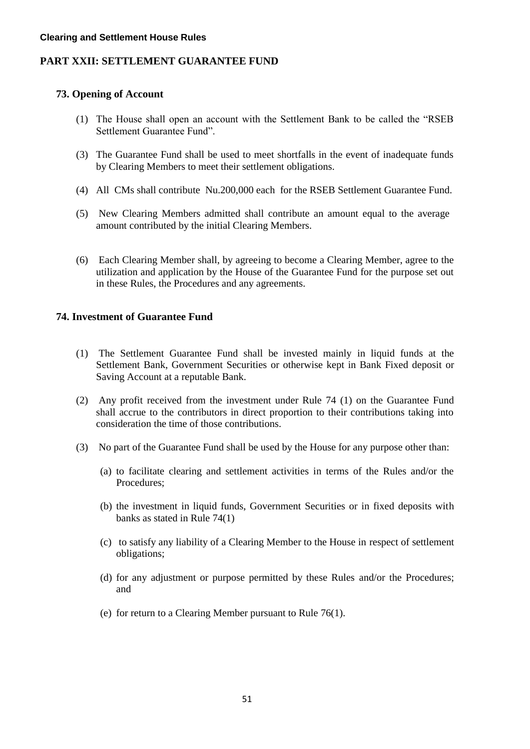## PART XXII: SETTLEMENT GUARANTEE FUND

### 73. Opening of Account

(1) The House shall open an account with the Settlement Bank to be called the "RSEB Settlement Guarantee Fund".

(3) The Guarantee Fund shall be used to meet shortfalls in the event of inadequate funds by Clearing Members to meet their settlement obligations.

(4) All CMs shall contribute Nu.200,000 each for the RSEB Settlement Guarantee Fund.

(5) New Clearing Members admitted shall contribute an amount equal to the average amount contributed by the initial Clearing Members.

(6) Each Clearing Member shall, by agreeing to become a Clearing Member, agree to the utilization and application by the House of the Guarantee Fund for the purpose set out in these Rules, the Procedures and any agreements.

### 74. Investment of Guarantee Fund

(1) The Settlement Guarantee Fund shall be invested mainly in liquid funds at the Settlement Bank, Government Securities or otherwise kept in Bank Fixed deposit or Saving Account at a reputable Bank.

(2) Any profit received from the investment under Rule 74 (1) on the Guarantee Fund shall accrue to the contributors in direct proportion to their contributions taking into consideration the time of those contributions.

(3) No part of the Guarantee Fund shall be used by the House for any purpose other than:

   (a) to facilitate clearing and settlement activities in terms of the Rules and/or the Procedures;

   (b) the investment in liquid funds, Government Securities or in fixed deposits with banks as stated in Rule 74(1)

   (c) to satisfy any liability of a Clearing Member to the House in respect of settlement obligations;

   (d) for any adjustment or purpose permitted by these Rules and/or the Procedures; and

   (e) for return to a Clearing Member pursuant to Rule 76(1).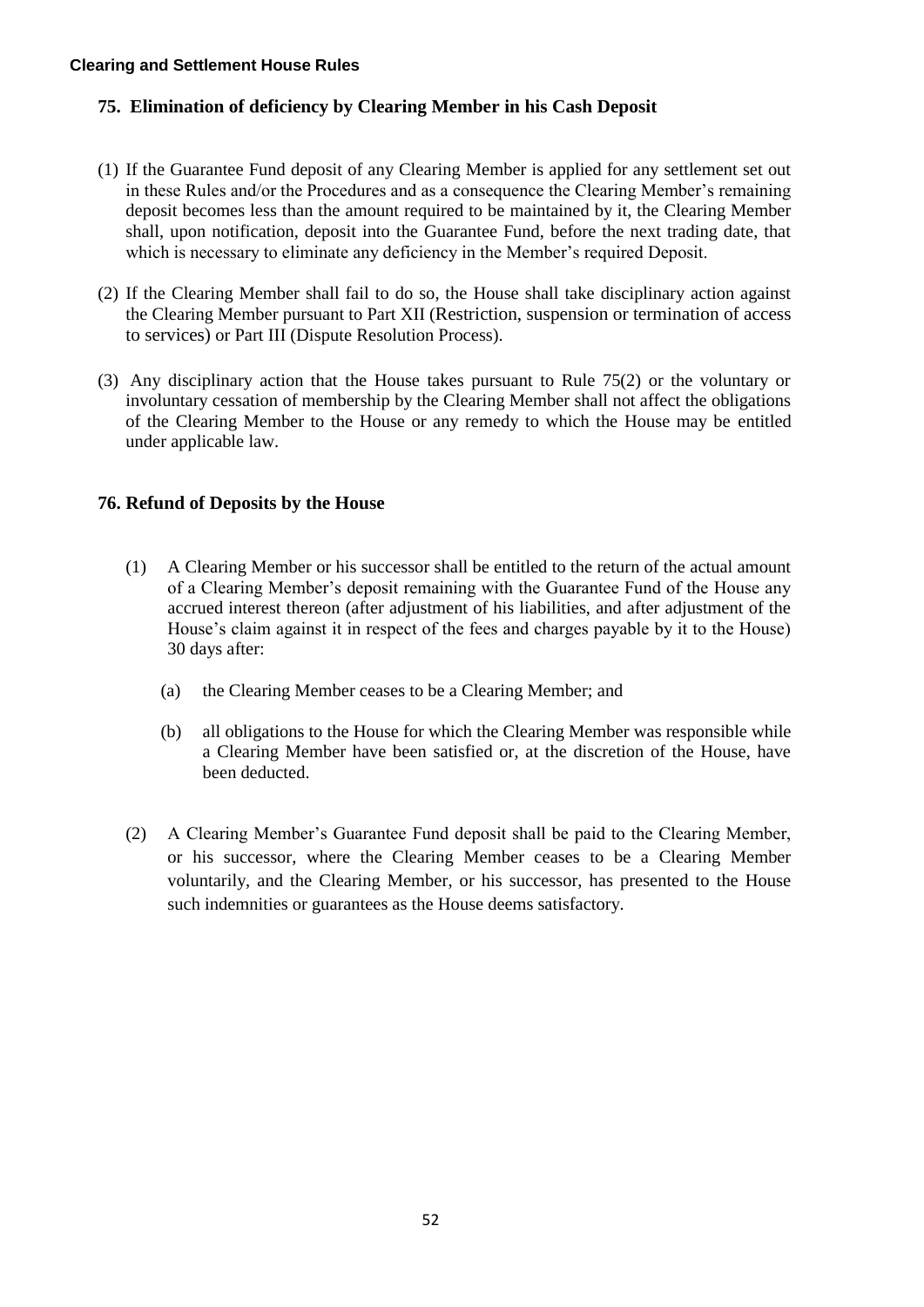## 75. Elimination of deficiency by Clearing Member in his Cash Deposit

(1) If the Guarantee Fund deposit of any Clearing Member is applied for any settlement set out in these Rules and/or the Procedures and as a consequence the Clearing Member's remaining deposit becomes less than the amount required to be maintained by it, the Clearing Member shall, upon notification, deposit into the Guarantee Fund, before the next trading date, that which is necessary to eliminate any deficiency in the Member's required Deposit.

(2) If the Clearing Member shall fail to do so, the House shall take disciplinary action against the Clearing Member pursuant to Part XII (Restriction, suspension or termination of access to services) or Part III (Dispute Resolution Process).

(3) Any disciplinary action that the House takes pursuant to Rule 75(2) or the voluntary or involuntary cessation of membership by the Clearing Member shall not affect the obligations of the Clearing Member to the House or any remedy to which the House may be entitled under applicable law.

## 76. Refund of Deposits by the House

(1) A Clearing Member or his successor shall be entitled to the return of the actual amount of a Clearing Member's deposit remaining with the Guarantee Fund of the House any accrued interest thereon (after adjustment of his liabilities, and after adjustment of the House's claim against it in respect of the fees and charges payable by it to the House) 30 days after:

   (a) the Clearing Member ceases to be a Clearing Member; and

   (b) all obligations to the House for which the Clearing Member was responsible while a Clearing Member have been satisfied or, at the discretion of the House, have been deducted.

(2) A Clearing Member's Guarantee Fund deposit shall be paid to the Clearing Member, or his successor, where the Clearing Member ceases to be a Clearing Member voluntarily, and the Clearing Member, or his successor, has presented to the House such indemnities or guarantees as the House deems satisfactory.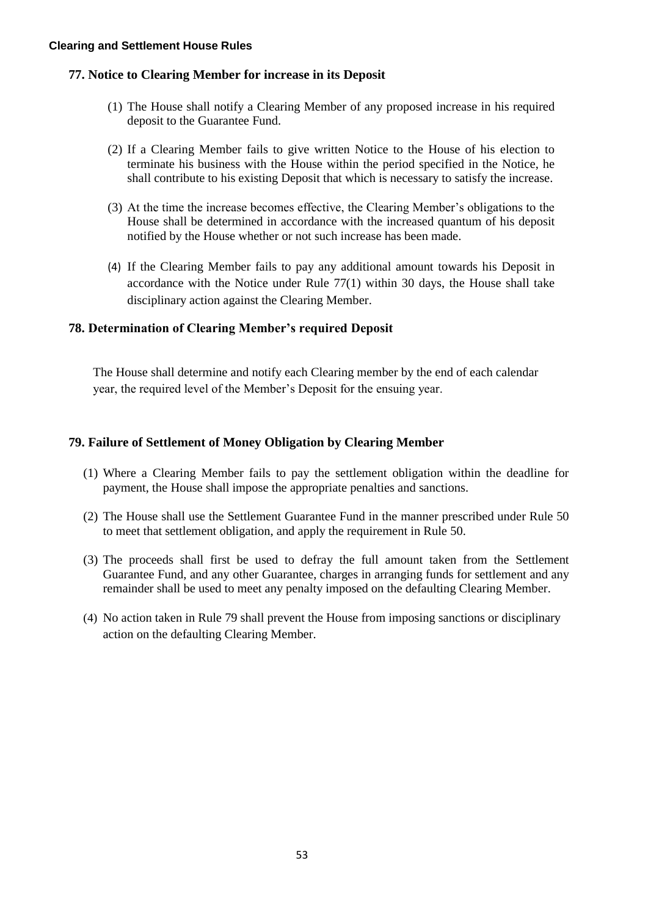## 77. Notice to Clearing Member for increase in its Deposit

(1) The House shall notify a Clearing Member of any proposed increase in his required deposit to the Guarantee Fund.

(2) If a Clearing Member fails to give written Notice to the House of his election to terminate his business with the House within the period specified in the Notice, he shall contribute to his existing Deposit that which is necessary to satisfy the increase.

(3) At the time the increase becomes effective, the Clearing Member's obligations to the House shall be determined in accordance with the increased quantum of his deposit notified by the House whether or not such increase has been made.

(4) If the Clearing Member fails to pay any additional amount towards his Deposit in accordance with the Notice under Rule 77(1) within 30 days, the House shall take disciplinary action against the Clearing Member.

## 78. Determination of Clearing Member's required Deposit

The House shall determine and notify each Clearing member by the end of each calendar year, the required level of the Member's Deposit for the ensuing year.

## 79. Failure of Settlement of Money Obligation by Clearing Member

(1) Where a Clearing Member fails to pay the settlement obligation within the deadline for payment, the House shall impose the appropriate penalties and sanctions.

(2) The House shall use the Settlement Guarantee Fund in the manner prescribed under Rule 50 to meet that settlement obligation, and apply the requirement in Rule 50.

(3) The proceeds shall first be used to defray the full amount taken from the Settlement Guarantee Fund, and any other Guarantee, charges in arranging funds for settlement and any remainder shall be used to meet any penalty imposed on the defaulting Clearing Member.

(4) No action taken in Rule 79 shall prevent the House from imposing sanctions or disciplinary action on the defaulting Clearing Member.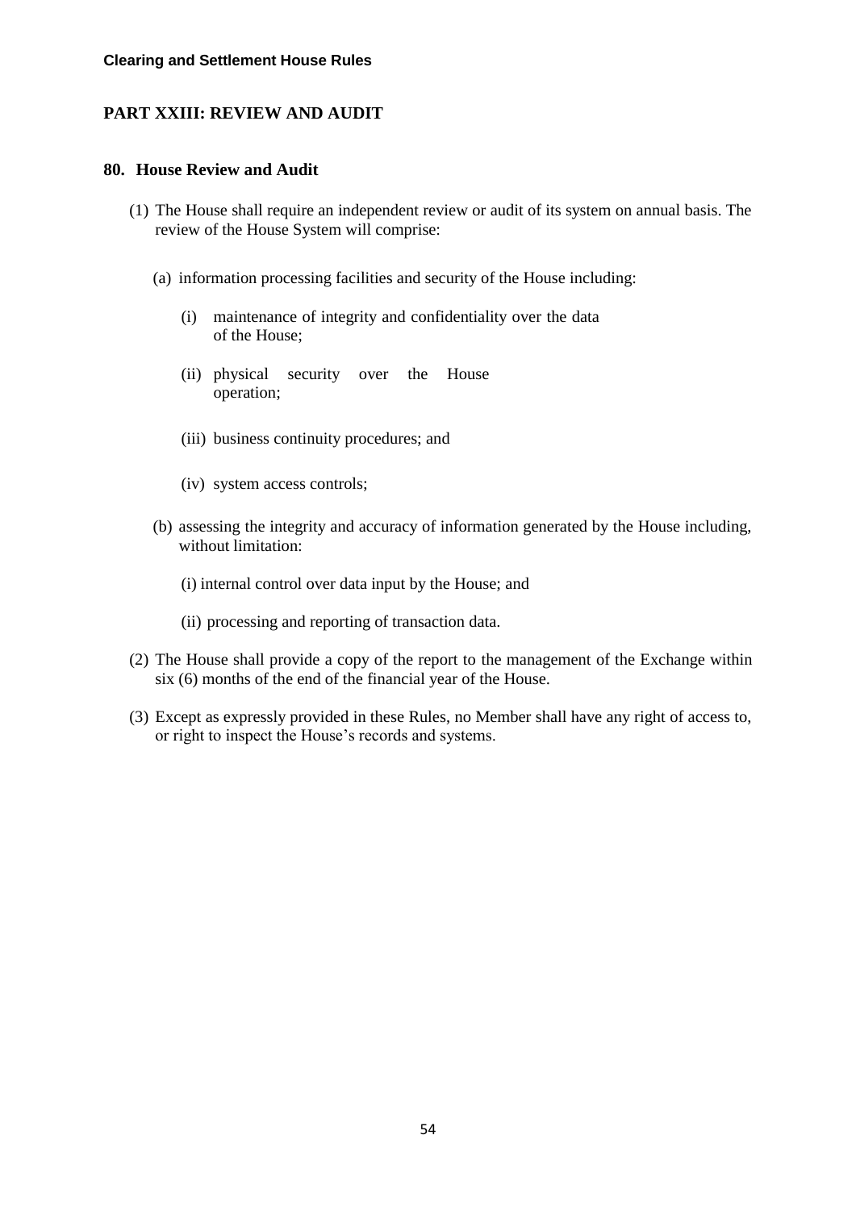## PART XXIII: REVIEW AND AUDIT

### 80. House Review and Audit

(1) The House shall require an independent review or audit of its system on annual basis. The review of the House System will comprise:

  (a) information processing facilities and security of the House including:

    (i) maintenance of integrity and confidentiality over the data of the House;

    (ii) physical security over the House operation;

    (iii) business continuity procedures; and

    (iv) system access controls;

  (b) assessing the integrity and accuracy of information generated by the House including, without limitation:

    (i) internal control over data input by the House; and

    (ii) processing and reporting of transaction data.

(2) The House shall provide a copy of the report to the management of the Exchange within six (6) months of the end of the financial year of the House.

(3) Except as expressly provided in these Rules, no Member shall have any right of access to, or right to inspect the House's records and systems.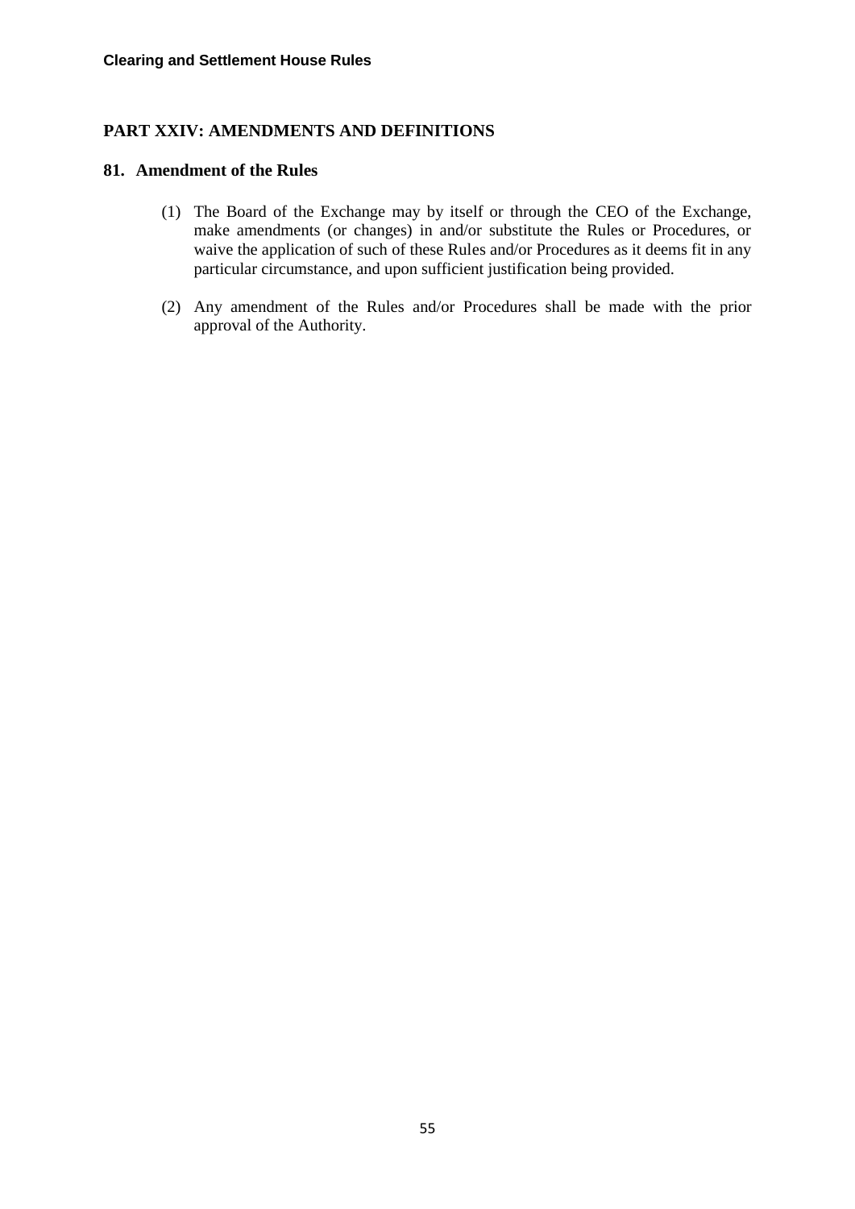## PART XXIV: AMENDMENTS AND DEFINITIONS

### 81. Amendment of the Rules

(1) The Board of the Exchange may by itself or through the CEO of the Exchange, make amendments (or changes) in and/or substitute the Rules or Procedures, or waive the application of such of these Rules and/or Procedures as it deems fit in any particular circumstance, and upon sufficient justification being provided.

(2) Any amendment of the Rules and/or Procedures shall be made with the prior approval of the Authority.